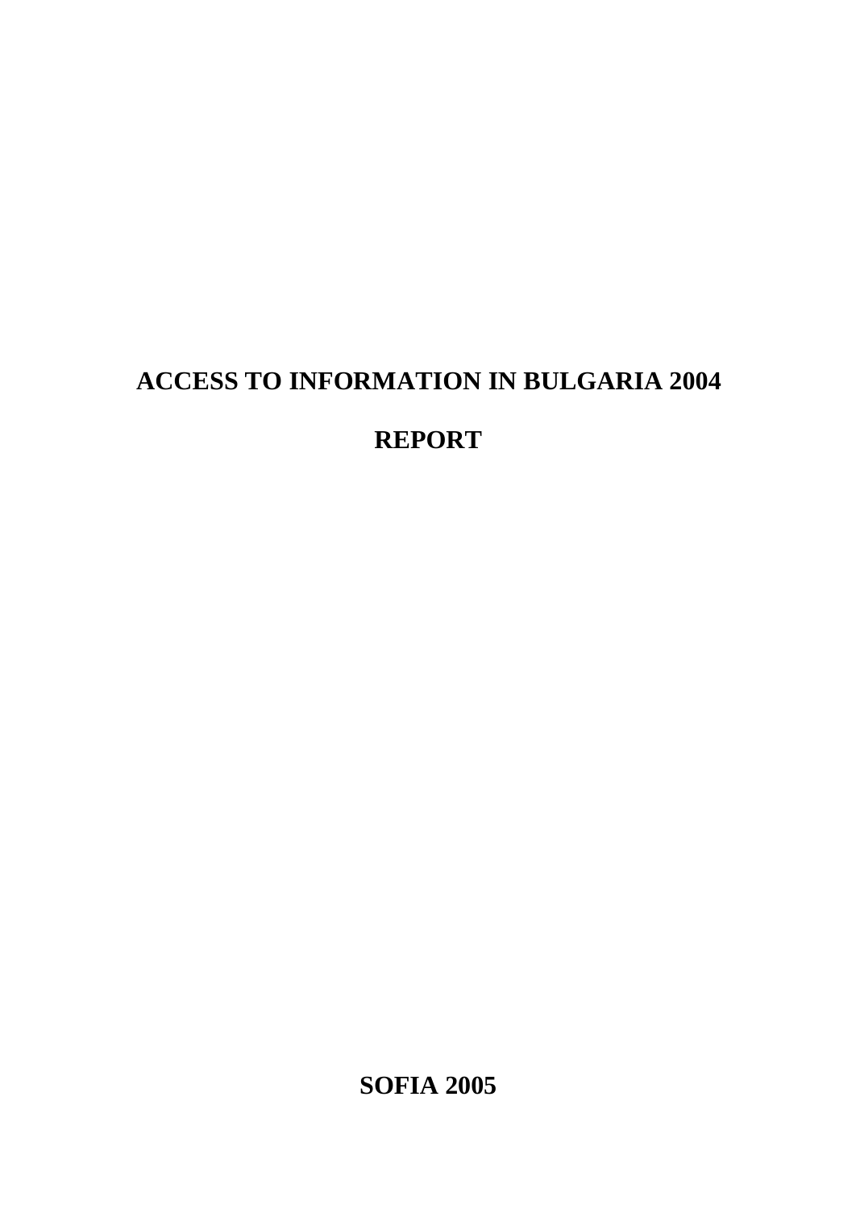# ACCESS TO INFORMATION IN BULGARIA 2004

## REPORT

**SOFIA 2005**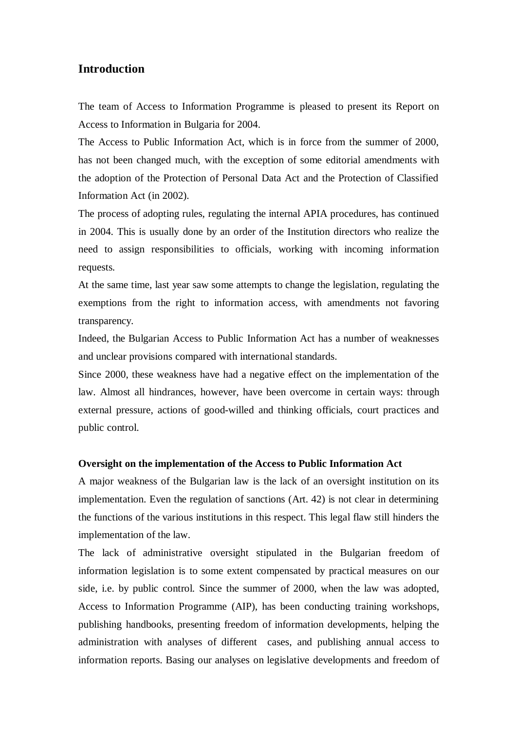## Introduction

The team of Access to Information Programme is pleased to present its Report on Access to Information in Bulgaria for 2004.

The Access to Public Information Act, which is in force from the summer of 2000, has not been changed much, with the exception of some editorial amendments with the adoption of the Protection of Personal Data Act and the Protection of Classified Information Act (in 2002).

The process of adopting rules, regulating the internal APIA procedures, has continued in 2004. This is usually done by an order of the Institution directors who realize the need to assign responsibilities to officials, working with incoming information requests.

At the same time, last year saw some attempts to change the legislation, regulating the exemptions from the right to information access, with amendments not favoring transparency.

Indeed, the Bulgarian Access to Public Information Act has a number of weaknesses and unclear provisions compared with international standards.

Since 2000, these weakness have had a negative effect on the implementation of the law. Almost all hindrances, however, have been overcome in certain ways: through external pressure, actions of good-willed and thinking officials, court practices and public control.

**Oversight on the implementation of the Access to Public Information Act**

A major weakness of the Bulgarian law is the lack of an oversight institution on its implementation. Even the regulation of sanctions (Art. 42) is not clear in determining the functions of the various institutions in this respect. This legal flaw still hinders the implementation of the law.

The lack of administrative oversight stipulated in the Bulgarian freedom of information legislation is to some extent compensated by practical measures on our side, i.e. by public control. Since the summer of 2000, when the law was adopted, Access to Information Programme (AIP), has been conducting training workshops, publishing handbooks, presenting freedom of information developments, helping the administration with analyses of different cases, and publishing annual access to information reports. Basing our analyses on legislative developments and freedom of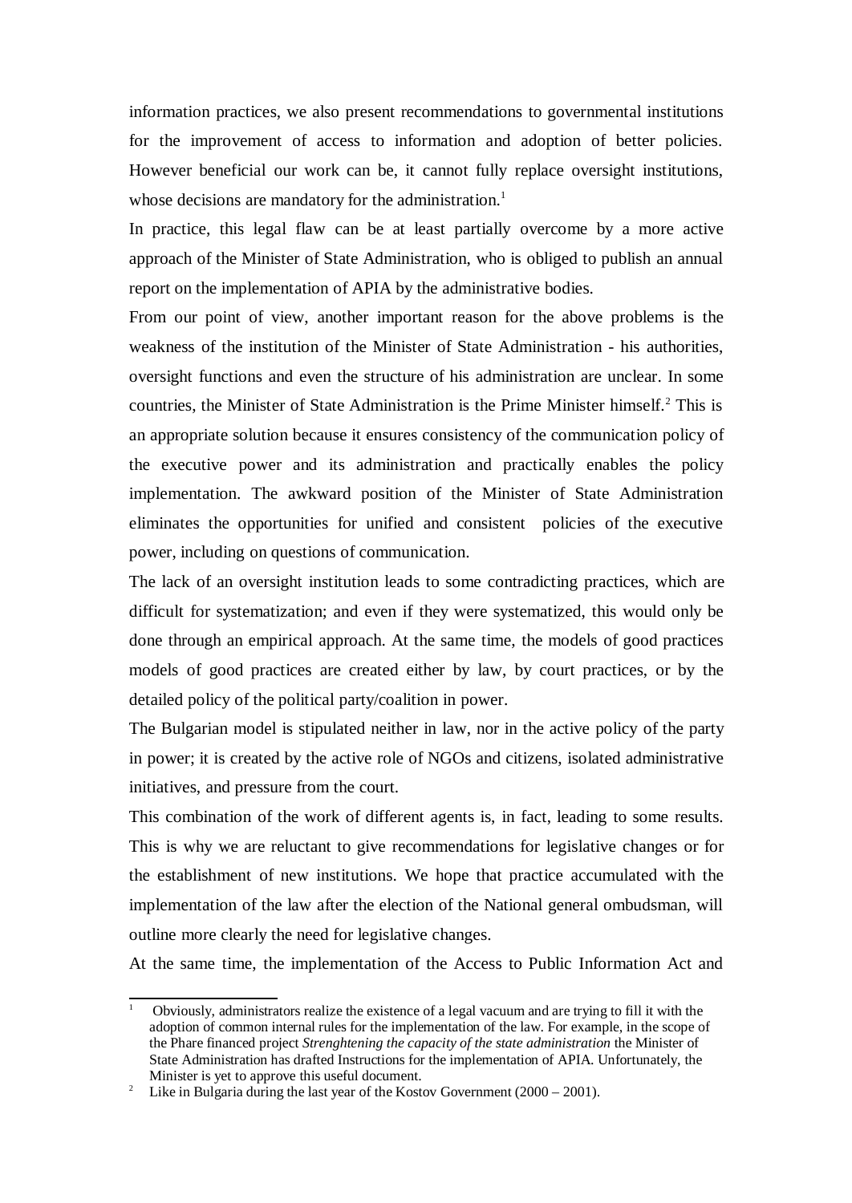information practices, we also present recommendations to governmental institutions for the improvement of access to information and adoption of better policies. However beneficial our work can be, it cannot fully replace oversight institutions, whose decisions are mandatory for the administration.[1]

In practice, this legal flaw can be at least partially overcome by a more active approach of the Minister of State Administration, who is obliged to publish an annual report on the implementation of APIA by the administrative bodies.

From our point of view, another important reason for the above problems is the weakness of the institution of the Minister of State Administration - his authorities, oversight functions and even the structure of his administration are unclear. In some countries, the Minister of State Administration is the Prime Minister himself.[2] This is an appropriate solution because it ensures consistency of the communication policy of the executive power and its administration and practically enables the policy implementation. The awkward position of the Minister of State Administration eliminates the opportunities for unified and consistent policies of the executive power, including on questions of communication.

The lack of an oversight institution leads to some contradicting practices, which are difficult for systematization; and even if they were systematized, this would only be done through an empirical approach. At the same time, the models of good practices models of good practices are created either by law, by court practices, or by the detailed policy of the political party/coalition in power.

The Bulgarian model is stipulated neither in law, nor in the active policy of the party in power; it is created by the active role of NGOs and citizens, isolated administrative initiatives, and pressure from the court.

This combination of the work of different agents is, in fact, leading to some results. This is why we are reluctant to give recommendations for legislative changes or for the establishment of new institutions. We hope that practice accumulated with the implementation of the law after the election of the National general ombudsman, will outline more clearly the need for legislative changes.

At the same time, the implementation of the Access to Public Information Act and

---

[1] Obviously, administrators realize the existence of a legal vacuum and are trying to fill it with the adoption of common internal rules for the implementation of the law. For example, in the scope of the Phare financed project *Strenghtening the capacity of the state administration* the Minister of State Administration has drafted Instructions for the implementation of APIA. Unfortunately, the Minister is yet to approve this useful document.

[2] Like in Bulgaria during the last year of the Kostov Government (2000 – 2001).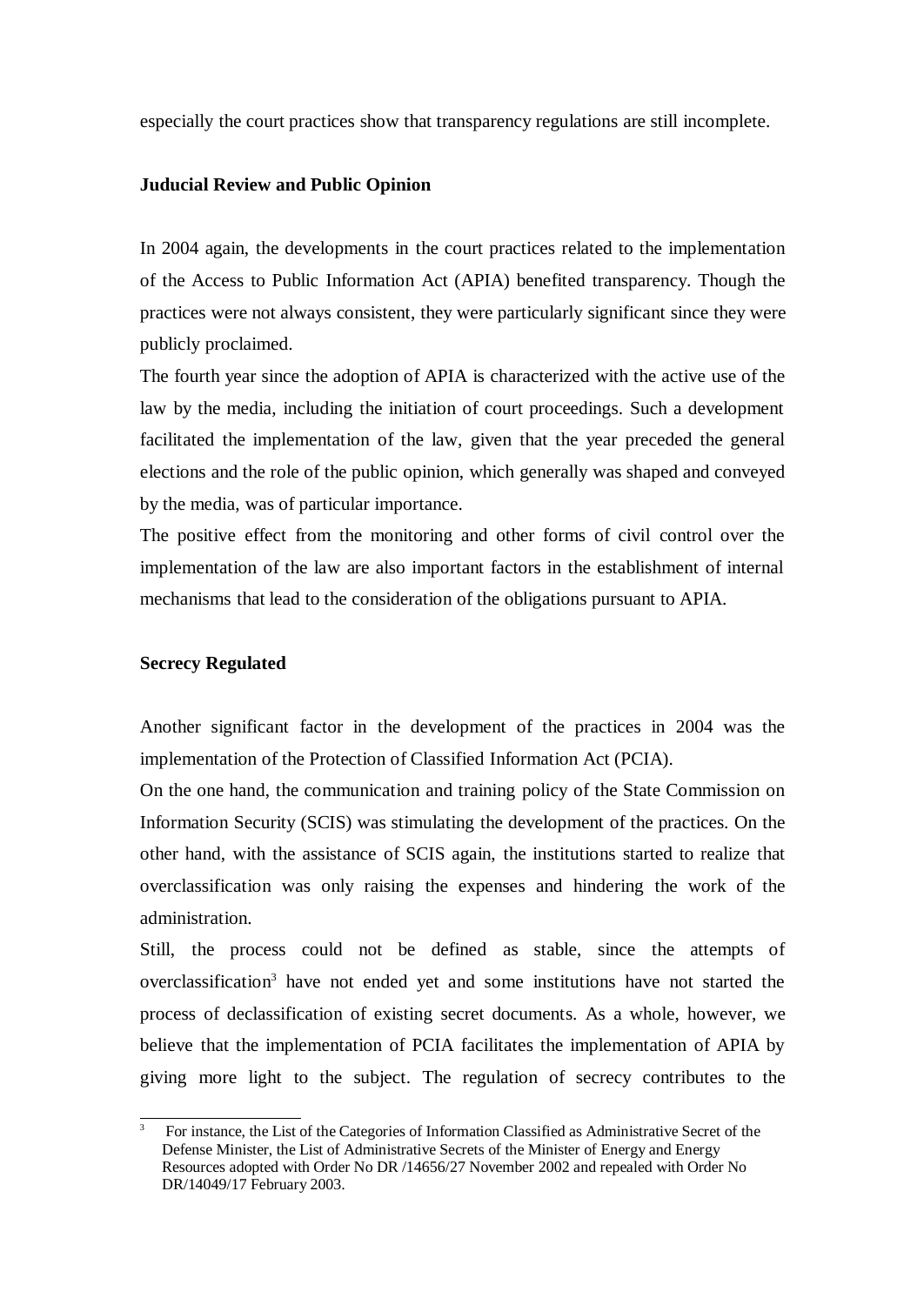especially the court practices show that transparency regulations are still incomplete.

**Judicial Review and Public Opinion**

In 2004 again, the developments in the court practices related to the implementation of the Access to Public Information Act (APIA) benefited transparency. Though the practices were not always consistent, they were particularly significant since they were publicly proclaimed.

The fourth year since the adoption of APIA is characterized with the active use of the law by the media, including the initiation of court proceedings. Such a development facilitated the implementation of the law, given that the year preceded the general elections and the role of the public opinion, which generally was shaped and conveyed by the media, was of particular importance.

The positive effect from the monitoring and other forms of civil control over the implementation of the law are also important factors in the establishment of internal mechanisms that lead to the consideration of the obligations pursuant to APIA.

**Secrecy Regulated**

Another significant factor in the development of the practices in 2004 was the implementation of the Protection of Classified Information Act (PCIA).

On the one hand, the communication and training policy of the State Commission on Information Security (SCIS) was stimulating the development of the practices. On the other hand, with the assistance of SCIS again, the institutions started to realize that overclassification was only raising the expenses and hindering the work of the administration.

Still, the process could not be defined as stable, since the attempts of overclassification[3] have not ended yet and some institutions have not started the process of declassification of existing secret documents. As a whole, however, we believe that the implementation of PCIA facilitates the implementation of APIA by giving more light to the subject. The regulation of secrecy contributes to the

---

[3] For instance, the List of the Categories of Information Classified as Administrative Secret of the Defense Minister, the List of Administrative Secrets of the Minister of Energy and Energy Resources adopted with Order No DR /14656/27 November 2002 and repealed with Order No DR/14049/17 February 2003.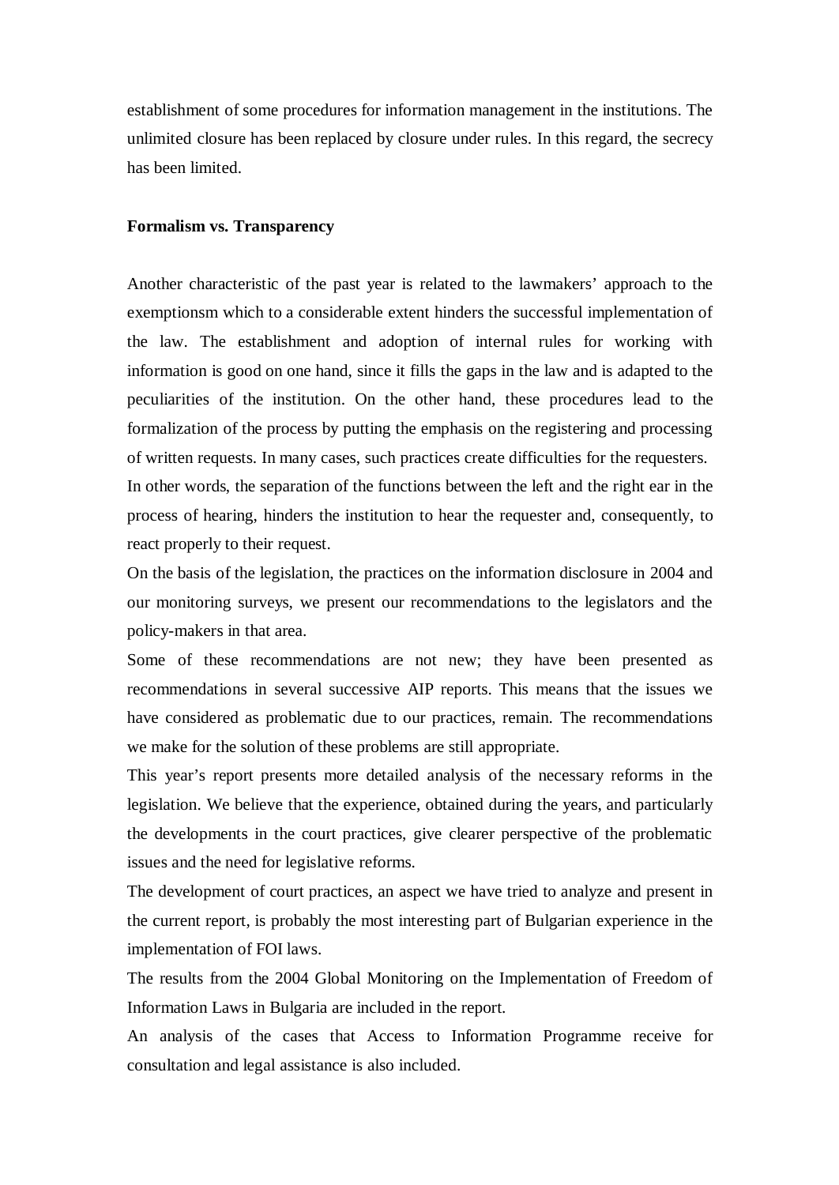establishment of some procedures for information management in the institutions. The unlimited closure has been replaced by closure under rules. In this regard, the secrecy has been limited.

**Formalism vs. Transparency**

Another characteristic of the past year is related to the lawmakers' approach to the exemptionsm which to a considerable extent hinders the successful implementation of the law. The establishment and adoption of internal rules for working with information is good on one hand, since it fills the gaps in the law and is adapted to the peculiarities of the institution. On the other hand, these procedures lead to the formalization of the process by putting the emphasis on the registering and processing of written requests. In many cases, such practices create difficulties for the requesters.

In other words, the separation of the functions between the left and the right ear in the process of hearing, hinders the institution to hear the requester and, consequently, to react properly to their request.

On the basis of the legislation, the practices on the information disclosure in 2004 and our monitoring surveys, we present our recommendations to the legislators and the policy-makers in that area.

Some of these recommendations are not new; they have been presented as recommendations in several successive AIP reports. This means that the issues we have considered as problematic due to our practices, remain. The recommendations we make for the solution of these problems are still appropriate.

This year's report presents more detailed analysis of the necessary reforms in the legislation. We believe that the experience, obtained during the years, and particularly the developments in the court practices, give clearer perspective of the problematic issues and the need for legislative reforms.

The development of court practices, an aspect we have tried to analyze and present in the current report, is probably the most interesting part of Bulgarian experience in the implementation of FOI laws.

The results from the 2004 Global Monitoring on the Implementation of Freedom of Information Laws in Bulgaria are included in the report.

An analysis of the cases that Access to Information Programme receive for consultation and legal assistance is also included.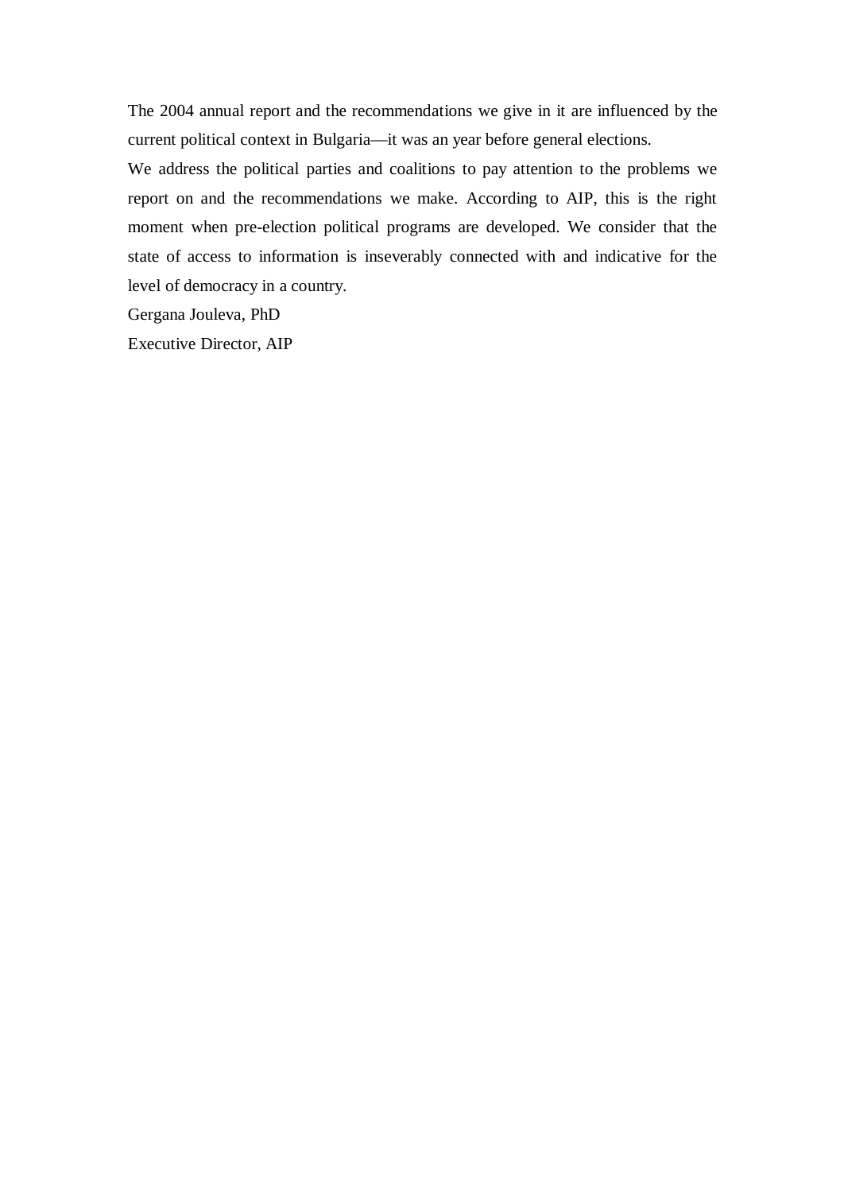The 2004 annual report and the recommendations we give in it are influenced by the current political context in Bulgaria—it was an year before general elections.

We address the political parties and coalitions to pay attention to the problems we report on and the recommendations we make. According to AIP, this is the right moment when pre-election political programs are developed. We consider that the state of access to information is inseverably connected with and indicative for the level of democracy in a country.

Gergana Jouleva, PhD

Executive Director, AIP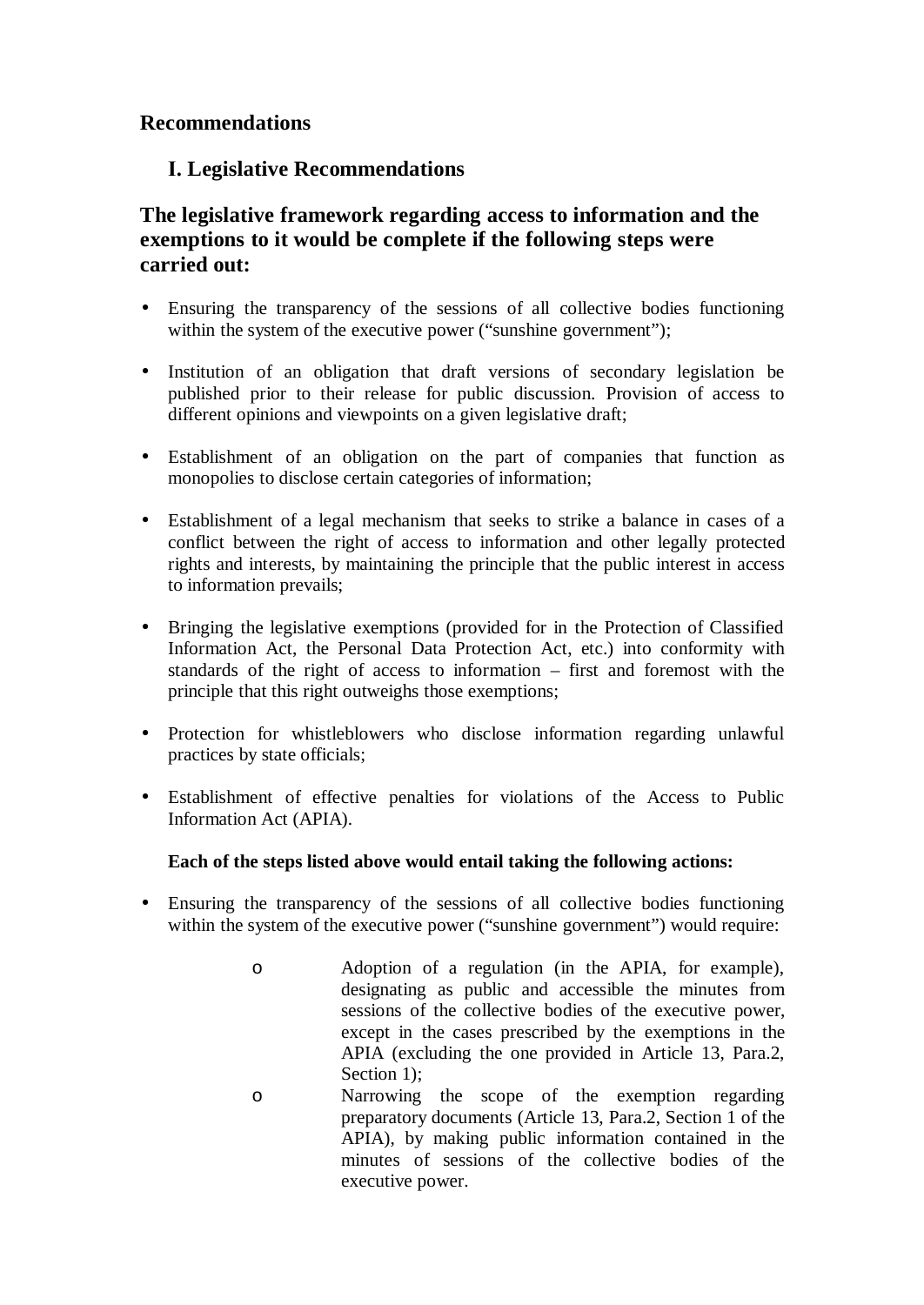## Recommendations

### I. Legislative Recommendations

### The legislative framework regarding access to information and the exemptions to it would be complete if the following steps were carried out:

- Ensuring the transparency of the sessions of all collective bodies functioning within the system of the executive power ("sunshine government");
- Institution of an obligation that draft versions of secondary legislation be published prior to their release for public discussion. Provision of access to different opinions and viewpoints on a given legislative draft;
- Establishment of an obligation on the part of companies that function as monopolies to disclose certain categories of information;
- Establishment of a legal mechanism that seeks to strike a balance in cases of a conflict between the right of access to information and other legally protected rights and interests, by maintaining the principle that the public interest in access to information prevails;
- Bringing the legislative exemptions (provided for in the Protection of Classified Information Act, the Personal Data Protection Act, etc.) into conformity with standards of the right of access to information – first and foremost with the principle that this right outweighs those exemptions;
- Protection for whistleblowers who disclose information regarding unlawful practices by state officials;
- Establishment of effective penalties for violations of the Access to Public Information Act (APIA).

**Each of the steps listed above would entail taking the following actions:**

- Ensuring the transparency of the sessions of all collective bodies functioning within the system of the executive power ("sunshine government") would require:
  - Adoption of a regulation (in the APIA, for example), designating as public and accessible the minutes from sessions of the collective bodies of the executive power, except in the cases prescribed by the exemptions in the APIA (excluding the one provided in Article 13, Para.2, Section 1);
  - Narrowing the scope of the exemption regarding preparatory documents (Article 13, Para.2, Section 1 of the APIA), by making public information contained in the minutes of sessions of the collective bodies of the executive power.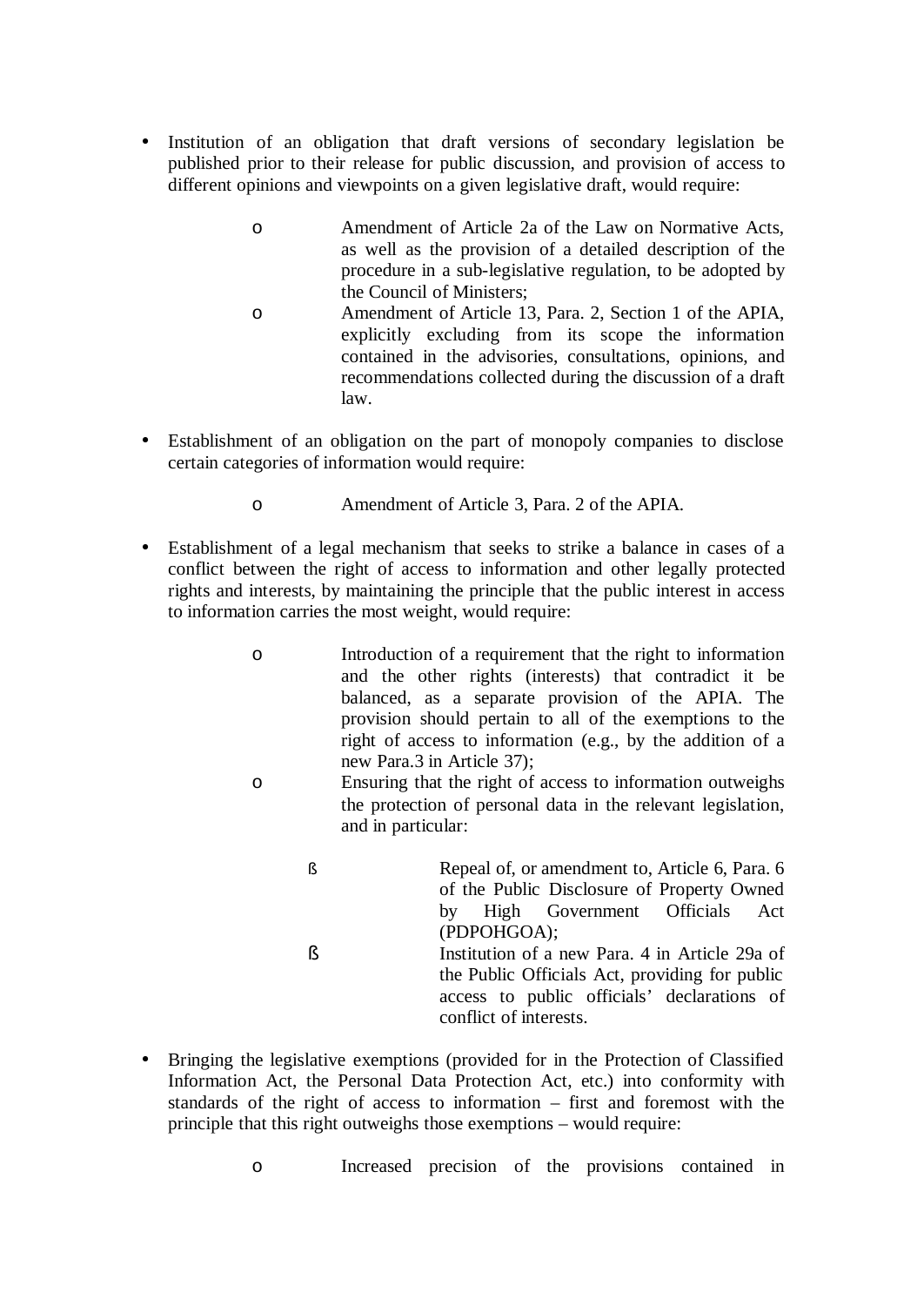- Institution of an obligation that draft versions of secondary legislation be published prior to their release for public discussion, and provision of access to different opinions and viewpoints on a given legislative draft, would require:
    - Amendment of Article 2a of the Law on Normative Acts, as well as the provision of a detailed description of the procedure in a sub-legislative regulation, to be adopted by the Council of Ministers;
    - Amendment of Article 13, Para. 2, Section 1 of the APIA, explicitly excluding from its scope the information contained in the advisories, consultations, opinions, and recommendations collected during the discussion of a draft law.

- Establishment of an obligation on the part of monopoly companies to disclose certain categories of information would require:
    - Amendment of Article 3, Para. 2 of the APIA.

- Establishment of a legal mechanism that seeks to strike a balance in cases of a conflict between the right of access to information and other legally protected rights and interests, by maintaining the principle that the public interest in access to information carries the most weight, would require:
    - Introduction of a requirement that the right to information and the other rights (interests) that contradict it be balanced, as a separate provision of the APIA. The provision should pertain to all of the exemptions to the right of access to information (e.g., by the addition of a new Para.3 in Article 37);
    - Ensuring that the right of access to information outweighs the protection of personal data in the relevant legislation, and in particular:
        - Repeal of, or amendment to, Article 6, Para. 6 of the Public Disclosure of Property Owned by High Government Officials Act (PDPOHGOA);
        - Institution of a new Para. 4 in Article 29a of the Public Officials Act, providing for public access to public officials' declarations of conflict of interests.

- Bringing the legislative exemptions (provided for in the Protection of Classified Information Act, the Personal Data Protection Act, etc.) into conformity with standards of the right of access to information – first and foremost with the principle that this right outweighs those exemptions – would require:
    - Increased precision of the provisions contained in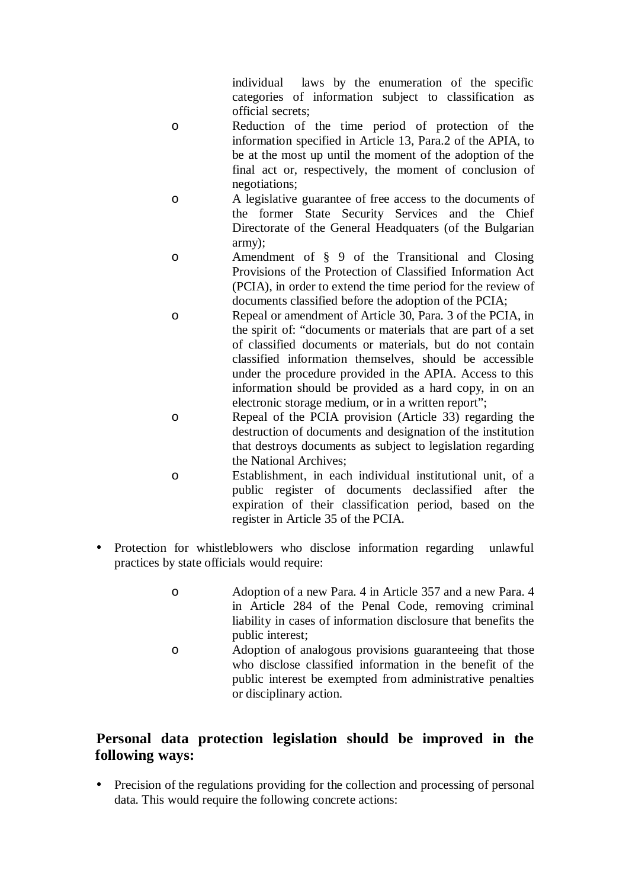individual laws by the enumeration of the specific categories of information subject to classification as official secrets;

  - Reduction of the time period of protection of the information specified in Article 13, Para.2 of the APIA, to be at the most up until the moment of the adoption of the final act or, respectively, the moment of conclusion of negotiations;
  - A legislative guarantee of free access to the documents of the former State Security Services and the Chief Directorate of the General Headquaters (of the Bulgarian army);
  - Amendment of § 9 of the Transitional and Closing Provisions of the Protection of Classified Information Act (PCIA), in order to extend the time period for the review of documents classified before the adoption of the PCIA;
  - Repeal or amendment of Article 30, Para. 3 of the PCIA, in the spirit of: "documents or materials that are part of a set of classified documents or materials, but do not contain classified information themselves, should be accessible under the procedure provided in the APIA. Access to this information should be provided as a hard copy, in on an electronic storage medium, or in a written report";
  - Repeal of the PCIA provision (Article 33) regarding the destruction of documents and designation of the institution that destroys documents as subject to legislation regarding the National Archives;
  - Establishment, in each individual institutional unit, of a public register of documents declassified after the expiration of their classification period, based on the register in Article 35 of the PCIA.

- Protection for whistleblowers who disclose information regarding unlawful practices by state officials would require:

  - Adoption of a new Para. 4 in Article 357 and a new Para. 4 in Article 284 of the Penal Code, removing criminal liability in cases of information disclosure that benefits the public interest;
  - Adoption of analogous provisions guaranteeing that those who disclose classified information in the benefit of the public interest be exempted from administrative penalties or disciplinary action.

## Personal data protection legislation should be improved in the following ways:

- Precision of the regulations providing for the collection and processing of personal data. This would require the following concrete actions: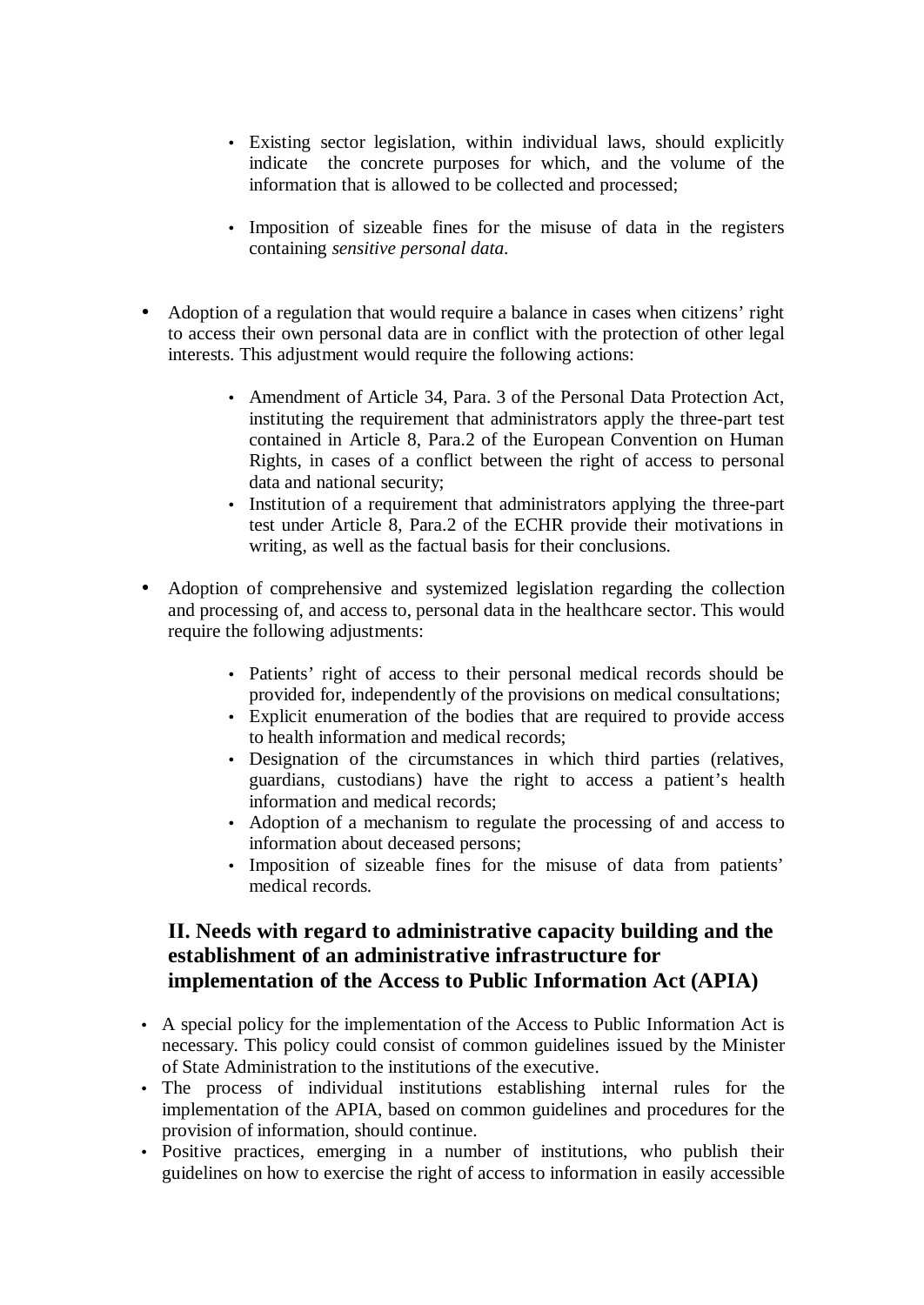- Existing sector legislation, within individual laws, should explicitly indicate the concrete purposes for which, and the volume of the information that is allowed to be collected and processed;

  - Imposition of sizeable fines for the misuse of data in the registers containing *sensitive personal data*.

- Adoption of a regulation that would require a balance in cases when citizens' right to access their own personal data are in conflict with the protection of other legal interests. This adjustment would require the following actions:

  - Amendment of Article 34, Para. 3 of the Personal Data Protection Act, instituting the requirement that administrators apply the three-part test contained in Article 8, Para.2 of the European Convention on Human Rights, in cases of a conflict between the right of access to personal data and national security;
  - Institution of a requirement that administrators applying the three-part test under Article 8, Para.2 of the ECHR provide their motivations in writing, as well as the factual basis for their conclusions.

- Adoption of comprehensive and systemized legislation regarding the collection and processing of, and access to, personal data in the healthcare sector. This would require the following adjustments:

  - Patients' right of access to their personal medical records should be provided for, independently of the provisions on medical consultations;
  - Explicit enumeration of the bodies that are required to provide access to health information and medical records;
  - Designation of the circumstances in which third parties (relatives, guardians, custodians) have the right to access a patient's health information and medical records;
  - Adoption of a mechanism to regulate the processing of and access to information about deceased persons;
  - Imposition of sizeable fines for the misuse of data from patients' medical records.

## II. Needs with regard to administrative capacity building and the establishment of an administrative infrastructure for implementation of the Access to Public Information Act (APIA)

- A special policy for the implementation of the Access to Public Information Act is necessary. This policy could consist of common guidelines issued by the Minister of State Administration to the institutions of the executive.
- The process of individual institutions establishing internal rules for the implementation of the APIA, based on common guidelines and procedures for the provision of information, should continue.
- Positive practices, emerging in a number of institutions, who publish their guidelines on how to exercise the right of access to information in easily accessible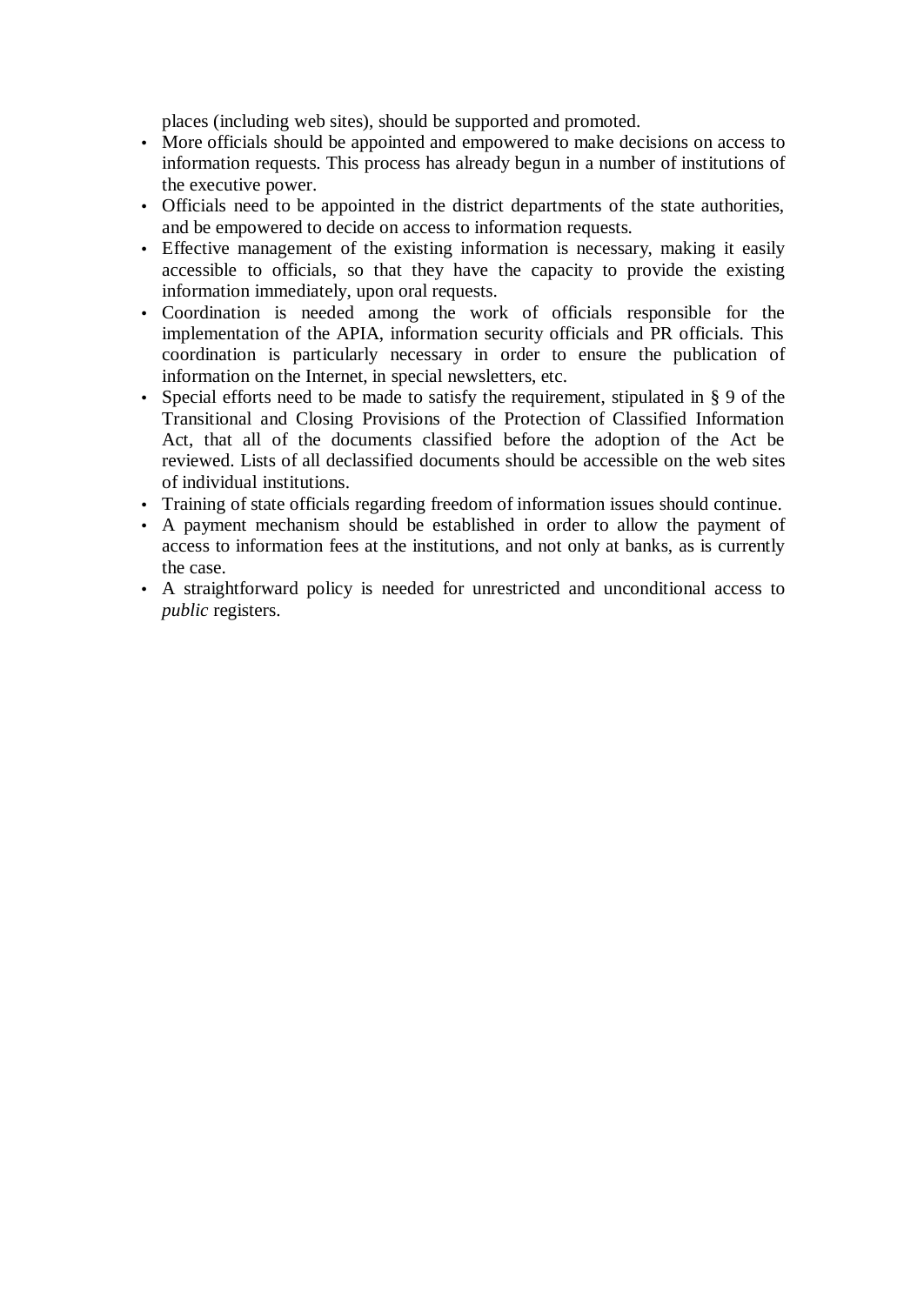places (including web sites), should be supported and promoted.

- More officials should be appointed and empowered to make decisions on access to information requests. This process has already begun in a number of institutions of the executive power.
- Officials need to be appointed in the district departments of the state authorities, and be empowered to decide on access to information requests.
- Effective management of the existing information is necessary, making it easily accessible to officials, so that they have the capacity to provide the existing information immediately, upon oral requests.
- Coordination is needed among the work of officials responsible for the implementation of the APIA, information security officials and PR officials. This coordination is particularly necessary in order to ensure the publication of information on the Internet, in special newsletters, etc.
- Special efforts need to be made to satisfy the requirement, stipulated in § 9 of the Transitional and Closing Provisions of the Protection of Classified Information Act, that all of the documents classified before the adoption of the Act be reviewed. Lists of all declassified documents should be accessible on the web sites of individual institutions.
- Training of state officials regarding freedom of information issues should continue.
- A payment mechanism should be established in order to allow the payment of access to information fees at the institutions, and not only at banks, as is currently the case.
- A straightforward policy is needed for unrestricted and unconditional access to *public* registers.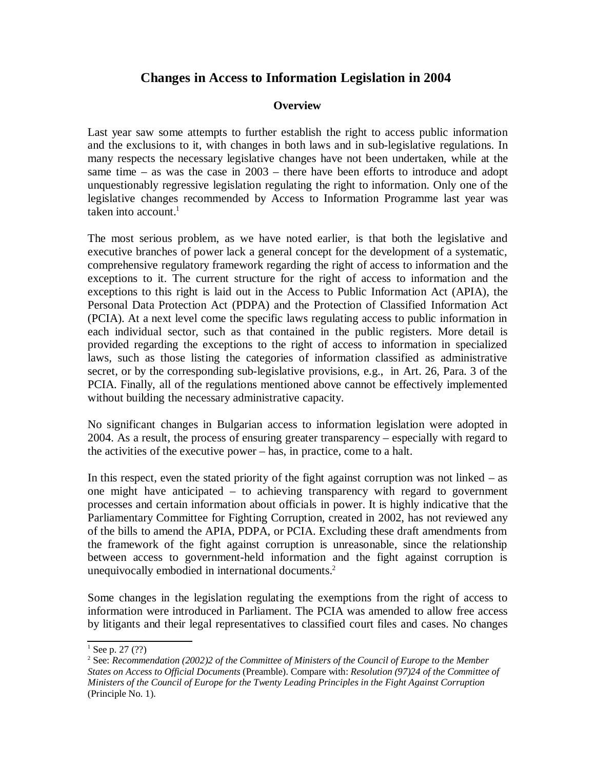# Changes in Access to Information Legislation in 2004

## Overview

Last year saw some attempts to further establish the right to access public information and the exclusions to it, with changes in both laws and in sub-legislative regulations. In many respects the necessary legislative changes have not been undertaken, while at the same time – as was the case in 2003 – there have been efforts to introduce and adopt unquestionably regressive legislation regulating the right to information. Only one of the legislative changes recommended by Access to Information Programme last year was taken into account.[1]

The most serious problem, as we have noted earlier, is that both the legislative and executive branches of power lack a general concept for the development of a systematic, comprehensive regulatory framework regarding the right of access to information and the exceptions to it. The current structure for the right of access to information and the exceptions to this right is laid out in the Access to Public Information Act (APIA), the Personal Data Protection Act (PDPA) and the Protection of Classified Information Act (PCIA). At a next level come the specific laws regulating access to public information in each individual sector, such as that contained in the public registers. More detail is provided regarding the exceptions to the right of access to information in specialized laws, such as those listing the categories of information classified as administrative secret, or by the corresponding sub-legislative provisions, e.g., in Art. 26, Para. 3 of the PCIA. Finally, all of the regulations mentioned above cannot be effectively implemented without building the necessary administrative capacity.

No significant changes in Bulgarian access to information legislation were adopted in 2004. As a result, the process of ensuring greater transparency – especially with regard to the activities of the executive power – has, in practice, come to a halt.

In this respect, even the stated priority of the fight against corruption was not linked – as one might have anticipated – to achieving transparency with regard to government processes and certain information about officials in power. It is highly indicative that the Parliamentary Committee for Fighting Corruption, created in 2002, has not reviewed any of the bills to amend the APIA, PDPA, or PCIA. Excluding these draft amendments from the framework of the fight against corruption is unreasonable, since the relationship between access to government-held information and the fight against corruption is unequivocally embodied in international documents.[2]

Some changes in the legislation regulating the exemptions from the right of access to information were introduced in Parliament. The PCIA was amended to allow free access by litigants and their legal representatives to classified court files and cases. No changes

---

[1] See p. 27 (??)

[2] See: *Recommendation (2002)2 of the Committee of Ministers of the Council of Europe to the Member States on Access to Official Documents* (Preamble). Compare with: *Resolution (97)24 of the Committee of Ministers of the Council of Europe for the Twenty Leading Principles in the Fight Against Corruption* (Principle No. 1).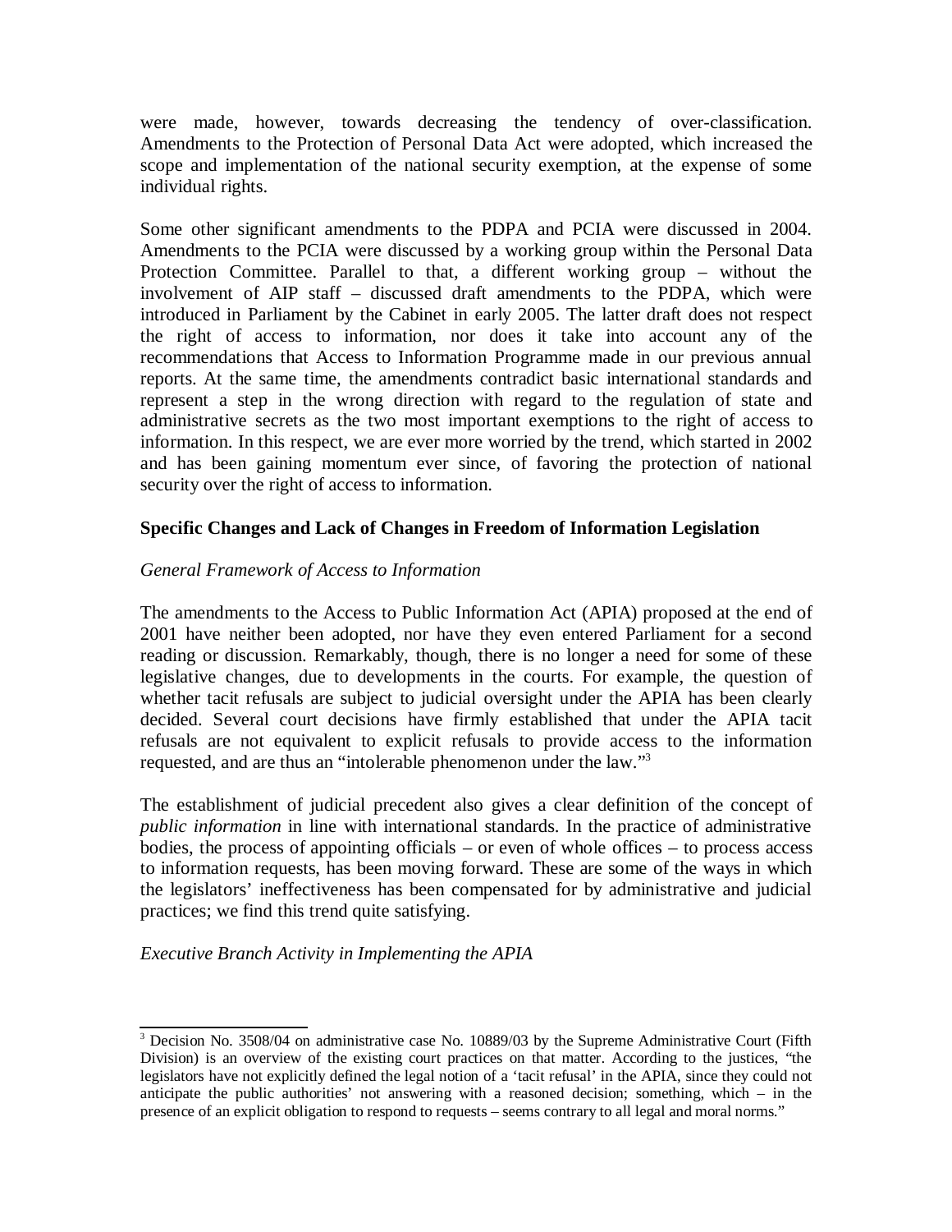were made, however, towards decreasing the tendency of over-classification. Amendments to the Protection of Personal Data Act were adopted, which increased the scope and implementation of the national security exemption, at the expense of some individual rights.

Some other significant amendments to the PDPA and PCIA were discussed in 2004. Amendments to the PCIA were discussed by a working group within the Personal Data Protection Committee. Parallel to that, a different working group – without the involvement of AIP staff – discussed draft amendments to the PDPA, which were introduced in Parliament by the Cabinet in early 2005. The latter draft does not respect the right of access to information, nor does it take into account any of the recommendations that Access to Information Programme made in our previous annual reports. At the same time, the amendments contradict basic international standards and represent a step in the wrong direction with regard to the regulation of state and administrative secrets as the two most important exemptions to the right of access to information. In this respect, we are ever more worried by the trend, which started in 2002 and has been gaining momentum ever since, of favoring the protection of national security over the right of access to information.

### Specific Changes and Lack of Changes in Freedom of Information Legislation

*General Framework of Access to Information*

The amendments to the Access to Public Information Act (APIA) proposed at the end of 2001 have neither been adopted, nor have they even entered Parliament for a second reading or discussion. Remarkably, though, there is no longer a need for some of these legislative changes, due to developments in the courts. For example, the question of whether tacit refusals are subject to judicial oversight under the APIA has been clearly decided. Several court decisions have firmly established that under the APIA tacit refusals are not equivalent to explicit refusals to provide access to the information requested, and are thus an "intolerable phenomenon under the law."[3]

The establishment of judicial precedent also gives a clear definition of the concept of *public information* in line with international standards. In the practice of administrative bodies, the process of appointing officials – or even of whole offices – to process access to information requests, has been moving forward. These are some of the ways in which the legislators' ineffectiveness has been compensated for by administrative and judicial practices; we find this trend quite satisfying.

*Executive Branch Activity in Implementing the APIA*

[3] Decision No. 3508/04 on administrative case No. 10889/03 by the Supreme Administrative Court (Fifth Division) is an overview of the existing court practices on that matter. According to the justices, "the legislators have not explicitly defined the legal notion of a 'tacit refusal' in the APIA, since they could not anticipate the public authorities' not answering with a reasoned decision; something, which – in the presence of an explicit obligation to respond to requests – seems contrary to all legal and moral norms."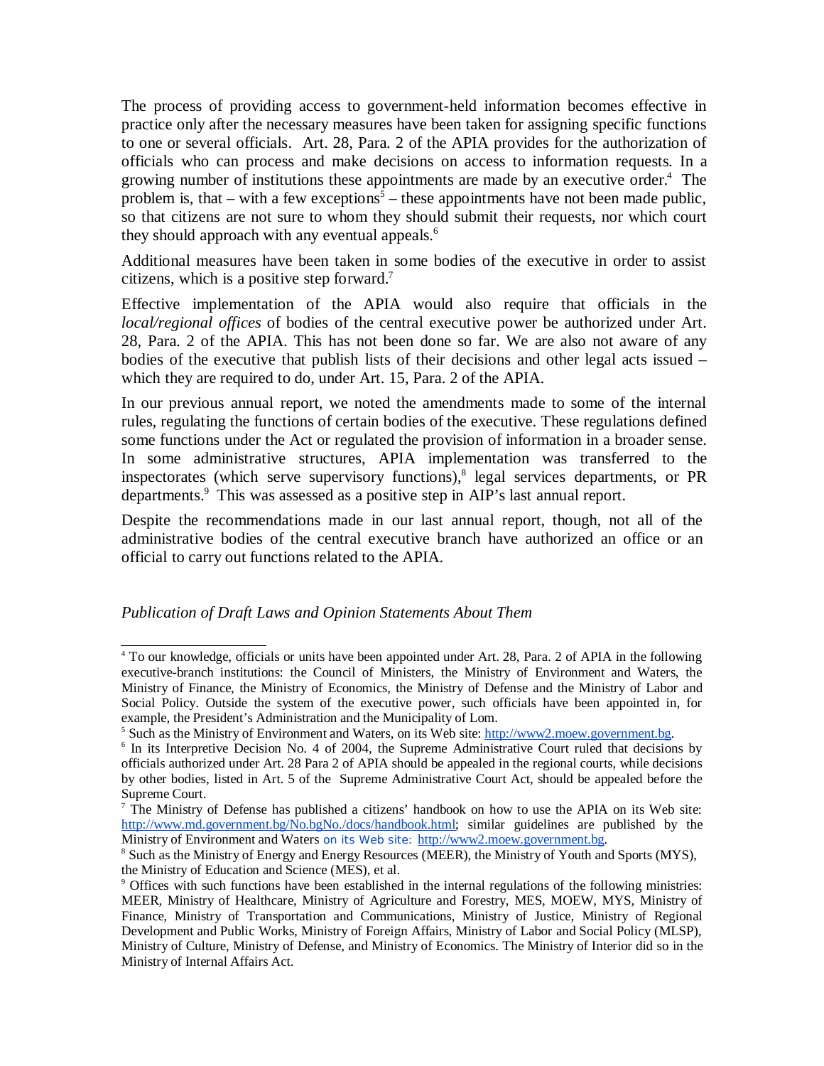The process of providing access to government-held information becomes effective in practice only after the necessary measures have been taken for assigning specific functions to one or several officials. Art. 28, Para. 2 of the APIA provides for the authorization of officials who can process and make decisions on access to information requests. In a growing number of institutions these appointments are made by an executive order.[4] The problem is, that – with a few exceptions[5] – these appointments have not been made public, so that citizens are not sure to whom they should submit their requests, nor which court they should approach with any eventual appeals.[6]

Additional measures have been taken in some bodies of the executive in order to assist citizens, which is a positive step forward.[7]

Effective implementation of the APIA would also require that officials in the *local/regional offices* of bodies of the central executive power be authorized under Art. 28, Para. 2 of the APIA. This has not been done so far. We are also not aware of any bodies of the executive that publish lists of their decisions and other legal acts issued – which they are required to do, under Art. 15, Para. 2 of the APIA.

In our previous annual report, we noted the amendments made to some of the internal rules, regulating the functions of certain bodies of the executive. These regulations defined some functions under the Act or regulated the provision of information in a broader sense. In some administrative structures, APIA implementation was transferred to the inspectorates (which serve supervisory functions),[8] legal services departments, or PR departments.[9] This was assessed as a positive step in AIP's last annual report.

Despite the recommendations made in our last annual report, though, not all of the administrative bodies of the central executive branch have authorized an office or an official to carry out functions related to the APIA.

*Publication of Draft Laws and Opinion Statements About Them*

---

[4] To our knowledge, officials or units have been appointed under Art. 28, Para. 2 of APIA in the following executive-branch institutions: the Council of Ministers, the Ministry of Environment and Waters, the Ministry of Finance, the Ministry of Economics, the Ministry of Defense and the Ministry of Labor and Social Policy. Outside the system of the executive power, such officials have been appointed in, for example, the President's Administration and the Municipality of Lom.

[5] Such as the Ministry of Environment and Waters, on its Web site: http://www2.moew.government.bg.

[6] In its Interpretive Decision No. 4 of 2004, the Supreme Administrative Court ruled that decisions by officials authorized under Art. 28 Para 2 of APIA should be appealed in the regional courts, while decisions by other bodies, listed in Art. 5 of the Supreme Administrative Court Act, should be appealed before the Supreme Court.

[7] The Ministry of Defense has published a citizens' handbook on how to use the APIA on its Web site: http://www.md.government.bg/No.bgNo./docs/handbook.html; similar guidelines are published by the Ministry of Environment and Waters on its Web site: http://www2.moew.government.bg.

[8] Such as the Ministry of Energy and Energy Resources (MEER), the Ministry of Youth and Sports (MYS), the Ministry of Education and Science (MES), et al.

[9] Offices with such functions have been established in the internal regulations of the following ministries: MEER, Ministry of Healthcare, Ministry of Agriculture and Forestry, MES, MOEW, MYS, Ministry of Finance, Ministry of Transportation and Communications, Ministry of Justice, Ministry of Regional Development and Public Works, Ministry of Foreign Affairs, Ministry of Labor and Social Policy (MLSP), Ministry of Culture, Ministry of Defense, and Ministry of Economics. The Ministry of Interior did so in the Ministry of Internal Affairs Act.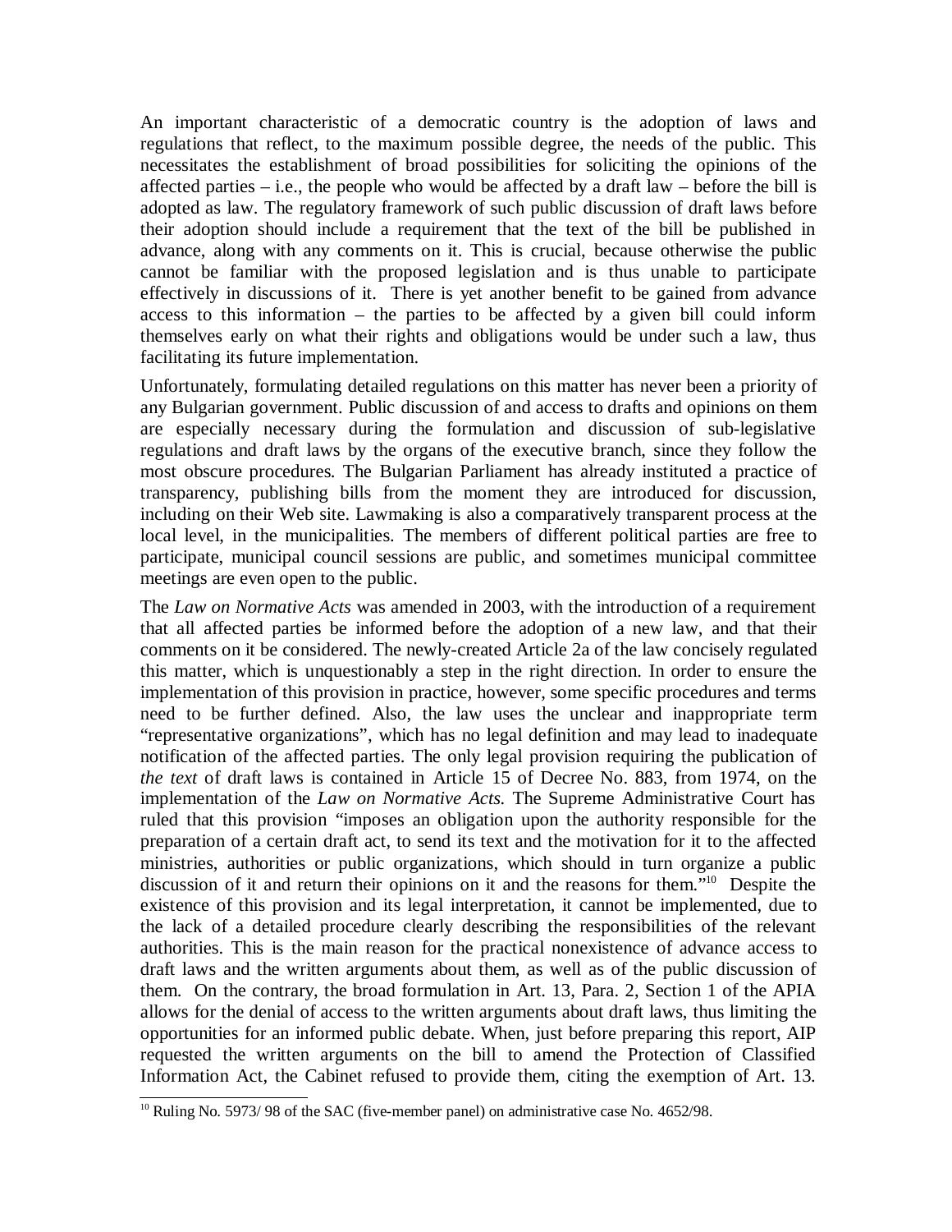An important characteristic of a democratic country is the adoption of laws and regulations that reflect, to the maximum possible degree, the needs of the public. This necessitates the establishment of broad possibilities for soliciting the opinions of the affected parties – i.e., the people who would be affected by a draft law – before the bill is adopted as law. The regulatory framework of such public discussion of draft laws before their adoption should include a requirement that the text of the bill be published in advance, along with any comments on it. This is crucial, because otherwise the public cannot be familiar with the proposed legislation and is thus unable to participate effectively in discussions of it. There is yet another benefit to be gained from advance access to this information – the parties to be affected by a given bill could inform themselves early on what their rights and obligations would be under such a law, thus facilitating its future implementation.

Unfortunately, formulating detailed regulations on this matter has never been a priority of any Bulgarian government. Public discussion of and access to drafts and opinions on them are especially necessary during the formulation and discussion of sub-legislative regulations and draft laws by the organs of the executive branch, since they follow the most obscure procedures. The Bulgarian Parliament has already instituted a practice of transparency, publishing bills from the moment they are introduced for discussion, including on their Web site. Lawmaking is also a comparatively transparent process at the local level, in the municipalities. The members of different political parties are free to participate, municipal council sessions are public, and sometimes municipal committee meetings are even open to the public.

The *Law on Normative Acts* was amended in 2003, with the introduction of a requirement that all affected parties be informed before the adoption of a new law, and that their comments on it be considered. The newly-created Article 2a of the law concisely regulated this matter, which is unquestionably a step in the right direction. In order to ensure the implementation of this provision in practice, however, some specific procedures and terms need to be further defined. Also, the law uses the unclear and inappropriate term "representative organizations", which has no legal definition and may lead to inadequate notification of the affected parties. The only legal provision requiring the publication of *the text* of draft laws is contained in Article 15 of Decree No. 883, from 1974, on the implementation of the *Law on Normative Acts.* The Supreme Administrative Court has ruled that this provision "imposes an obligation upon the authority responsible for the preparation of a certain draft act, to send its text and the motivation for it to the affected ministries, authorities or public organizations, which should in turn organize a public discussion of it and return their opinions on it and the reasons for them."[10] Despite the existence of this provision and its legal interpretation, it cannot be implemented, due to the lack of a detailed procedure clearly describing the responsibilities of the relevant authorities. This is the main reason for the practical nonexistence of advance access to draft laws and the written arguments about them, as well as of the public discussion of them. On the contrary, the broad formulation in Art. 13, Para. 2, Section 1 of the APIA allows for the denial of access to the written arguments about draft laws, thus limiting the opportunities for an informed public debate. When, just before preparing this report, AIP requested the written arguments on the bill to amend the Protection of Classified Information Act, the Cabinet refused to provide them, citing the exemption of Art. 13.

[10] Ruling No. 5973/ 98 of the SAC (five-member panel) on administrative case No. 4652/98.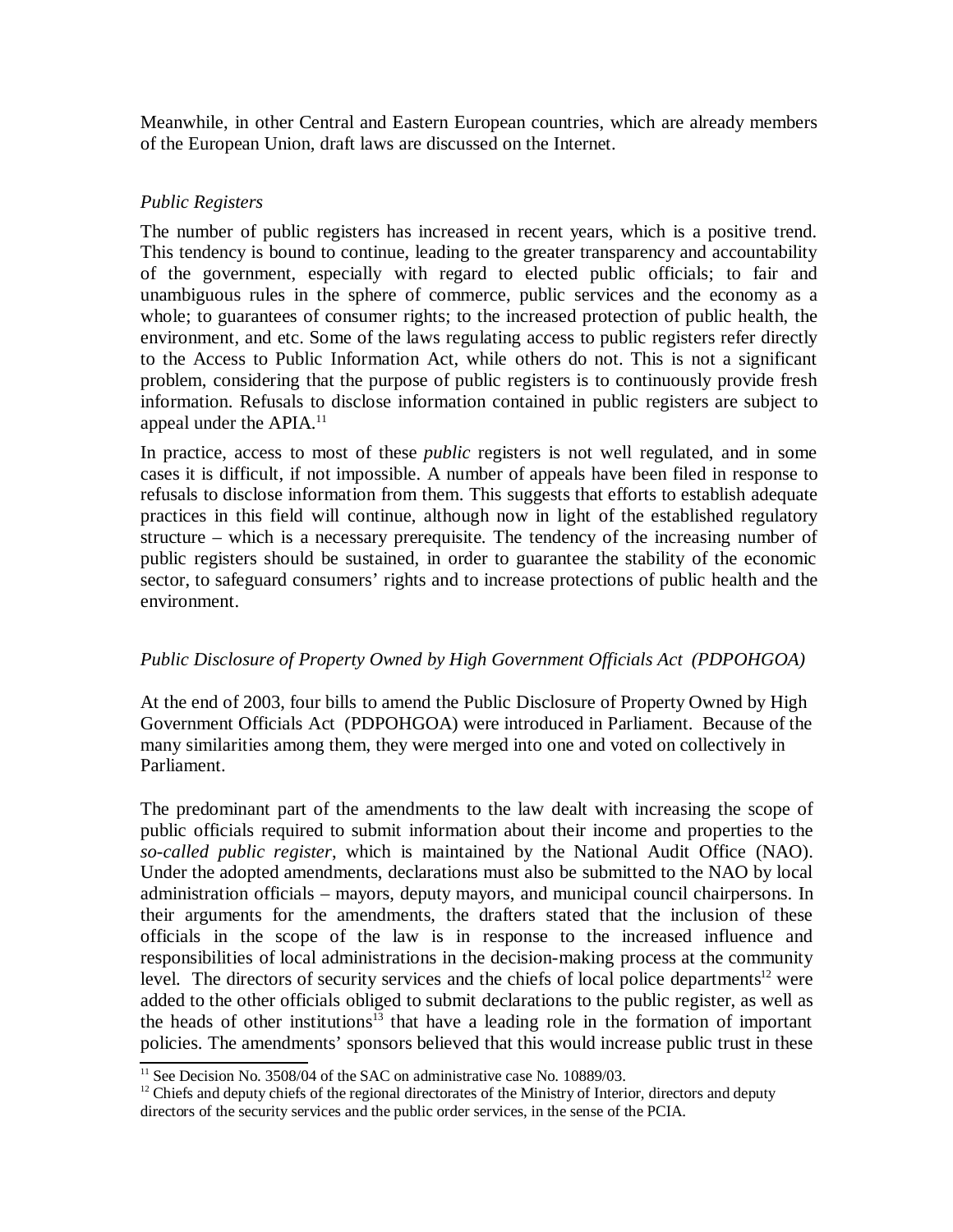Meanwhile, in other Central and Eastern European countries, which are already members of the European Union, draft laws are discussed on the Internet.

*Public Registers*

The number of public registers has increased in recent years, which is a positive trend. This tendency is bound to continue, leading to the greater transparency and accountability of the government, especially with regard to elected public officials; to fair and unambiguous rules in the sphere of commerce, public services and the economy as a whole; to guarantees of consumer rights; to the increased protection of public health, the environment, and etc. Some of the laws regulating access to public registers refer directly to the Access to Public Information Act, while others do not. This is not a significant problem, considering that the purpose of public registers is to continuously provide fresh information. Refusals to disclose information contained in public registers are subject to appeal under the APIA.[11]

In practice, access to most of these *public* registers is not well regulated, and in some cases it is difficult, if not impossible. A number of appeals have been filed in response to refusals to disclose information from them. This suggests that efforts to establish adequate practices in this field will continue, although now in light of the established regulatory structure – which is a necessary prerequisite. The tendency of the increasing number of public registers should be sustained, in order to guarantee the stability of the economic sector, to safeguard consumers' rights and to increase protections of public health and the environment.

*Public Disclosure of Property Owned by High Government Officials Act (PDPOHGOA)*

At the end of 2003, four bills to amend the Public Disclosure of Property Owned by High Government Officials Act (PDPOHGOA) were introduced in Parliament. Because of the many similarities among them, they were merged into one and voted on collectively in Parliament.

The predominant part of the amendments to the law dealt with increasing the scope of public officials required to submit information about their income and properties to the *so-called public register*, which is maintained by the National Audit Office (NAO). Under the adopted amendments, declarations must also be submitted to the NAO by local administration officials – mayors, deputy mayors, and municipal council chairpersons. In their arguments for the amendments, the drafters stated that the inclusion of these officials in the scope of the law is in response to the increased influence and responsibilities of local administrations in the decision-making process at the community level. The directors of security services and the chiefs of local police departments[12] were added to the other officials obliged to submit declarations to the public register, as well as the heads of other institutions[13] that have a leading role in the formation of important policies. The amendments' sponsors believed that this would increase public trust in these

---

[11] See Decision No. 3508/04 of the SAC on administrative case No. 10889/03.

[12] Chiefs and deputy chiefs of the regional directorates of the Ministry of Interior, directors and deputy directors of the security services and the public order services, in the sense of the PCIA.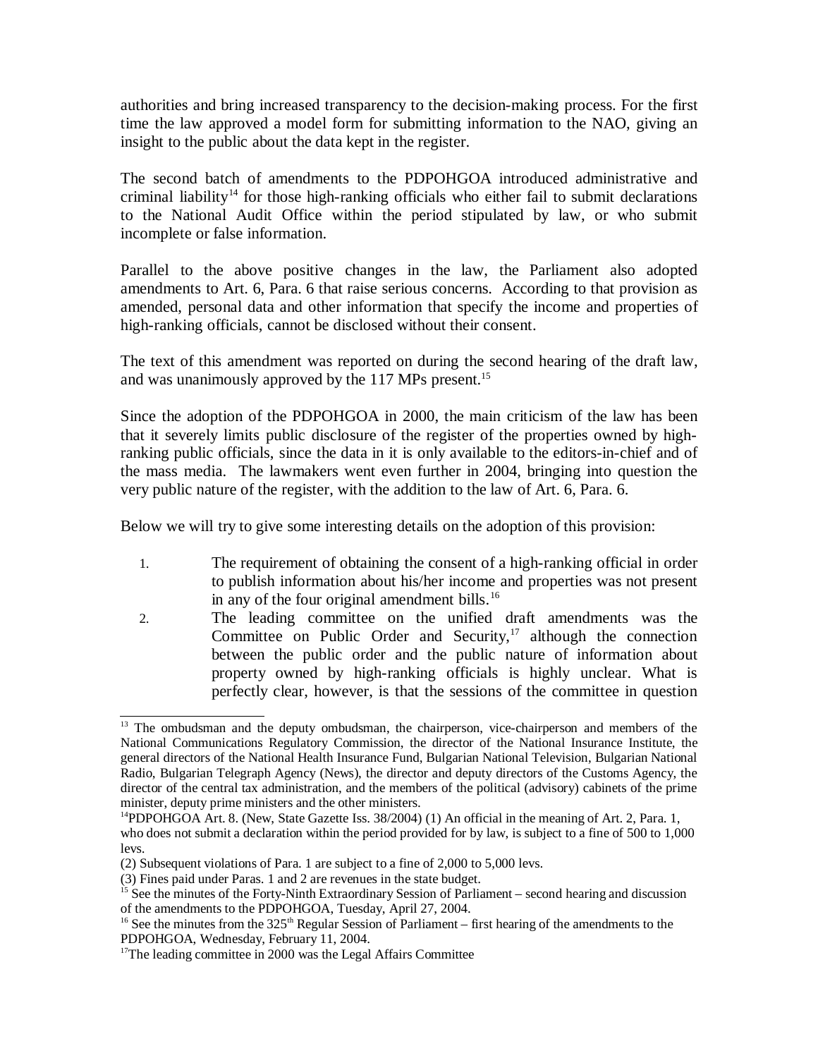authorities and bring increased transparency to the decision-making process. For the first time the law approved a model form for submitting information to the NAO, giving an insight to the public about the data kept in the register.

The second batch of amendments to the PDPOHGOA introduced administrative and criminal liability[14] for those high-ranking officials who either fail to submit declarations to the National Audit Office within the period stipulated by law, or who submit incomplete or false information.

Parallel to the above positive changes in the law, the Parliament also adopted amendments to Art. 6, Para. 6 that raise serious concerns. According to that provision as amended, personal data and other information that specify the income and properties of high-ranking officials, cannot be disclosed without their consent.

The text of this amendment was reported on during the second hearing of the draft law, and was unanimously approved by the 117 MPs present.[15]

Since the adoption of the PDPOHGOA in 2000, the main criticism of the law has been that it severely limits public disclosure of the register of the properties owned by high-ranking public officials, since the data in it is only available to the editors-in-chief and of the mass media. The lawmakers went even further in 2004, bringing into question the very public nature of the register, with the addition to the law of Art. 6, Para. 6.

Below we will try to give some interesting details on the adoption of this provision:

1. The requirement of obtaining the consent of a high-ranking official in order to publish information about his/her income and properties was not present in any of the four original amendment bills.[16]
2. The leading committee on the unified draft amendments was the Committee on Public Order and Security,[17] although the connection between the public order and the public nature of information about property owned by high-ranking officials is highly unclear. What is perfectly clear, however, is that the sessions of the committee in question

---

[13] The ombudsman and the deputy ombudsman, the chairperson, vice-chairperson and members of the National Communications Regulatory Commission, the director of the National Insurance Institute, the general directors of the National Health Insurance Fund, Bulgarian National Television, Bulgarian National Radio, Bulgarian Telegraph Agency (News), the director and deputy directors of the Customs Agency, the director of the central tax administration, and the members of the political (advisory) cabinets of the prime minister, deputy prime ministers and the other ministers.

[14] PDPOHGOA Art. 8. (New, State Gazette Iss. 38/2004) (1) An official in the meaning of Art. 2, Para. 1, who does not submit a declaration within the period provided for by law, is subject to a fine of 500 to 1,000 levs.

(2) Subsequent violations of Para. 1 are subject to a fine of 2,000 to 5,000 levs.

(3) Fines paid under Paras. 1 and 2 are revenues in the state budget.

[15] See the minutes of the Forty-Ninth Extraordinary Session of Parliament – second hearing and discussion of the amendments to the PDPOHGOA, Tuesday, April 27, 2004.

[16] See the minutes from the 325th Regular Session of Parliament – first hearing of the amendments to the PDPOHGOA, Wednesday, February 11, 2004.

[17] The leading committee in 2000 was the Legal Affairs Committee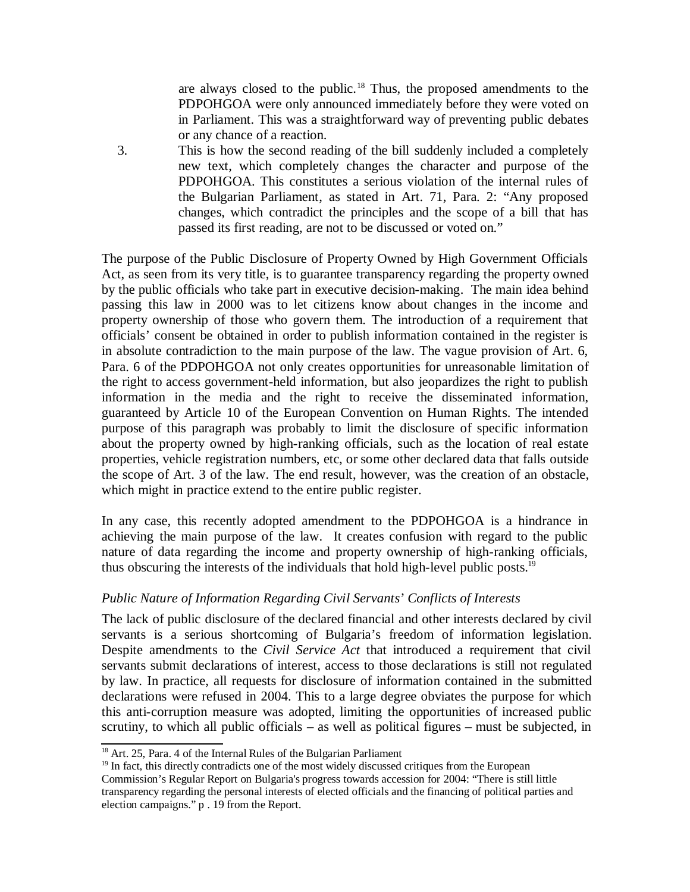are always closed to the public.[18] Thus, the proposed amendments to the PDPOHGOA were only announced immediately before they were voted on in Parliament. This was a straightforward way of preventing public debates or any chance of a reaction.

3. This is how the second reading of the bill suddenly included a completely new text, which completely changes the character and purpose of the PDPOHGOA. This constitutes a serious violation of the internal rules of the Bulgarian Parliament, as stated in Art. 71, Para. 2: "Any proposed changes, which contradict the principles and the scope of a bill that has passed its first reading, are not to be discussed or voted on."

The purpose of the Public Disclosure of Property Owned by High Government Officials Act, as seen from its very title, is to guarantee transparency regarding the property owned by the public officials who take part in executive decision-making. The main idea behind passing this law in 2000 was to let citizens know about changes in the income and property ownership of those who govern them. The introduction of a requirement that officials' consent be obtained in order to publish information contained in the register is in absolute contradiction to the main purpose of the law. The vague provision of Art. 6, Para. 6 of the PDPOHGOA not only creates opportunities for unreasonable limitation of the right to access government-held information, but also jeopardizes the right to publish information in the media and the right to receive the disseminated information, guaranteed by Article 10 of the European Convention on Human Rights. The intended purpose of this paragraph was probably to limit the disclosure of specific information about the property owned by high-ranking officials, such as the location of real estate properties, vehicle registration numbers, etc, or some other declared data that falls outside the scope of Art. 3 of the law. The end result, however, was the creation of an obstacle, which might in practice extend to the entire public register.

In any case, this recently adopted amendment to the PDPOHGOA is a hindrance in achieving the main purpose of the law. It creates confusion with regard to the public nature of data regarding the income and property ownership of high-ranking officials, thus obscuring the interests of the individuals that hold high-level public posts.[19]

### *Public Nature of Information Regarding Civil Servants' Conflicts of Interests*

The lack of public disclosure of the declared financial and other interests declared by civil servants is a serious shortcoming of Bulgaria's freedom of information legislation. Despite amendments to the *Civil Service Act* that introduced a requirement that civil servants submit declarations of interest, access to those declarations is still not regulated by law. In practice, all requests for disclosure of information contained in the submitted declarations were refused in 2004. This to a large degree obviates the purpose for which this anti-corruption measure was adopted, limiting the opportunities of increased public scrutiny, to which all public officials – as well as political figures – must be subjected, in

---

[18] Art. 25, Para. 4 of the Internal Rules of the Bulgarian Parliament

[19] In fact, this directly contradicts one of the most widely discussed critiques from the European Commission's Regular Report on Bulgaria's progress towards accession for 2004: "There is still little transparency regarding the personal interests of elected officials and the financing of political parties and election campaigns." p . 19 from the Report.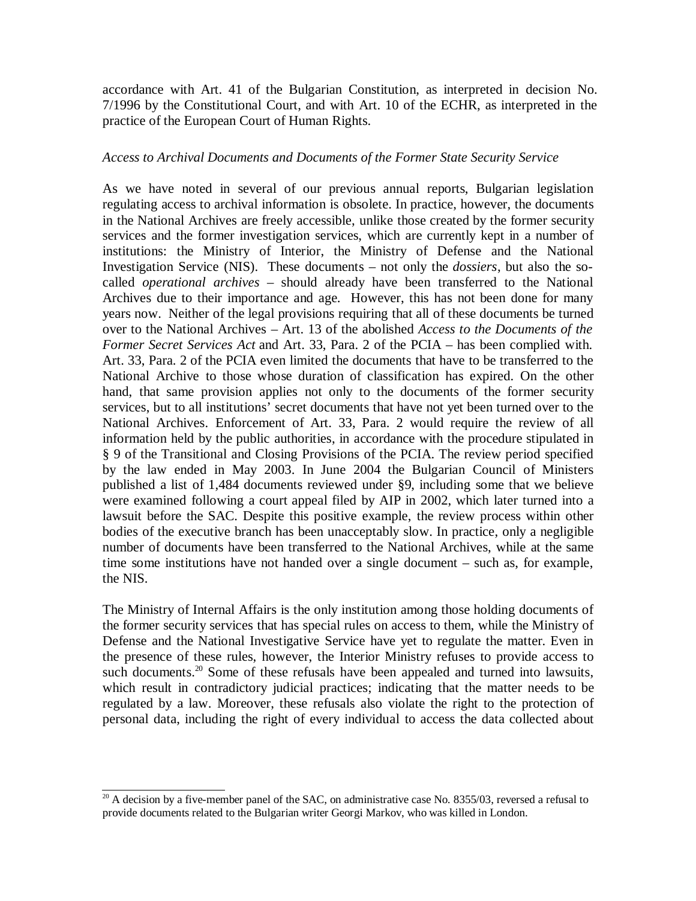accordance with Art. 41 of the Bulgarian Constitution, as interpreted in decision No. 7/1996 by the Constitutional Court, and with Art. 10 of the ECHR, as interpreted in the practice of the European Court of Human Rights.

*Access to Archival Documents and Documents of the Former State Security Service*

As we have noted in several of our previous annual reports, Bulgarian legislation regulating access to archival information is obsolete. In practice, however, the documents in the National Archives are freely accessible, unlike those created by the former security services and the former investigation services, which are currently kept in a number of institutions: the Ministry of Interior, the Ministry of Defense and the National Investigation Service (NIS). These documents – not only the *dossiers*, but also the so-called *operational archives* – should already have been transferred to the National Archives due to their importance and age. However, this has not been done for many years now. Neither of the legal provisions requiring that all of these documents be turned over to the National Archives – Art. 13 of the abolished *Access to the Documents of the Former Secret Services Act* and Art. 33, Para. 2 of the PCIA – has been complied with. Art. 33, Para. 2 of the PCIA even limited the documents that have to be transferred to the National Archive to those whose duration of classification has expired. On the other hand, that same provision applies not only to the documents of the former security services, but to all institutions' secret documents that have not yet been turned over to the National Archives. Enforcement of Art. 33, Para. 2 would require the review of all information held by the public authorities, in accordance with the procedure stipulated in § 9 of the Transitional and Closing Provisions of the PCIA. The review period specified by the law ended in May 2003. In June 2004 the Bulgarian Council of Ministers published a list of 1,484 documents reviewed under §9, including some that we believe were examined following a court appeal filed by AIP in 2002, which later turned into a lawsuit before the SAC. Despite this positive example, the review process within other bodies of the executive branch has been unacceptably slow. In practice, only a negligible number of documents have been transferred to the National Archives, while at the same time some institutions have not handed over a single document – such as, for example, the NIS.

The Ministry of Internal Affairs is the only institution among those holding documents of the former security services that has special rules on access to them, while the Ministry of Defense and the National Investigative Service have yet to regulate the matter. Even in the presence of these rules, however, the Interior Ministry refuses to provide access to such documents.[20] Some of these refusals have been appealed and turned into lawsuits, which result in contradictory judicial practices; indicating that the matter needs to be regulated by a law. Moreover, these refusals also violate the right to the protection of personal data, including the right of every individual to access the data collected about

---

[20] A decision by a five-member panel of the SAC, on administrative case No. 8355/03, reversed a refusal to provide documents related to the Bulgarian writer Georgi Markov, who was killed in London.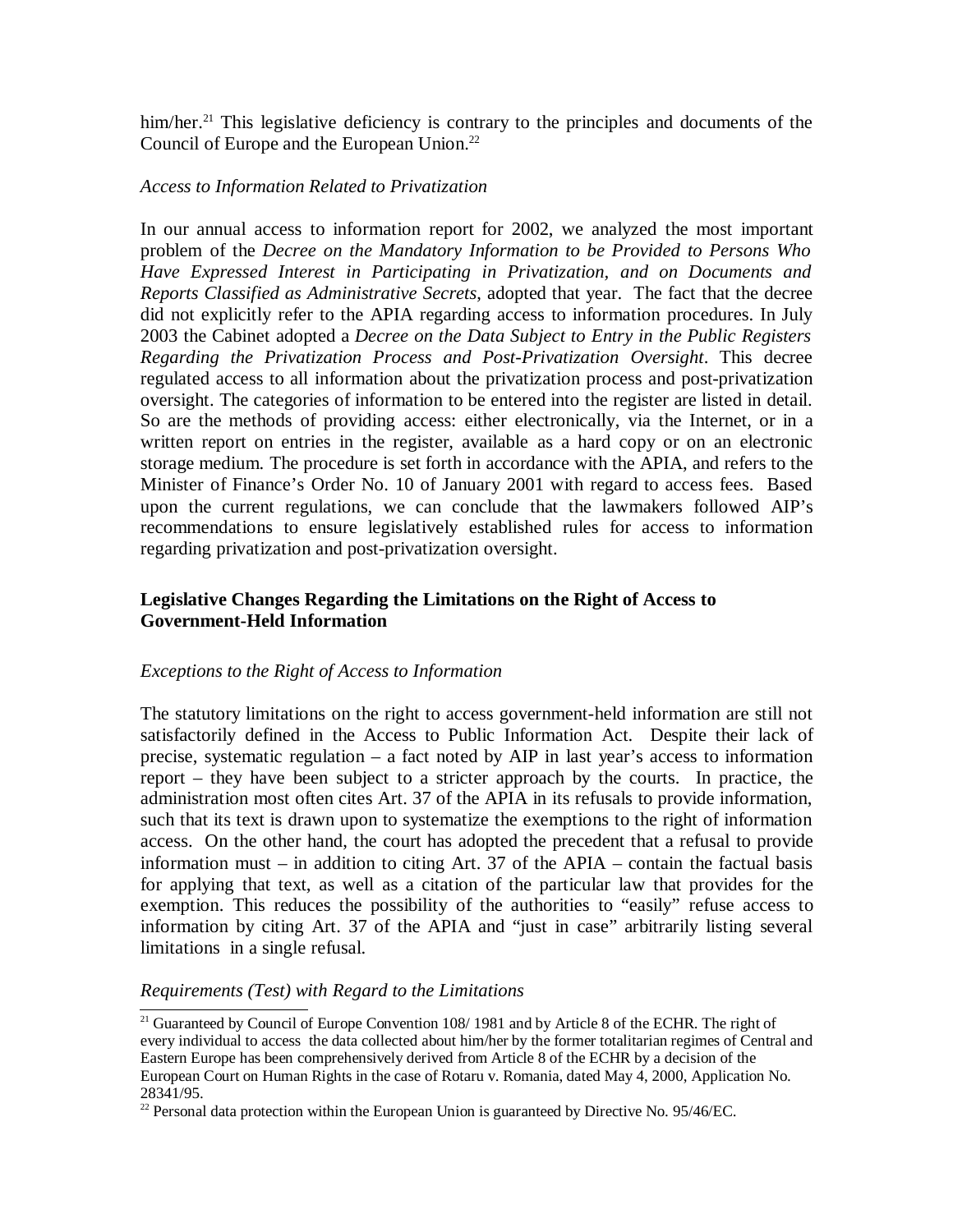him/her.[21] This legislative deficiency is contrary to the principles and documents of the Council of Europe and the European Union.[22]

*Access to Information Related to Privatization*

In our annual access to information report for 2002, we analyzed the most important problem of the *Decree on the Mandatory Information to be Provided to Persons Who Have Expressed Interest in Participating in Privatization, and on Documents and Reports Classified as Administrative Secrets,* adopted that year. The fact that the decree did not explicitly refer to the APIA regarding access to information procedures. In July 2003 the Cabinet adopted a *Decree on the Data Subject to Entry in the Public Registers Regarding the Privatization Process and Post-Privatization Oversight*. This decree regulated access to all information about the privatization process and post-privatization oversight. The categories of information to be entered into the register are listed in detail. So are the methods of providing access: either electronically, via the Internet, or in a written report on entries in the register, available as a hard copy or on an electronic storage medium. The procedure is set forth in accordance with the APIA, and refers to the Minister of Finance's Order No. 10 of January 2001 with regard to access fees. Based upon the current regulations, we can conclude that the lawmakers followed AIP's recommendations to ensure legislatively established rules for access to information regarding privatization and post-privatization oversight.

## Legislative Changes Regarding the Limitations on the Right of Access to Government-Held Information

*Exceptions to the Right of Access to Information*

The statutory limitations on the right to access government-held information are still not satisfactorily defined in the Access to Public Information Act. Despite their lack of precise, systematic regulation – a fact noted by AIP in last year's access to information report – they have been subject to a stricter approach by the courts. In practice, the administration most often cites Art. 37 of the APIA in its refusals to provide information, such that its text is drawn upon to systematize the exemptions to the right of information access. On the other hand, the court has adopted the precedent that a refusal to provide information must – in addition to citing Art. 37 of the APIA – contain the factual basis for applying that text, as well as a citation of the particular law that provides for the exemption. This reduces the possibility of the authorities to "easily" refuse access to information by citing Art. 37 of the APIA and "just in case" arbitrarily listing several limitations in a single refusal.

*Requirements (Test) with Regard to the Limitations*

---

[21] Guaranteed by Council of Europe Convention 108/ 1981 and by Article 8 of the ECHR. The right of every individual to access the data collected about him/her by the former totalitarian regimes of Central and Eastern Europe has been comprehensively derived from Article 8 of the ECHR by a decision of the European Court on Human Rights in the case of Rotaru v. Romania, dated May 4, 2000, Application No. 28341/95.

[22] Personal data protection within the European Union is guaranteed by Directive No. 95/46/EC.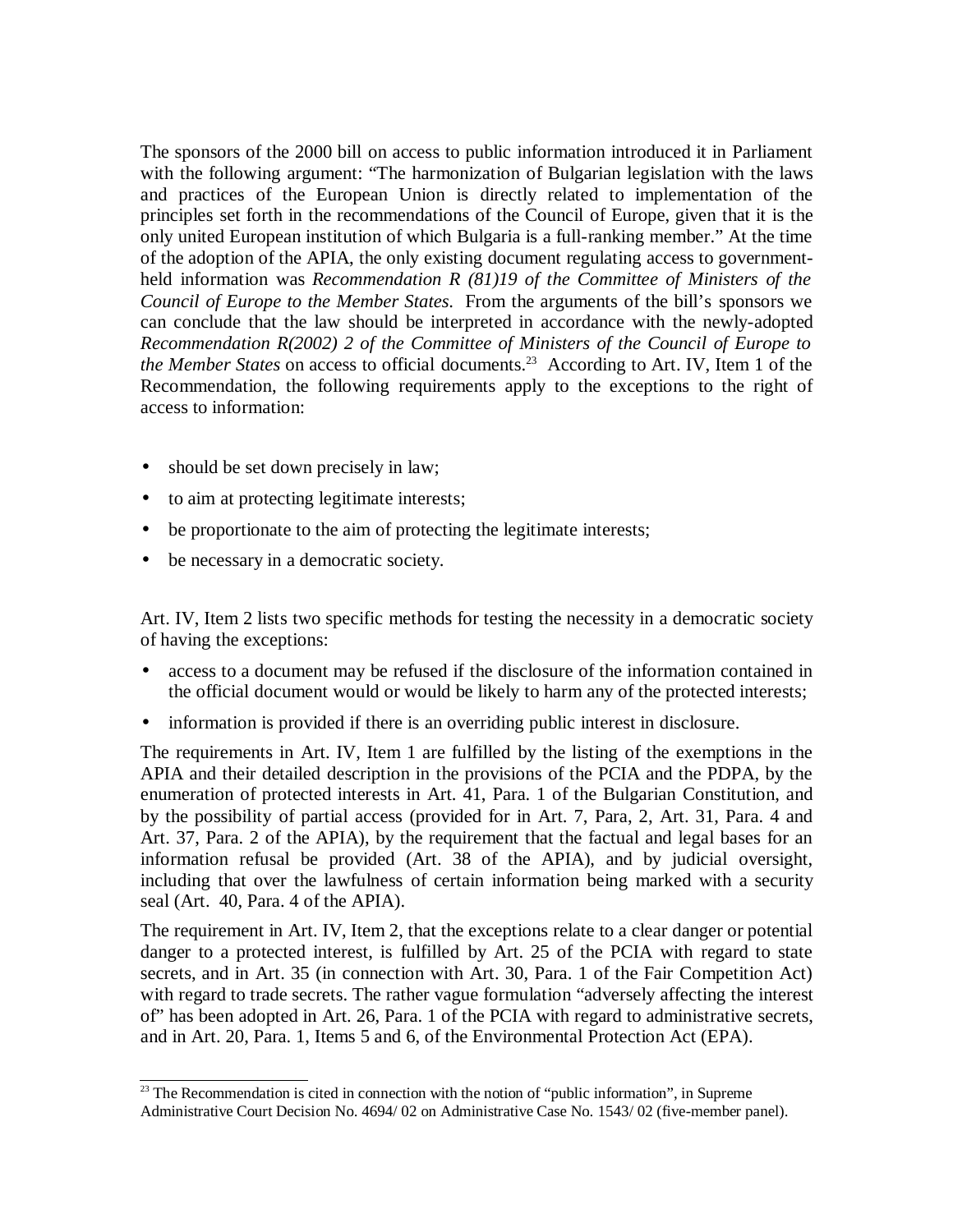The sponsors of the 2000 bill on access to public information introduced it in Parliament with the following argument: "The harmonization of Bulgarian legislation with the laws and practices of the European Union is directly related to implementation of the principles set forth in the recommendations of the Council of Europe, given that it is the only united European institution of which Bulgaria is a full-ranking member." At the time of the adoption of the APIA, the only existing document regulating access to government-held information was *Recommendation R (81)19 of the Committee of Ministers of the Council of Europe to the Member States.* From the arguments of the bill's sponsors we can conclude that the law should be interpreted in accordance with the newly-adopted *Recommendation R(2002) 2 of the Committee of Ministers of the Council of Europe to the Member States* on access to official documents.[23] According to Art. IV, Item 1 of the Recommendation, the following requirements apply to the exceptions to the right of access to information:

- should be set down precisely in law;
- to aim at protecting legitimate interests;
- be proportionate to the aim of protecting the legitimate interests;
- be necessary in a democratic society.

Art. IV, Item 2 lists two specific methods for testing the necessity in a democratic society of having the exceptions:

- access to a document may be refused if the disclosure of the information contained in the official document would or would be likely to harm any of the protected interests;
- information is provided if there is an overriding public interest in disclosure.

The requirements in Art. IV, Item 1 are fulfilled by the listing of the exemptions in the APIA and their detailed description in the provisions of the PCIA and the PDPA, by the enumeration of protected interests in Art. 41, Para. 1 of the Bulgarian Constitution, and by the possibility of partial access (provided for in Art. 7, Para, 2, Art. 31, Para. 4 and Art. 37, Para. 2 of the APIA), by the requirement that the factual and legal bases for an information refusal be provided (Art. 38 of the APIA), and by judicial oversight, including that over the lawfulness of certain information being marked with a security seal (Art. 40, Para. 4 of the APIA).

The requirement in Art. IV, Item 2, that the exceptions relate to a clear danger or potential danger to a protected interest, is fulfilled by Art. 25 of the PCIA with regard to state secrets, and in Art. 35 (in connection with Art. 30, Para. 1 of the Fair Competition Act) with regard to trade secrets. The rather vague formulation "adversely affecting the interest of" has been adopted in Art. 26, Para. 1 of the PCIA with regard to administrative secrets, and in Art. 20, Para. 1, Items 5 and 6, of the Environmental Protection Act (EPA).

---

[23] The Recommendation is cited in connection with the notion of "public information", in Supreme Administrative Court Decision No. 4694/ 02 on Administrative Case No. 1543/ 02 (five-member panel).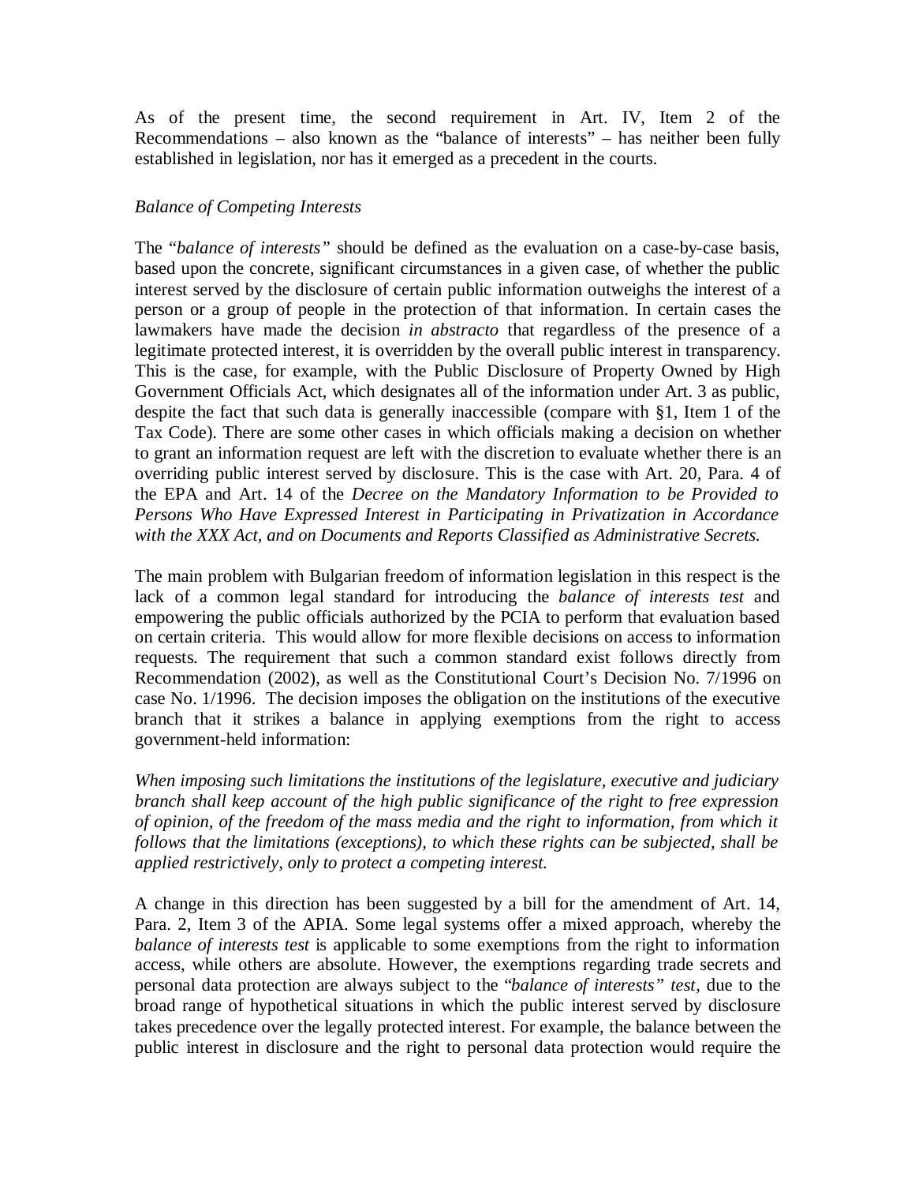As of the present time, the second requirement in Art. IV, Item 2 of the Recommendations – also known as the "balance of interests" – has neither been fully established in legislation, nor has it emerged as a precedent in the courts.

*Balance of Competing Interests*

The "*balance of interests"* should be defined as the evaluation on a case-by-case basis, based upon the concrete, significant circumstances in a given case, of whether the public interest served by the disclosure of certain public information outweighs the interest of a person or a group of people in the protection of that information. In certain cases the lawmakers have made the decision *in abstracto* that regardless of the presence of a legitimate protected interest, it is overridden by the overall public interest in transparency. This is the case, for example, with the Public Disclosure of Property Owned by High Government Officials Act, which designates all of the information under Art. 3 as public, despite the fact that such data is generally inaccessible (compare with §1, Item 1 of the Tax Code). There are some other cases in which officials making a decision on whether to grant an information request are left with the discretion to evaluate whether there is an overriding public interest served by disclosure. This is the case with Art. 20, Para. 4 of the EPA and Art. 14 of the *Decree on the Mandatory Information to be Provided to Persons Who Have Expressed Interest in Participating in Privatization in Accordance with the XXX Act, and on Documents and Reports Classified as Administrative Secrets.*

The main problem with Bulgarian freedom of information legislation in this respect is the lack of a common legal standard for introducing the *balance of interests test* and empowering the public officials authorized by the PCIA to perform that evaluation based on certain criteria. This would allow for more flexible decisions on access to information requests. The requirement that such a common standard exist follows directly from Recommendation (2002), as well as the Constitutional Court's Decision No. 7/1996 on case No. 1/1996. The decision imposes the obligation on the institutions of the executive branch that it strikes a balance in applying exemptions from the right to access government-held information:

*When imposing such limitations the institutions of the legislature, executive and judiciary branch shall keep account of the high public significance of the right to free expression of opinion, of the freedom of the mass media and the right to information, from which it follows that the limitations (exceptions), to which these rights can be subjected, shall be applied restrictively, only to protect a competing interest.*

A change in this direction has been suggested by a bill for the amendment of Art. 14, Para. 2, Item 3 of the APIA. Some legal systems offer a mixed approach, whereby the *balance of interests test* is applicable to some exemptions from the right to information access, while others are absolute. However, the exemptions regarding trade secrets and personal data protection are always subject to the "*balance of interests" test*, due to the broad range of hypothetical situations in which the public interest served by disclosure takes precedence over the legally protected interest. For example, the balance between the public interest in disclosure and the right to personal data protection would require the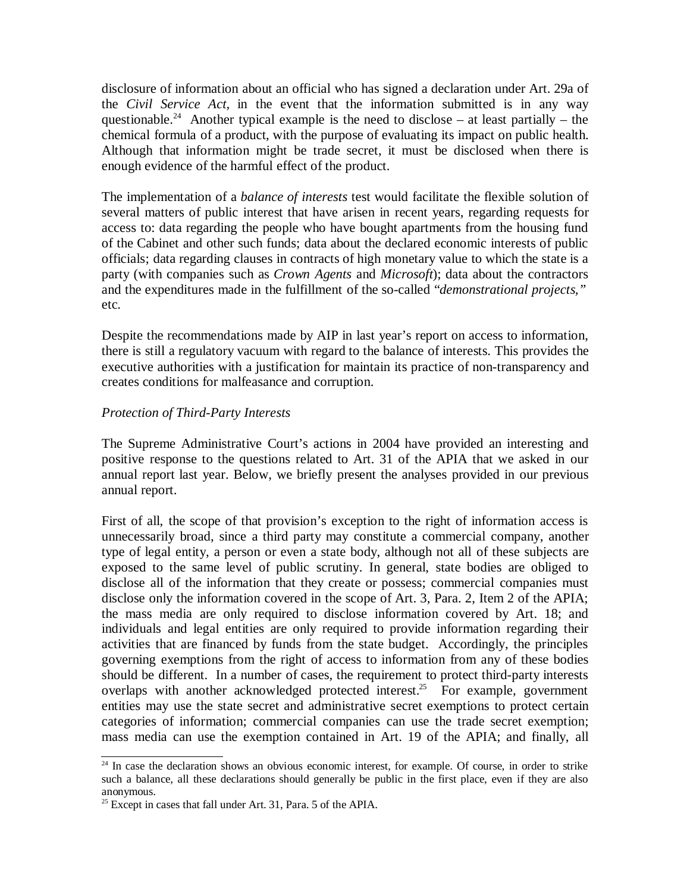disclosure of information about an official who has signed a declaration under Art. 29a of the *Civil Service Act*, in the event that the information submitted is in any way questionable.[24] Another typical example is the need to disclose – at least partially – the chemical formula of a product, with the purpose of evaluating its impact on public health. Although that information might be trade secret, it must be disclosed when there is enough evidence of the harmful effect of the product.

The implementation of a *balance of interests* test would facilitate the flexible solution of several matters of public interest that have arisen in recent years, regarding requests for access to: data regarding the people who have bought apartments from the housing fund of the Cabinet and other such funds; data about the declared economic interests of public officials; data regarding clauses in contracts of high monetary value to which the state is a party (with companies such as *Crown Agents* and *Microsoft*); data about the contractors and the expenditures made in the fulfillment of the so-called "*demonstrational projects,*" etc.

Despite the recommendations made by AIP in last year's report on access to information, there is still a regulatory vacuum with regard to the balance of interests. This provides the executive authorities with a justification for maintain its practice of non-transparency and creates conditions for malfeasance and corruption.

*Protection of Third-Party Interests*

The Supreme Administrative Court's actions in 2004 have provided an interesting and positive response to the questions related to Art. 31 of the APIA that we asked in our annual report last year. Below, we briefly present the analyses provided in our previous annual report.

First of all, the scope of that provision's exception to the right of information access is unnecessarily broad, since a third party may constitute a commercial company, another type of legal entity, a person or even a state body, although not all of these subjects are exposed to the same level of public scrutiny. In general, state bodies are obliged to disclose all of the information that they create or possess; commercial companies must disclose only the information covered in the scope of Art. 3, Para. 2, Item 2 of the APIA; the mass media are only required to disclose information covered by Art. 18; and individuals and legal entities are only required to provide information regarding their activities that are financed by funds from the state budget. Accordingly, the principles governing exemptions from the right of access to information from any of these bodies should be different. In a number of cases, the requirement to protect third-party interests overlaps with another acknowledged protected interest.[25] For example, government entities may use the state secret and administrative secret exemptions to protect certain categories of information; commercial companies can use the trade secret exemption; mass media can use the exemption contained in Art. 19 of the APIA; and finally, all

---

[24] In case the declaration shows an obvious economic interest, for example. Of course, in order to strike such a balance, all these declarations should generally be public in the first place, even if they are also anonymous.

[25] Except in cases that fall under Art. 31, Para. 5 of the APIA.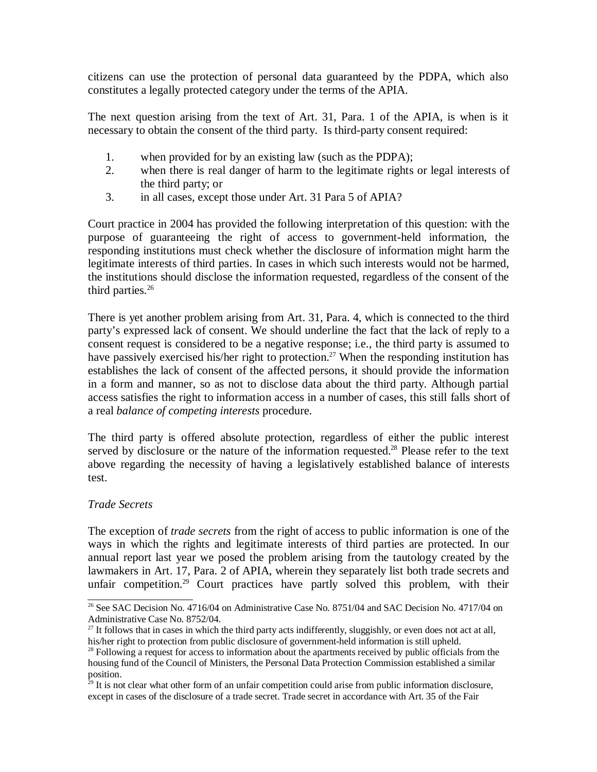citizens can use the protection of personal data guaranteed by the PDPA, which also constitutes a legally protected category under the terms of the APIA.

The next question arising from the text of Art. 31, Para. 1 of the APIA, is when is it necessary to obtain the consent of the third party. Is third-party consent required:

1. when provided for by an existing law (such as the PDPA);
2. when there is real danger of harm to the legitimate rights or legal interests of the third party; or
3. in all cases, except those under Art. 31 Para 5 of APIA?

Court practice in 2004 has provided the following interpretation of this question: with the purpose of guaranteeing the right of access to government-held information, the responding institutions must check whether the disclosure of information might harm the legitimate interests of third parties. In cases in which such interests would not be harmed, the institutions should disclose the information requested, regardless of the consent of the third parties.[26]

There is yet another problem arising from Art. 31, Para. 4, which is connected to the third party's expressed lack of consent. We should underline the fact that the lack of reply to a consent request is considered to be a negative response; i.e., the third party is assumed to have passively exercised his/her right to protection.[27] When the responding institution has establishes the lack of consent of the affected persons, it should provide the information in a form and manner, so as not to disclose data about the third party. Although partial access satisfies the right to information access in a number of cases, this still falls short of a real *balance of competing interests* procedure.

The third party is offered absolute protection, regardless of either the public interest served by disclosure or the nature of the information requested.[28] Please refer to the text above regarding the necessity of having a legislatively established balance of interests test.

*Trade Secrets*

The exception of *trade secrets* from the right of access to public information is one of the ways in which the rights and legitimate interests of third parties are protected. In our annual report last year we posed the problem arising from the tautology created by the lawmakers in Art. 17, Para. 2 of APIA, wherein they separately list both trade secrets and unfair competition.[29] Court practices have partly solved this problem, with their

---

[26] See SAC Decision No. 4716/04 on Administrative Case No. 8751/04 and SAC Decision No. 4717/04 on Administrative Case No. 8752/04.

[27] It follows that in cases in which the third party acts indifferently, sluggishly, or even does not act at all, his/her right to protection from public disclosure of government-held information is still upheld.

[28] Following a request for access to information about the apartments received by public officials from the housing fund of the Council of Ministers, the Personal Data Protection Commission established a similar position.

[29] It is not clear what other form of an unfair competition could arise from public information disclosure, except in cases of the disclosure of a trade secret. Trade secret in accordance with Art. 35 of the Fair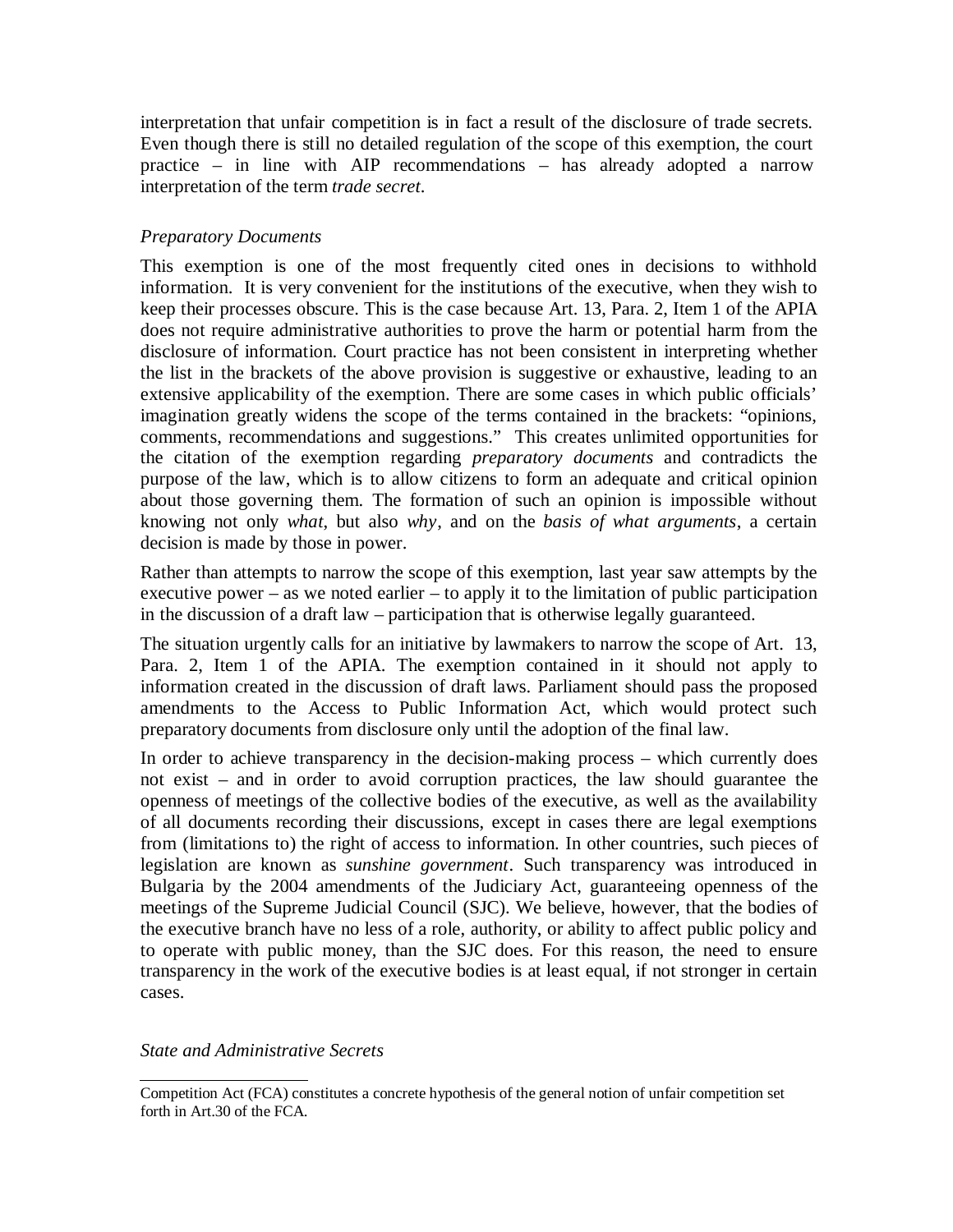interpretation that unfair competition is in fact a result of the disclosure of trade secrets. Even though there is still no detailed regulation of the scope of this exemption, the court practice – in line with AIP recommendations – has already adopted a narrow interpretation of the term *trade secret*.

### *Preparatory Documents*

This exemption is one of the most frequently cited ones in decisions to withhold information. It is very convenient for the institutions of the executive, when they wish to keep their processes obscure. This is the case because Art. 13, Para. 2, Item 1 of the APIA does not require administrative authorities to prove the harm or potential harm from the disclosure of information. Court practice has not been consistent in interpreting whether the list in the brackets of the above provision is suggestive or exhaustive, leading to an extensive applicability of the exemption. There are some cases in which public officials' imagination greatly widens the scope of the terms contained in the brackets: "opinions, comments, recommendations and suggestions." This creates unlimited opportunities for the citation of the exemption regarding *preparatory documents* and contradicts the purpose of the law, which is to allow citizens to form an adequate and critical opinion about those governing them. The formation of such an opinion is impossible without knowing not only *what*, but also *why*, and on the *basis of what arguments*, a certain decision is made by those in power.

Rather than attempts to narrow the scope of this exemption, last year saw attempts by the executive power – as we noted earlier – to apply it to the limitation of public participation in the discussion of a draft law – participation that is otherwise legally guaranteed.

The situation urgently calls for an initiative by lawmakers to narrow the scope of Art. 13, Para. 2, Item 1 of the APIA. The exemption contained in it should not apply to information created in the discussion of draft laws. Parliament should pass the proposed amendments to the Access to Public Information Act, which would protect such preparatory documents from disclosure only until the adoption of the final law.

In order to achieve transparency in the decision-making process – which currently does not exist – and in order to avoid corruption practices, the law should guarantee the openness of meetings of the collective bodies of the executive, as well as the availability of all documents recording their discussions, except in cases there are legal exemptions from (limitations to) the right of access to information. In other countries, such pieces of legislation are known as *sunshine government*. Such transparency was introduced in Bulgaria by the 2004 amendments of the Judiciary Act, guaranteeing openness of the meetings of the Supreme Judicial Council (SJC). We believe, however, that the bodies of the executive branch have no less of a role, authority, or ability to affect public policy and to operate with public money, than the SJC does. For this reason, the need to ensure transparency in the work of the executive bodies is at least equal, if not stronger in certain cases.

### *State and Administrative Secrets*

---

Competition Act (FCA) constitutes a concrete hypothesis of the general notion of unfair competition set forth in Art.30 of the FCA.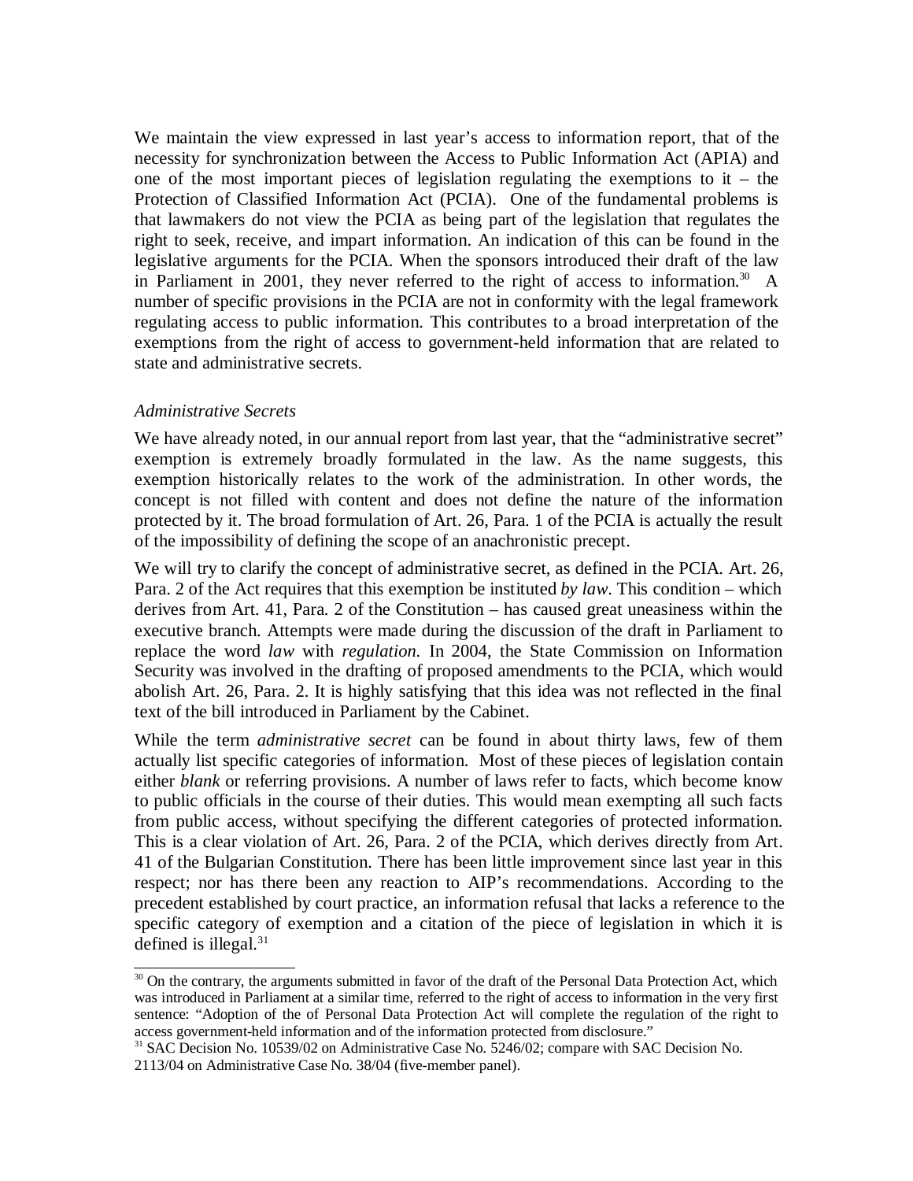We maintain the view expressed in last year's access to information report, that of the necessity for synchronization between the Access to Public Information Act (APIA) and one of the most important pieces of legislation regulating the exemptions to it – the Protection of Classified Information Act (PCIA). One of the fundamental problems is that lawmakers do not view the PCIA as being part of the legislation that regulates the right to seek, receive, and impart information. An indication of this can be found in the legislative arguments for the PCIA. When the sponsors introduced their draft of the law in Parliament in 2001, they never referred to the right of access to information.[30] A number of specific provisions in the PCIA are not in conformity with the legal framework regulating access to public information. This contributes to a broad interpretation of the exemptions from the right of access to government-held information that are related to state and administrative secrets.

*Administrative Secrets*

We have already noted, in our annual report from last year, that the "administrative secret" exemption is extremely broadly formulated in the law. As the name suggests, this exemption historically relates to the work of the administration. In other words, the concept is not filled with content and does not define the nature of the information protected by it. The broad formulation of Art. 26, Para. 1 of the PCIA is actually the result of the impossibility of defining the scope of an anachronistic precept.

We will try to clarify the concept of administrative secret, as defined in the PCIA. Art. 26, Para. 2 of the Act requires that this exemption be instituted *by law*. This condition – which derives from Art. 41, Para. 2 of the Constitution – has caused great uneasiness within the executive branch. Attempts were made during the discussion of the draft in Parliament to replace the word *law* with *regulation.* In 2004, the State Commission on Information Security was involved in the drafting of proposed amendments to the PCIA, which would abolish Art. 26, Para. 2. It is highly satisfying that this idea was not reflected in the final text of the bill introduced in Parliament by the Cabinet.

While the term *administrative secret* can be found in about thirty laws, few of them actually list specific categories of information. Most of these pieces of legislation contain either *blank* or referring provisions. A number of laws refer to facts, which become know to public officials in the course of their duties. This would mean exempting all such facts from public access, without specifying the different categories of protected information. This is a clear violation of Art. 26, Para. 2 of the PCIA, which derives directly from Art. 41 of the Bulgarian Constitution. There has been little improvement since last year in this respect; nor has there been any reaction to AIP's recommendations. According to the precedent established by court practice, an information refusal that lacks a reference to the specific category of exemption and a citation of the piece of legislation in which it is defined is illegal.[31]

---

[30] On the contrary, the arguments submitted in favor of the draft of the Personal Data Protection Act, which was introduced in Parliament at a similar time, referred to the right of access to information in the very first sentence: "Adoption of the of Personal Data Protection Act will complete the regulation of the right to access government-held information and of the information protected from disclosure."

[31] SAC Decision No. 10539/02 on Administrative Case No. 5246/02; compare with SAC Decision No. 2113/04 on Administrative Case No. 38/04 (five-member panel).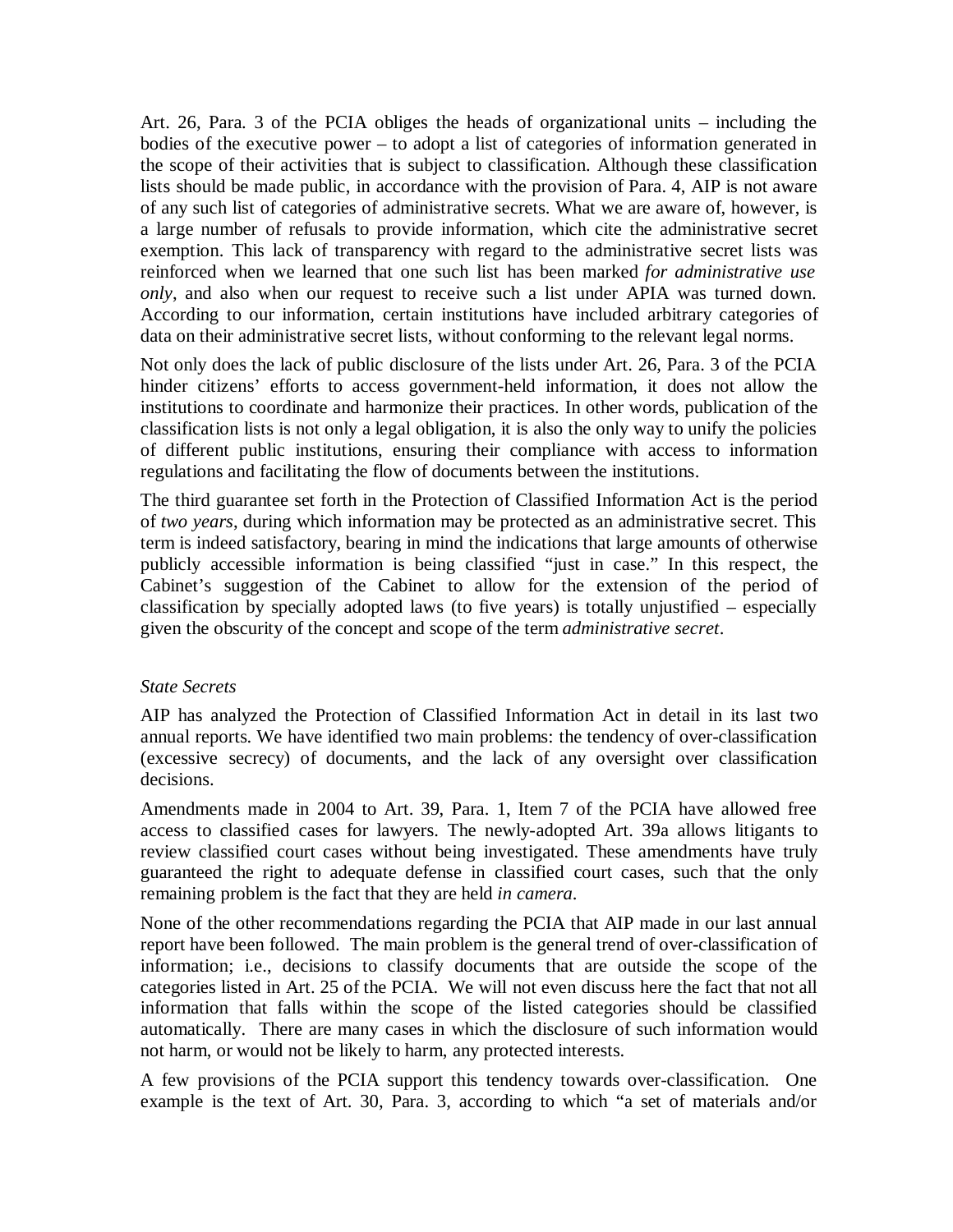Art. 26, Para. 3 of the PCIA obliges the heads of organizational units – including the bodies of the executive power – to adopt a list of categories of information generated in the scope of their activities that is subject to classification. Although these classification lists should be made public, in accordance with the provision of Para. 4, AIP is not aware of any such list of categories of administrative secrets. What we are aware of, however, is a large number of refusals to provide information, which cite the administrative secret exemption. This lack of transparency with regard to the administrative secret lists was reinforced when we learned that one such list has been marked *for administrative use only*, and also when our request to receive such a list under APIA was turned down. According to our information, certain institutions have included arbitrary categories of data on their administrative secret lists, without conforming to the relevant legal norms.

Not only does the lack of public disclosure of the lists under Art. 26, Para. 3 of the PCIA hinder citizens' efforts to access government-held information, it does not allow the institutions to coordinate and harmonize their practices. In other words, publication of the classification lists is not only a legal obligation, it is also the only way to unify the policies of different public institutions, ensuring their compliance with access to information regulations and facilitating the flow of documents between the institutions.

The third guarantee set forth in the Protection of Classified Information Act is the period of *two years*, during which information may be protected as an administrative secret. This term is indeed satisfactory, bearing in mind the indications that large amounts of otherwise publicly accessible information is being classified "just in case." In this respect, the Cabinet's suggestion of the Cabinet to allow for the extension of the period of classification by specially adopted laws (to five years) is totally unjustified – especially given the obscurity of the concept and scope of the term *administrative secret*.

*State Secrets*

AIP has analyzed the Protection of Classified Information Act in detail in its last two annual reports. We have identified two main problems: the tendency of over-classification (excessive secrecy) of documents, and the lack of any oversight over classification decisions.

Amendments made in 2004 to Art. 39, Para. 1, Item 7 of the PCIA have allowed free access to classified cases for lawyers. The newly-adopted Art. 39a allows litigants to review classified court cases without being investigated. These amendments have truly guaranteed the right to adequate defense in classified court cases, such that the only remaining problem is the fact that they are held *in camera*.

None of the other recommendations regarding the PCIA that AIP made in our last annual report have been followed. The main problem is the general trend of over-classification of information; i.e., decisions to classify documents that are outside the scope of the categories listed in Art. 25 of the PCIA. We will not even discuss here the fact that not all information that falls within the scope of the listed categories should be classified automatically. There are many cases in which the disclosure of such information would not harm, or would not be likely to harm, any protected interests.

A few provisions of the PCIA support this tendency towards over-classification. One example is the text of Art. 30, Para. 3, according to which "a set of materials and/or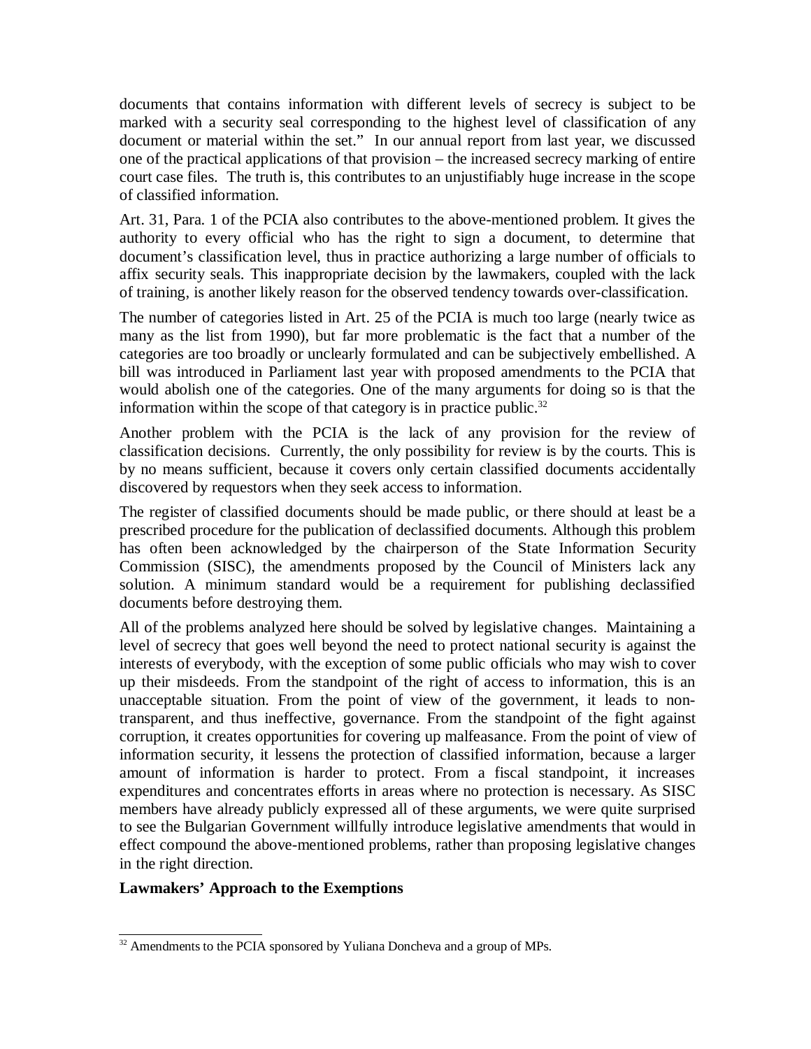documents that contains information with different levels of secrecy is subject to be marked with a security seal corresponding to the highest level of classification of any document or material within the set." In our annual report from last year, we discussed one of the practical applications of that provision – the increased secrecy marking of entire court case files. The truth is, this contributes to an unjustifiably huge increase in the scope of classified information.

Art. 31, Para. 1 of the PCIA also contributes to the above-mentioned problem. It gives the authority to every official who has the right to sign a document, to determine that document's classification level, thus in practice authorizing a large number of officials to affix security seals. This inappropriate decision by the lawmakers, coupled with the lack of training, is another likely reason for the observed tendency towards over-classification.

The number of categories listed in Art. 25 of the PCIA is much too large (nearly twice as many as the list from 1990), but far more problematic is the fact that a number of the categories are too broadly or unclearly formulated and can be subjectively embellished. A bill was introduced in Parliament last year with proposed amendments to the PCIA that would abolish one of the categories. One of the many arguments for doing so is that the information within the scope of that category is in practice public.[32]

Another problem with the PCIA is the lack of any provision for the review of classification decisions. Currently, the only possibility for review is by the courts. This is by no means sufficient, because it covers only certain classified documents accidentally discovered by requestors when they seek access to information.

The register of classified documents should be made public, or there should at least be a prescribed procedure for the publication of declassified documents. Although this problem has often been acknowledged by the chairperson of the State Information Security Commission (SISC), the amendments proposed by the Council of Ministers lack any solution. A minimum standard would be a requirement for publishing declassified documents before destroying them.

All of the problems analyzed here should be solved by legislative changes. Maintaining a level of secrecy that goes well beyond the need to protect national security is against the interests of everybody, with the exception of some public officials who may wish to cover up their misdeeds. From the standpoint of the right of access to information, this is an unacceptable situation. From the point of view of the government, it leads to non-transparent, and thus ineffective, governance. From the standpoint of the fight against corruption, it creates opportunities for covering up malfeasance. From the point of view of information security, it lessens the protection of classified information, because a larger amount of information is harder to protect. From a fiscal standpoint, it increases expenditures and concentrates efforts in areas where no protection is necessary. As SISC members have already publicly expressed all of these arguments, we were quite surprised to see the Bulgarian Government willfully introduce legislative amendments that would in effect compound the above-mentioned problems, rather than proposing legislative changes in the right direction.

**Lawmakers' Approach to the Exemptions**

[32] Amendments to the PCIA sponsored by Yuliana Doncheva and a group of MPs.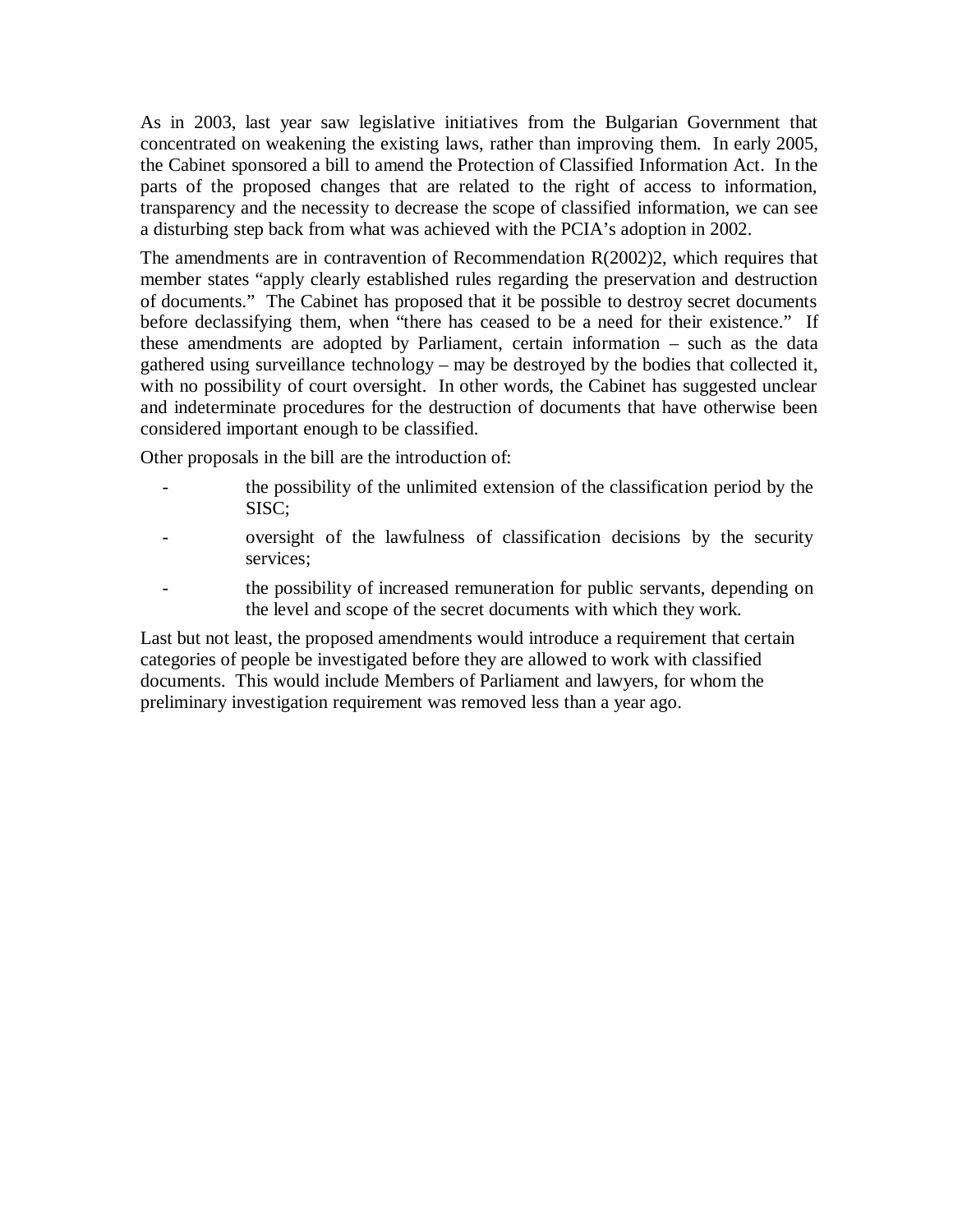As in 2003, last year saw legislative initiatives from the Bulgarian Government that concentrated on weakening the existing laws, rather than improving them. In early 2005, the Cabinet sponsored a bill to amend the Protection of Classified Information Act. In the parts of the proposed changes that are related to the right of access to information, transparency and the necessity to decrease the scope of classified information, we can see a disturbing step back from what was achieved with the PCIA's adoption in 2002.

The amendments are in contravention of Recommendation R(2002)2, which requires that member states "apply clearly established rules regarding the preservation and destruction of documents." The Cabinet has proposed that it be possible to destroy secret documents before declassifying them, when "there has ceased to be a need for their existence." If these amendments are adopted by Parliament, certain information – such as the data gathered using surveillance technology – may be destroyed by the bodies that collected it, with no possibility of court oversight. In other words, the Cabinet has suggested unclear and indeterminate procedures for the destruction of documents that have otherwise been considered important enough to be classified.

Other proposals in the bill are the introduction of:

- the possibility of the unlimited extension of the classification period by the SISC;
- oversight of the lawfulness of classification decisions by the security services;
- the possibility of increased remuneration for public servants, depending on the level and scope of the secret documents with which they work.

Last but not least, the proposed amendments would introduce a requirement that certain categories of people be investigated before they are allowed to work with classified documents. This would include Members of Parliament and lawyers, for whom the preliminary investigation requirement was removed less than a year ago.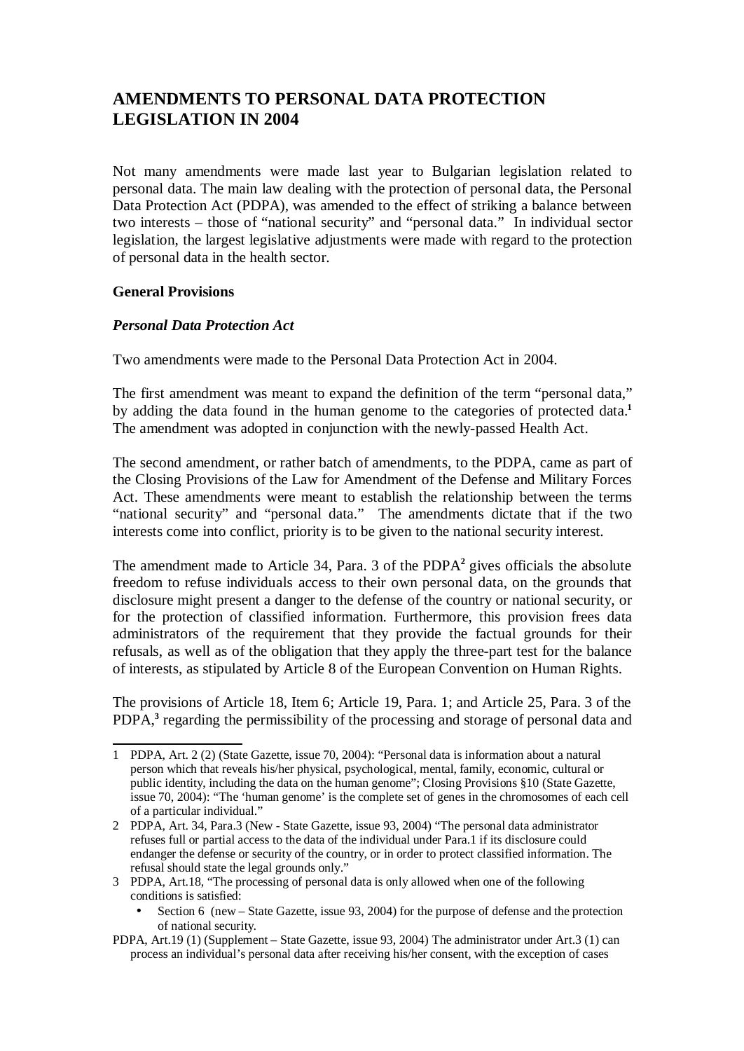# AMENDMENTS TO PERSONAL DATA PROTECTION LEGISLATION IN 2004

Not many amendments were made last year to Bulgarian legislation related to personal data. The main law dealing with the protection of personal data, the Personal Data Protection Act (PDPA), was amended to the effect of striking a balance between two interests – those of "national security" and "personal data." In individual sector legislation, the largest legislative adjustments were made with regard to the protection of personal data in the health sector.

**General Provisions**

***Personal Data Protection Act***

Two amendments were made to the Personal Data Protection Act in 2004.

The first amendment was meant to expand the definition of the term "personal data," by adding the data found in the human genome to the categories of protected data.[1] The amendment was adopted in conjunction with the newly-passed Health Act.

The second amendment, or rather batch of amendments, to the PDPA, came as part of the Closing Provisions of the Law for Amendment of the Defense and Military Forces Act. These amendments were meant to establish the relationship between the terms "national security" and "personal data." The amendments dictate that if the two interests come into conflict, priority is to be given to the national security interest.

The amendment made to Article 34, Para. 3 of the PDPA[2] gives officials the absolute freedom to refuse individuals access to their own personal data, on the grounds that disclosure might present a danger to the defense of the country or national security, or for the protection of classified information. Furthermore, this provision frees data administrators of the requirement that they provide the factual grounds for their refusals, as well as of the obligation that they apply the three-part test for the balance of interests, as stipulated by Article 8 of the European Convention on Human Rights.

The provisions of Article 18, Item 6; Article 19, Para. 1; and Article 25, Para. 3 of the PDPA,[3] regarding the permissibility of the processing and storage of personal data and

---

1 PDPA, Art. 2 (2) (State Gazette, issue 70, 2004): "Personal data is information about a natural person which that reveals his/her physical, psychological, mental, family, economic, cultural or public identity, including the data on the human genome"; Closing Provisions §10 (State Gazette, issue 70, 2004): "The 'human genome' is the complete set of genes in the chromosomes of each cell of a particular individual."

2 PDPA, Art. 34, Para.3 (New - State Gazette, issue 93, 2004) "The personal data administrator refuses full or partial access to the data of the individual under Para.1 if its disclosure could endanger the defense or security of the country, or in order to protect classified information. The refusal should state the legal grounds only."

3 PDPA, Art.18, "The processing of personal data is only allowed when one of the following conditions is satisfied:

- Section 6 (new – State Gazette, issue 93, 2004) for the purpose of defense and the protection of national security.

PDPA, Art.19 (1) (Supplement – State Gazette, issue 93, 2004) The administrator under Art.3 (1) can process an individual's personal data after receiving his/her consent, with the exception of cases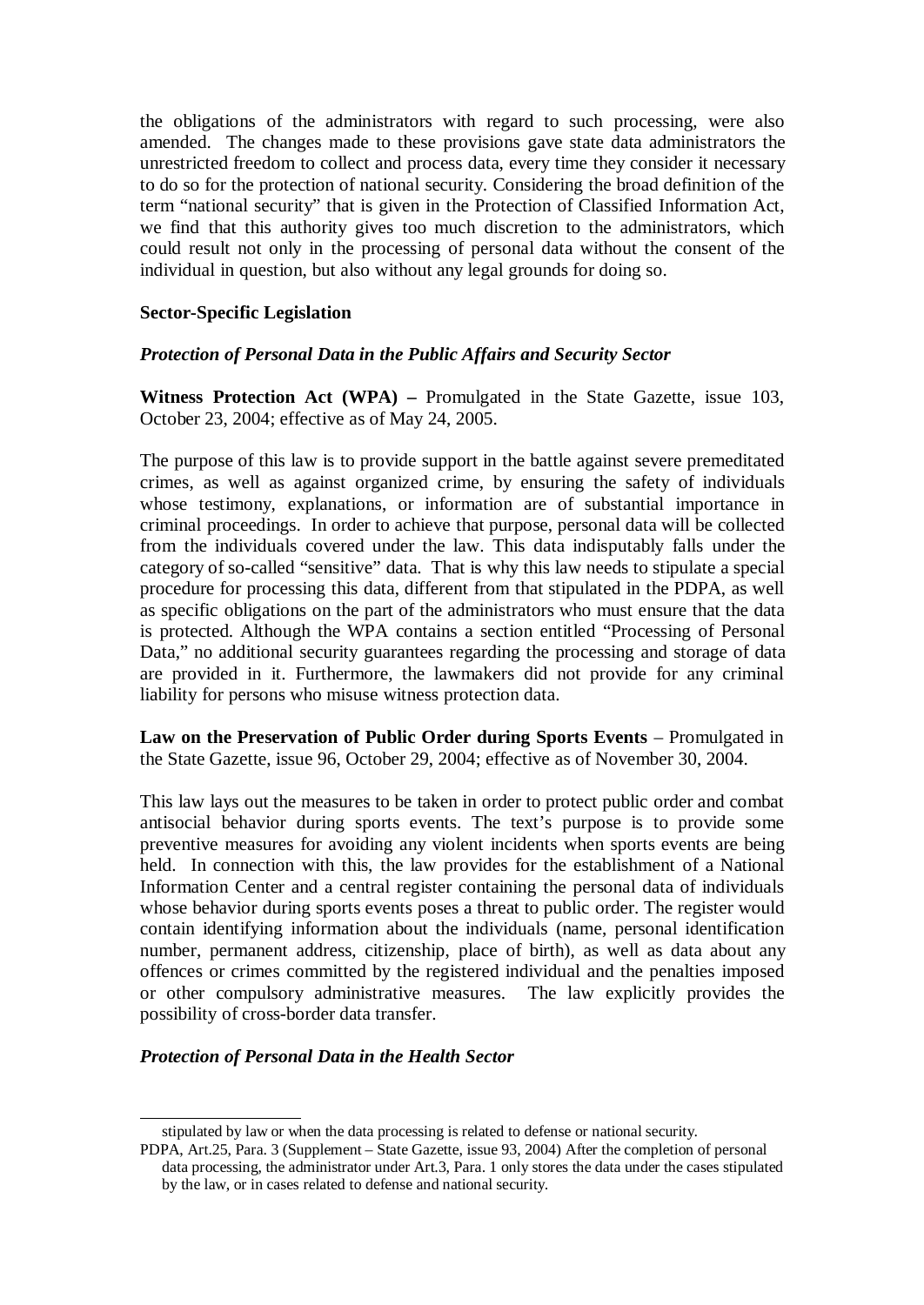the obligations of the administrators with regard to such processing, were also amended. The changes made to these provisions gave state data administrators the unrestricted freedom to collect and process data, every time they consider it necessary to do so for the protection of national security. Considering the broad definition of the term "national security" that is given in the Protection of Classified Information Act, we find that this authority gives too much discretion to the administrators, which could result not only in the processing of personal data without the consent of the individual in question, but also without any legal grounds for doing so.

**Sector-Specific Legislation**

***Protection of Personal Data in the Public Affairs and Security Sector***

**Witness Protection Act (WPA) –** Promulgated in the State Gazette, issue 103, October 23, 2004; effective as of May 24, 2005.

The purpose of this law is to provide support in the battle against severe premeditated crimes, as well as against organized crime, by ensuring the safety of individuals whose testimony, explanations, or information are of substantial importance in criminal proceedings. In order to achieve that purpose, personal data will be collected from the individuals covered under the law. This data indisputably falls under the category of so-called "sensitive" data. That is why this law needs to stipulate a special procedure for processing this data, different from that stipulated in the PDPA, as well as specific obligations on the part of the administrators who must ensure that the data is protected. Although the WPA contains a section entitled "Processing of Personal Data," no additional security guarantees regarding the processing and storage of data are provided in it. Furthermore, the lawmakers did not provide for any criminal liability for persons who misuse witness protection data.

**Law on the Preservation of Public Order during Sports Events** – Promulgated in the State Gazette, issue 96, October 29, 2004; effective as of November 30, 2004.

This law lays out the measures to be taken in order to protect public order and combat antisocial behavior during sports events. The text's purpose is to provide some preventive measures for avoiding any violent incidents when sports events are being held. In connection with this, the law provides for the establishment of a National Information Center and a central register containing the personal data of individuals whose behavior during sports events poses a threat to public order. The register would contain identifying information about the individuals (name, personal identification number, permanent address, citizenship, place of birth), as well as data about any offences or crimes committed by the registered individual and the penalties imposed or other compulsory administrative measures. The law explicitly provides the possibility of cross-border data transfer.

***Protection of Personal Data in the Health Sector***

---

stipulated by law or when the data processing is related to defense or national security.

PDPA, Art.25, Para. 3 (Supplement – State Gazette, issue 93, 2004) After the completion of personal data processing, the administrator under Art.3, Para. 1 only stores the data under the cases stipulated by the law, or in cases related to defense and national security.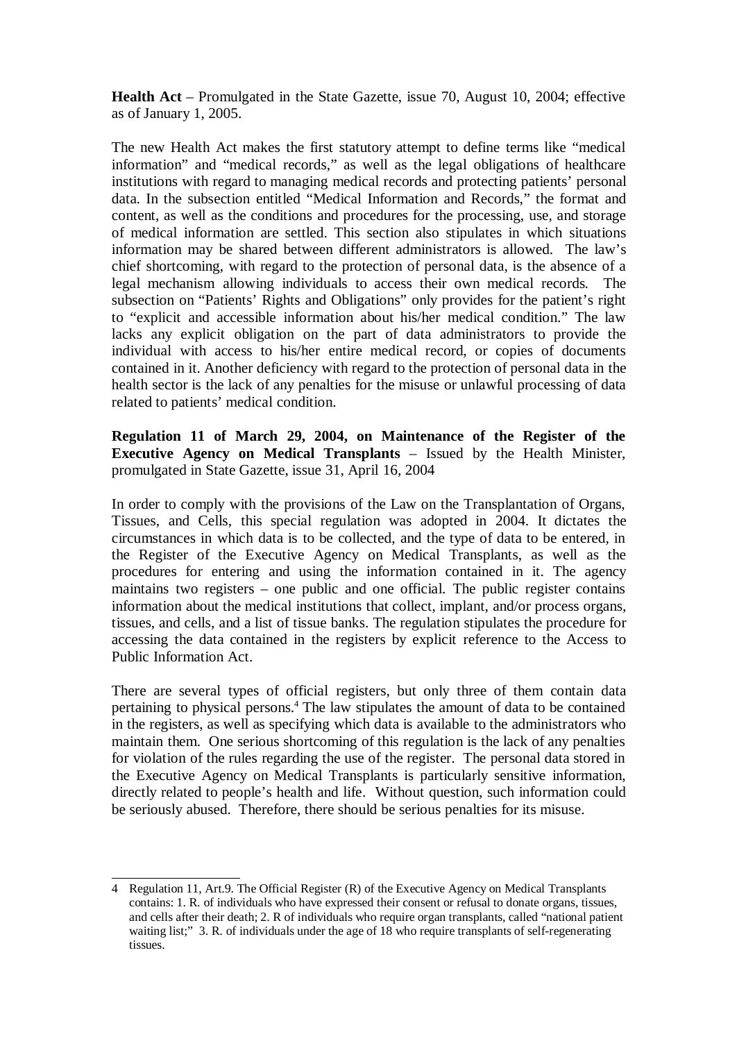**Health Act** – Promulgated in the State Gazette, issue 70, August 10, 2004; effective as of January 1, 2005.

The new Health Act makes the first statutory attempt to define terms like "medical information" and "medical records," as well as the legal obligations of healthcare institutions with regard to managing medical records and protecting patients' personal data. In the subsection entitled "Medical Information and Records," the format and content, as well as the conditions and procedures for the processing, use, and storage of medical information are settled. This section also stipulates in which situations information may be shared between different administrators is allowed. The law's chief shortcoming, with regard to the protection of personal data, is the absence of a legal mechanism allowing individuals to access their own medical records. The subsection on "Patients' Rights and Obligations" only provides for the patient's right to "explicit and accessible information about his/her medical condition." The law lacks any explicit obligation on the part of data administrators to provide the individual with access to his/her entire medical record, or copies of documents contained in it. Another deficiency with regard to the protection of personal data in the health sector is the lack of any penalties for the misuse or unlawful processing of data related to patients' medical condition.

**Regulation 11 of March 29, 2004, on Maintenance of the Register of the Executive Agency on Medical Transplants** – Issued by the Health Minister, promulgated in State Gazette, issue 31, April 16, 2004

In order to comply with the provisions of the Law on the Transplantation of Organs, Tissues, and Cells, this special regulation was adopted in 2004. It dictates the circumstances in which data is to be collected, and the type of data to be entered, in the Register of the Executive Agency on Medical Transplants, as well as the procedures for entering and using the information contained in it. The agency maintains two registers – one public and one official. The public register contains information about the medical institutions that collect, implant, and/or process organs, tissues, and cells, and a list of tissue banks. The regulation stipulates the procedure for accessing the data contained in the registers by explicit reference to the Access to Public Information Act.

There are several types of official registers, but only three of them contain data pertaining to physical persons.[4] The law stipulates the amount of data to be contained in the registers, as well as specifying which data is available to the administrators who maintain them. One serious shortcoming of this regulation is the lack of any penalties for violation of the rules regarding the use of the register. The personal data stored in the Executive Agency on Medical Transplants is particularly sensitive information, directly related to people's health and life. Without question, such information could be seriously abused. Therefore, there should be serious penalties for its misuse.

---

4 Regulation 11, Art.9. The Official Register (R) of the Executive Agency on Medical Transplants contains: 1. R. of individuals who have expressed their consent or refusal to donate organs, tissues, and cells after their death; 2. R of individuals who require organ transplants, called "national patient waiting list;" 3. R. of individuals under the age of 18 who require transplants of self-regenerating tissues.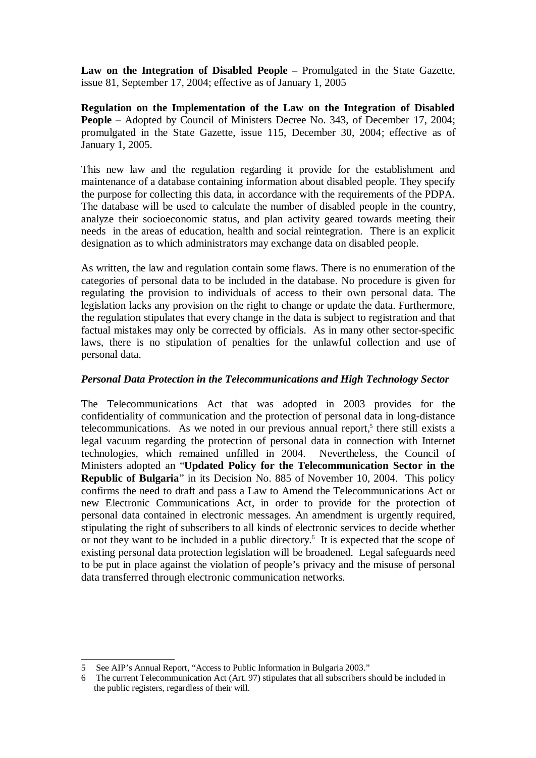**Law on the Integration of Disabled People** – Promulgated in the State Gazette, issue 81, September 17, 2004; effective as of January 1, 2005

**Regulation on the Implementation of the Law on the Integration of Disabled People** – Adopted by Council of Ministers Decree No. 343, of December 17, 2004; promulgated in the State Gazette, issue 115, December 30, 2004; effective as of January 1, 2005.

This new law and the regulation regarding it provide for the establishment and maintenance of a database containing information about disabled people. They specify the purpose for collecting this data, in accordance with the requirements of the PDPA. The database will be used to calculate the number of disabled people in the country, analyze their socioeconomic status, and plan activity geared towards meeting their needs in the areas of education, health and social reintegration. There is an explicit designation as to which administrators may exchange data on disabled people.

As written, the law and regulation contain some flaws. There is no enumeration of the categories of personal data to be included in the database. No procedure is given for regulating the provision to individuals of access to their own personal data. The legislation lacks any provision on the right to change or update the data. Furthermore, the regulation stipulates that every change in the data is subject to registration and that factual mistakes may only be corrected by officials. As in many other sector-specific laws, there is no stipulation of penalties for the unlawful collection and use of personal data.

### *Personal Data Protection in the Telecommunications and High Technology Sector*

The Telecommunications Act that was adopted in 2003 provides for the confidentiality of communication and the protection of personal data in long-distance telecommunications. As we noted in our previous annual report,[5] there still exists a legal vacuum regarding the protection of personal data in connection with Internet technologies, which remained unfilled in 2004. Nevertheless, the Council of Ministers adopted an "**Updated Policy for the Telecommunication Sector in the Republic of Bulgaria**" in its Decision No. 885 of November 10, 2004. This policy confirms the need to draft and pass a Law to Amend the Telecommunications Act or new Electronic Communications Act, in order to provide for the protection of personal data contained in electronic messages. An amendment is urgently required, stipulating the right of subscribers to all kinds of electronic services to decide whether or not they want to be included in a public directory.[6] It is expected that the scope of existing personal data protection legislation will be broadened. Legal safeguards need to be put in place against the violation of people's privacy and the misuse of personal data transferred through electronic communication networks.

---

5 See AIP's Annual Report, "Access to Public Information in Bulgaria 2003."

6 The current Telecommunication Act (Art. 97) stipulates that all subscribers should be included in the public registers, regardless of their will.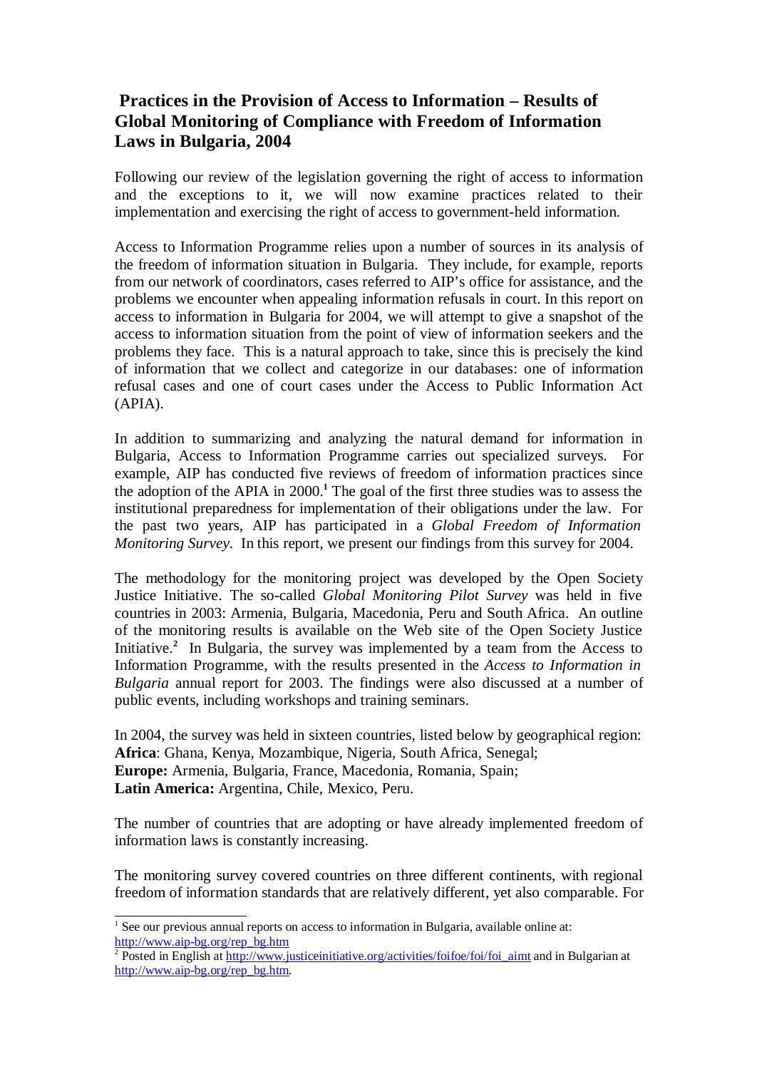## Practices in the Provision of Access to Information – Results of Global Monitoring of Compliance with Freedom of Information Laws in Bulgaria, 2004

Following our review of the legislation governing the right of access to information and the exceptions to it, we will now examine practices related to their implementation and exercising the right of access to government-held information.

Access to Information Programme relies upon a number of sources in its analysis of the freedom of information situation in Bulgaria. They include, for example, reports from our network of coordinators, cases referred to AIP's office for assistance, and the problems we encounter when appealing information refusals in court. In this report on access to information in Bulgaria for 2004, we will attempt to give a snapshot of the access to information situation from the point of view of information seekers and the problems they face. This is a natural approach to take, since this is precisely the kind of information that we collect and categorize in our databases: one of information refusal cases and one of court cases under the Access to Public Information Act (APIA).

In addition to summarizing and analyzing the natural demand for information in Bulgaria, Access to Information Programme carries out specialized surveys. For example, AIP has conducted five reviews of freedom of information practices since the adoption of the APIA in 2000.[1] The goal of the first three studies was to assess the institutional preparedness for implementation of their obligations under the law. For the past two years, AIP has participated in a *Global Freedom of Information Monitoring Survey*. In this report, we present our findings from this survey for 2004.

The methodology for the monitoring project was developed by the Open Society Justice Initiative. The so-called *Global Monitoring Pilot Survey* was held in five countries in 2003: Armenia, Bulgaria, Macedonia, Peru and South Africa. An outline of the monitoring results is available on the Web site of the Open Society Justice Initiative.[2] In Bulgaria, the survey was implemented by a team from the Access to Information Programme, with the results presented in the *Access to Information in Bulgaria* annual report for 2003. The findings were also discussed at a number of public events, including workshops and training seminars.

In 2004, the survey was held in sixteen countries, listed below by geographical region:
**Africa**: Ghana, Kenya, Mozambique, Nigeria, South Africa, Senegal;
**Europe:** Armenia, Bulgaria, France, Macedonia, Romania, Spain;
**Latin America:** Argentina, Chile, Mexico, Peru.

The number of countries that are adopting or have already implemented freedom of information laws is constantly increasing.

The monitoring survey covered countries on three different continents, with regional freedom of information standards that are relatively different, yet also comparable. For

---

[1] See our previous annual reports on access to information in Bulgaria, available online at: http://www.aip-bg.org/rep_bg.htm

[2] Posted in English at http://www.justiceinitiative.org/activities/foifoe/foi/foi_aimt and in Bulgarian at http://www.aip-bg.org/rep_bg.htm.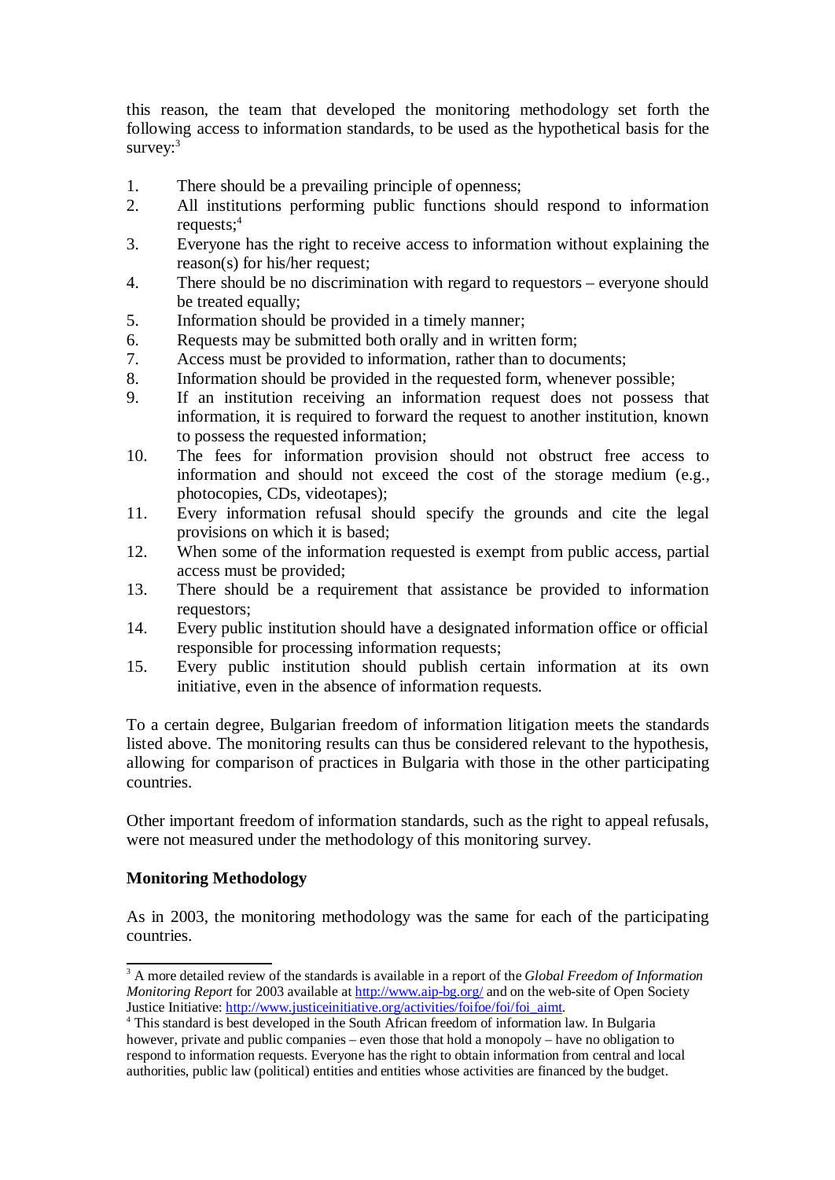this reason, the team that developed the monitoring methodology set forth the following access to information standards, to be used as the hypothetical basis for the survey:[3]

1. There should be a prevailing principle of openness;
2. All institutions performing public functions should respond to information requests;[4]
3. Everyone has the right to receive access to information without explaining the reason(s) for his/her request;
4. There should be no discrimination with regard to requestors – everyone should be treated equally;
5. Information should be provided in a timely manner;
6. Requests may be submitted both orally and in written form;
7. Access must be provided to information, rather than to documents;
8. Information should be provided in the requested form, whenever possible;
9. If an institution receiving an information request does not possess that information, it is required to forward the request to another institution, known to possess the requested information;
10. The fees for information provision should not obstruct free access to information and should not exceed the cost of the storage medium (e.g., photocopies, CDs, videotapes);
11. Every information refusal should specify the grounds and cite the legal provisions on which it is based;
12. When some of the information requested is exempt from public access, partial access must be provided;
13. There should be a requirement that assistance be provided to information requestors;
14. Every public institution should have a designated information office or official responsible for processing information requests;
15. Every public institution should publish certain information at its own initiative, even in the absence of information requests.

To a certain degree, Bulgarian freedom of information litigation meets the standards listed above. The monitoring results can thus be considered relevant to the hypothesis, allowing for comparison of practices in Bulgaria with those in the other participating countries.

Other important freedom of information standards, such as the right to appeal refusals, were not measured under the methodology of this monitoring survey.

**Monitoring Methodology**

As in 2003, the monitoring methodology was the same for each of the participating countries.

---

[3] A more detailed review of the standards is available in a report of the *Global Freedom of Information Monitoring Report* for 2003 available at http://www.aip-bg.org/ and on the web-site of Open Society Justice Initiative: http://www.justiceinitiative.org/activities/foifoe/foi/foi_aimt.

[4] This standard is best developed in the South African freedom of information law. In Bulgaria however, private and public companies – even those that hold a monopoly – have no obligation to respond to information requests. Everyone has the right to obtain information from central and local authorities, public law (political) entities and entities whose activities are financed by the budget.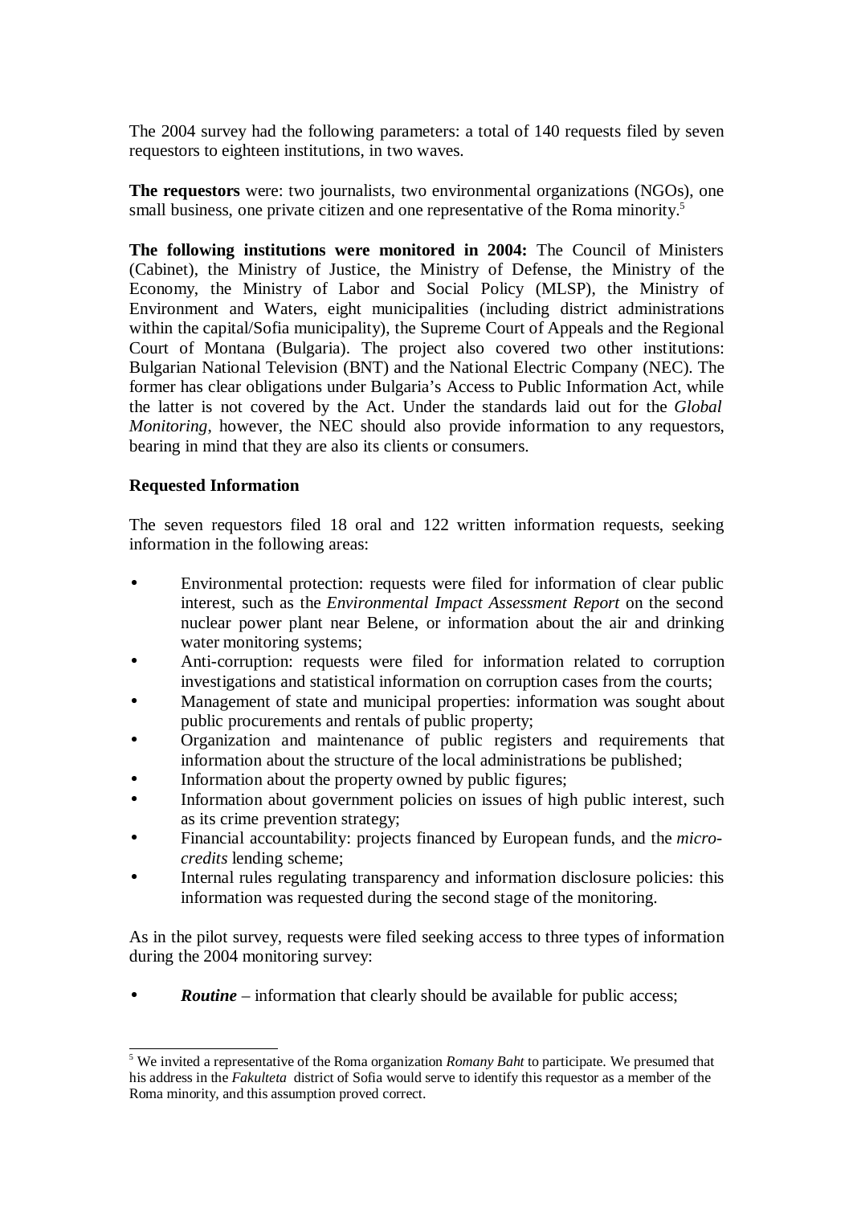The 2004 survey had the following parameters: a total of 140 requests filed by seven requestors to eighteen institutions, in two waves.

**The requestors** were: two journalists, two environmental organizations (NGOs), one small business, one private citizen and one representative of the Roma minority.[5]

**The following institutions were monitored in 2004:** The Council of Ministers (Cabinet), the Ministry of Justice, the Ministry of Defense, the Ministry of the Economy, the Ministry of Labor and Social Policy (MLSP), the Ministry of Environment and Waters, eight municipalities (including district administrations within the capital/Sofia municipality), the Supreme Court of Appeals and the Regional Court of Montana (Bulgaria). The project also covered two other institutions: Bulgarian National Television (BNT) and the National Electric Company (NEC). The former has clear obligations under Bulgaria's Access to Public Information Act, while the latter is not covered by the Act. Under the standards laid out for the *Global Monitoring*, however, the NEC should also provide information to any requestors, bearing in mind that they are also its clients or consumers.

**Requested Information**

The seven requestors filed 18 oral and 122 written information requests, seeking information in the following areas:

- Environmental protection: requests were filed for information of clear public interest, such as the *Environmental Impact Assessment Report* on the second nuclear power plant near Belene, or information about the air and drinking water monitoring systems;
- Anti-corruption: requests were filed for information related to corruption investigations and statistical information on corruption cases from the courts;
- Management of state and municipal properties: information was sought about public procurements and rentals of public property;
- Organization and maintenance of public registers and requirements that information about the structure of the local administrations be published;
- Information about the property owned by public figures;
- Information about government policies on issues of high public interest, such as its crime prevention strategy;
- Financial accountability: projects financed by European funds, and the *micro-credits* lending scheme;
- Internal rules regulating transparency and information disclosure policies: this information was requested during the second stage of the monitoring.

As in the pilot survey, requests were filed seeking access to three types of information during the 2004 monitoring survey:

- ***Routine*** – information that clearly should be available for public access;

[5] We invited a representative of the Roma organization *Romany Baht* to participate. We presumed that his address in the *Fakulteta* district of Sofia would serve to identify this requestor as a member of the Roma minority, and this assumption proved correct.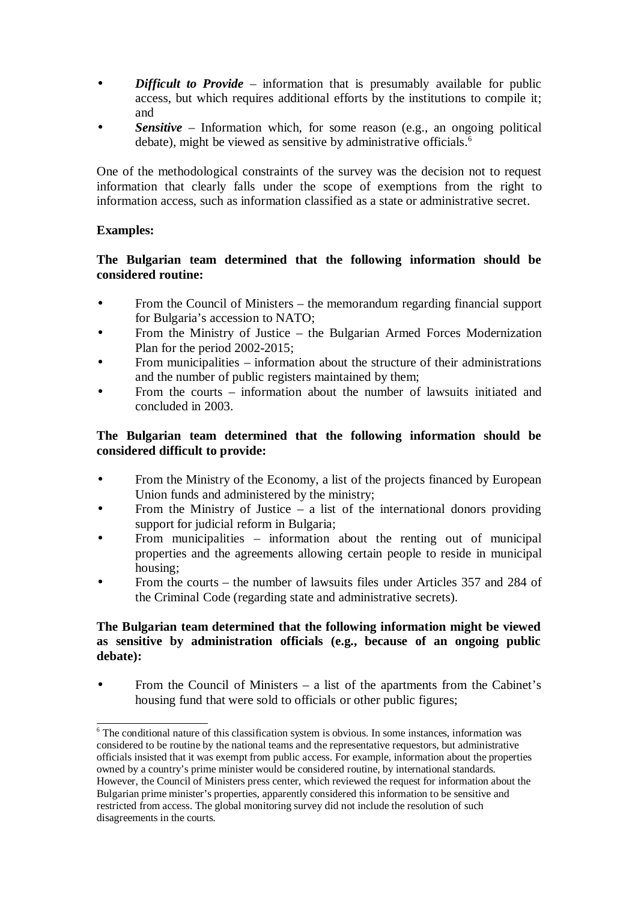- ***Difficult to Provide*** – information that is presumably available for public access, but which requires additional efforts by the institutions to compile it; and
- ***Sensitive*** – Information which, for some reason (e.g., an ongoing political debate), might be viewed as sensitive by administrative officials.[6]

One of the methodological constraints of the survey was the decision not to request information that clearly falls under the scope of exemptions from the right to information access, such as information classified as a state or administrative secret.

**Examples:**

**The Bulgarian team determined that the following information should be considered routine:**

- From the Council of Ministers – the memorandum regarding financial support for Bulgaria's accession to NATO;
- From the Ministry of Justice – the Bulgarian Armed Forces Modernization Plan for the period 2002-2015;
- From municipalities – information about the structure of their administrations and the number of public registers maintained by them;
- From the courts – information about the number of lawsuits initiated and concluded in 2003.

**The Bulgarian team determined that the following information should be considered difficult to provide:**

- From the Ministry of the Economy, a list of the projects financed by European Union funds and administered by the ministry;
- From the Ministry of Justice – a list of the international donors providing support for judicial reform in Bulgaria;
- From municipalities – information about the renting out of municipal properties and the agreements allowing certain people to reside in municipal housing;
- From the courts – the number of lawsuits files under Articles 357 and 284 of the Criminal Code (regarding state and administrative secrets).

**The Bulgarian team determined that the following information might be viewed as sensitive by administration officials (e.g., because of an ongoing public debate):**

- From the Council of Ministers – a list of the apartments from the Cabinet's housing fund that were sold to officials or other public figures;

[6] The conditional nature of this classification system is obvious. In some instances, information was considered to be routine by the national teams and the representative requestors, but administrative officials insisted that it was exempt from public access. For example, information about the properties owned by a country's prime minister would be considered routine, by international standards. However, the Council of Ministers press center, which reviewed the request for information about the Bulgarian prime minister's properties, apparently considered this information to be sensitive and restricted from access. The global monitoring survey did not include the resolution of such disagreements in the courts.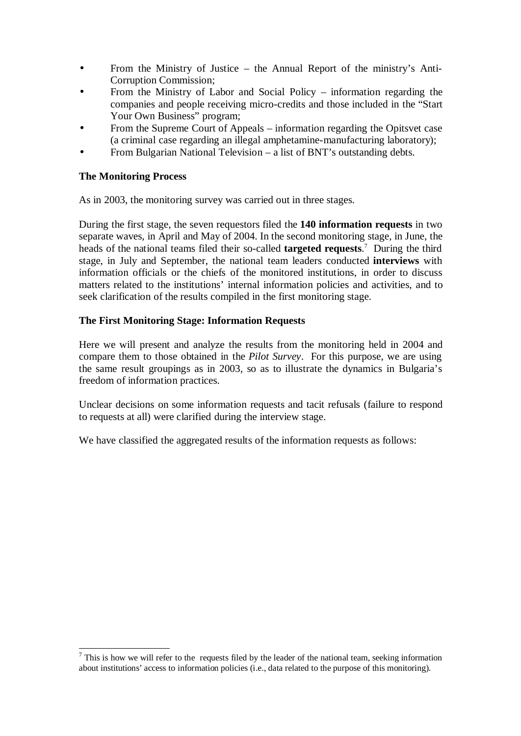- From the Ministry of Justice – the Annual Report of the ministry's Anti-Corruption Commission;
- From the Ministry of Labor and Social Policy – information regarding the companies and people receiving micro-credits and those included in the "Start Your Own Business" program;
- From the Supreme Court of Appeals – information regarding the Opitsvet case (a criminal case regarding an illegal amphetamine-manufacturing laboratory);
- From Bulgarian National Television – a list of BNT's outstanding debts.

**The Monitoring Process**

As in 2003, the monitoring survey was carried out in three stages.

During the first stage, the seven requestors filed the **140 information requests** in two separate waves, in April and May of 2004. In the second monitoring stage, in June, the heads of the national teams filed their so-called **targeted requests**.[7] During the third stage, in July and September, the national team leaders conducted **interviews** with information officials or the chiefs of the monitored institutions, in order to discuss matters related to the institutions' internal information policies and activities, and to seek clarification of the results compiled in the first monitoring stage.

**The First Monitoring Stage: Information Requests**

Here we will present and analyze the results from the monitoring held in 2004 and compare them to those obtained in the *Pilot Survey*. For this purpose, we are using the same result groupings as in 2003, so as to illustrate the dynamics in Bulgaria's freedom of information practices.

Unclear decisions on some information requests and tacit refusals (failure to respond to requests at all) were clarified during the interview stage.

We have classified the aggregated results of the information requests as follows:

[7] This is how we will refer to the requests filed by the leader of the national team, seeking information about institutions' access to information policies (i.e., data related to the purpose of this monitoring).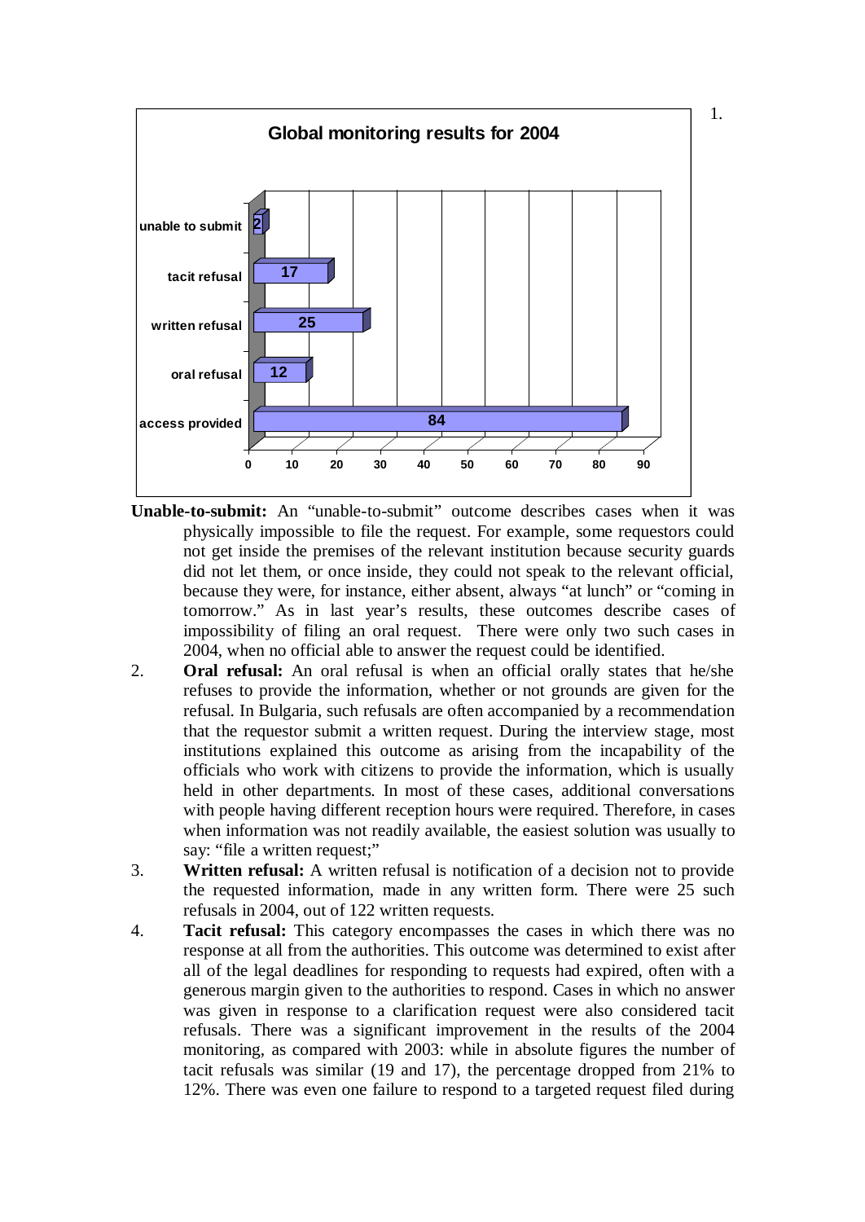**Global monitoring results for 2004**

| Outcome | Number |
|---|---|
| unable to submit | 2 |
| tacit refusal | 17 |
| written refusal | 25 |
| oral refusal | 12 |
| access provided | 84 |

1. **Unable-to-submit:** An "unable-to-submit" outcome describes cases when it was physically impossible to file the request. For example, some requestors could not get inside the premises of the relevant institution because security guards did not let them, or once inside, they could not speak to the relevant official, because they were, for instance, either absent, always "at lunch" or "coming in tomorrow." As in last year's results, these outcomes describe cases of impossibility of filing an oral request. There were only two such cases in 2004, when no official able to answer the request could be identified.

2. **Oral refusal:** An oral refusal is when an official orally states that he/she refuses to provide the information, whether or not grounds are given for the refusal. In Bulgaria, such refusals are often accompanied by a recommendation that the requestor submit a written request. During the interview stage, most institutions explained this outcome as arising from the incapability of the officials who work with citizens to provide the information, which is usually held in other departments. In most of these cases, additional conversations with people having different reception hours were required. Therefore, in cases when information was not readily available, the easiest solution was usually to say: "file a written request;"

3. **Written refusal:** A written refusal is notification of a decision not to provide the requested information, made in any written form. There were 25 such refusals in 2004, out of 122 written requests.

4. **Tacit refusal:** This category encompasses the cases in which there was no response at all from the authorities. This outcome was determined to exist after all of the legal deadlines for responding to requests had expired, often with a generous margin given to the authorities to respond. Cases in which no answer was given in response to a clarification request were also considered tacit refusals. There was a significant improvement in the results of the 2004 monitoring, as compared with 2003: while in absolute figures the number of tacit refusals was similar (19 and 17), the percentage dropped from 21% to 12%. There was even one failure to respond to a targeted request filed during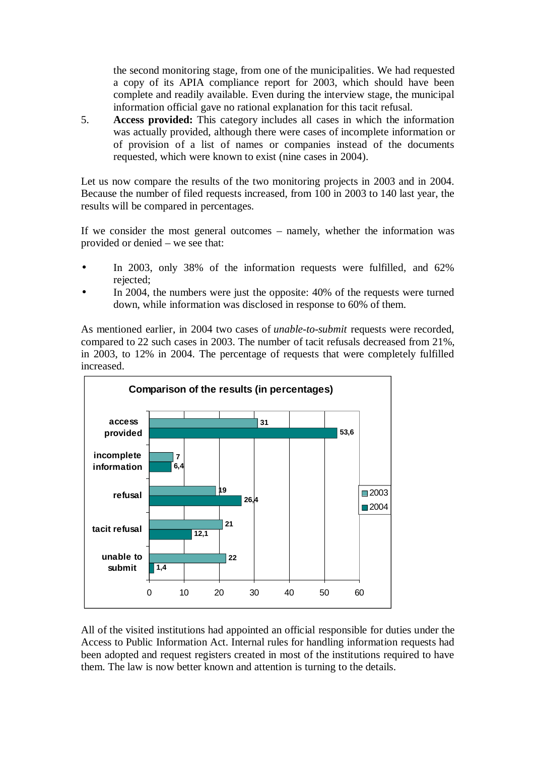the second monitoring stage, from one of the municipalities. We had requested a copy of its APIA compliance report for 2003, which should have been complete and readily available. Even during the interview stage, the municipal information official gave no rational explanation for this tacit refusal.

5. **Access provided:** This category includes all cases in which the information was actually provided, although there were cases of incomplete information or of provision of a list of names or companies instead of the documents requested, which were known to exist (nine cases in 2004).

Let us now compare the results of the two monitoring projects in 2003 and in 2004. Because the number of filed requests increased, from 100 in 2003 to 140 last year, the results will be compared in percentages.

If we consider the most general outcomes – namely, whether the information was provided or denied – we see that:

- In 2003, only 38% of the information requests were fulfilled, and 62% rejected;
- In 2004, the numbers were just the opposite: 40% of the requests were turned down, while information was disclosed in response to 60% of them.

As mentioned earlier, in 2004 two cases of *unable-to-submit* requests were recorded, compared to 22 such cases in 2003. The number of tacit refusals decreased from 21%, in 2003, to 12% in 2004. The percentage of requests that were completely fulfilled increased.

**Comparison of the results (in percentages)**

| | 2003 | 2004 |
|---|---|---|
| access provided | 31 | 53,6 |
| incomplete information | 7 | 6,4 |
| refusal | 19 | 26,4 |
| tacit refusal | 21 | 12,1 |
| unable to submit | 22 | 1,4 |

All of the visited institutions had appointed an official responsible for duties under the Access to Public Information Act. Internal rules for handling information requests had been adopted and request registers created in most of the institutions required to have them. The law is now better known and attention is turning to the details.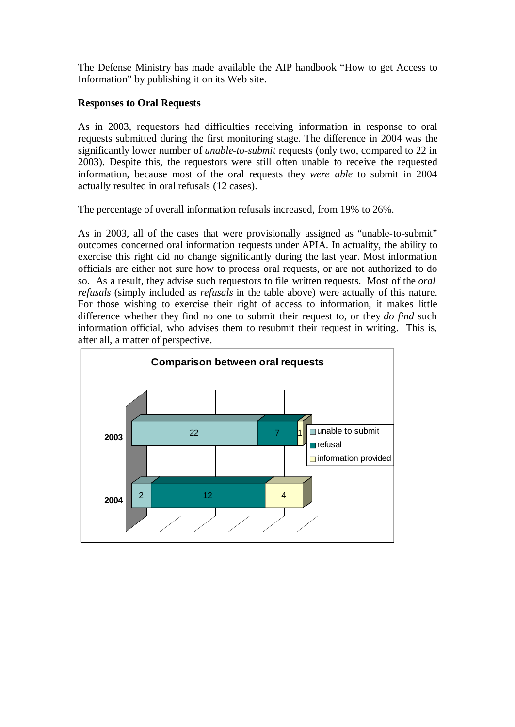The Defense Ministry has made available the AIP handbook "How to get Access to Information" by publishing it on its Web site.

**Responses to Oral Requests**

As in 2003, requestors had difficulties receiving information in response to oral requests submitted during the first monitoring stage. The difference in 2004 was the significantly lower number of *unable-to-submit* requests (only two, compared to 22 in 2003). Despite this, the requestors were still often unable to receive the requested information, because most of the oral requests they *were able* to submit in 2004 actually resulted in oral refusals (12 cases).

The percentage of overall information refusals increased, from 19% to 26%.

As in 2003, all of the cases that were provisionally assigned as "unable-to-submit" outcomes concerned oral information requests under APIA. In actuality, the ability to exercise this right did no change significantly during the last year. Most information officials are either not sure how to process oral requests, or are not authorized to do so. As a result, they advise such requestors to file written requests. Most of the *oral refusals* (simply included as *refusals* in the table above) were actually of this nature. For those wishing to exercise their right of access to information, it makes little difference whether they find no one to submit their request to, or they *do find* such information official, who advises them to resubmit their request in writing. This is, after all, a matter of perspective.

**Comparison between oral requests**

| | unable to submit | refusal | information provided |
|---|---|---|---|
| 2003 | 22 | 7 | 1 |
| 2004 | 2 | 12 | 4 |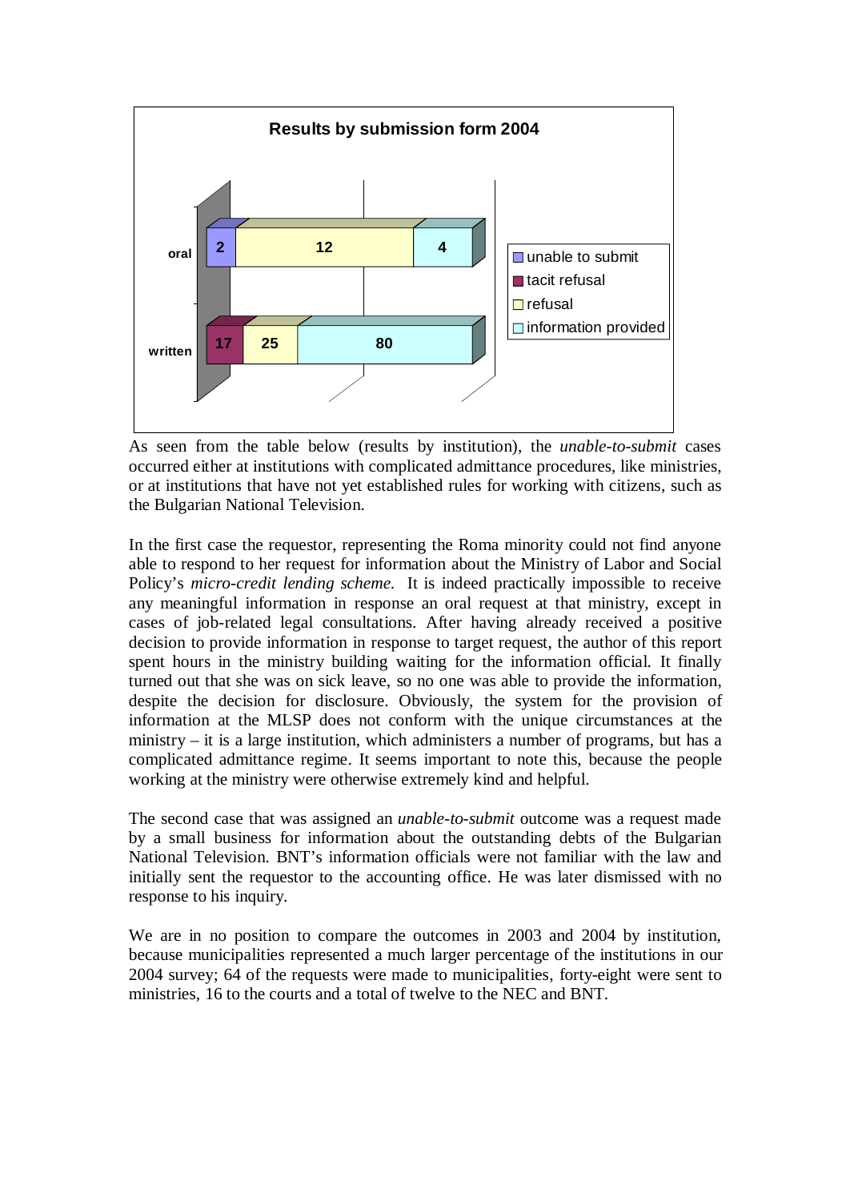**Results by submission form 2004**

| | unable to submit | tacit refusal | refusal | information provided |
|---|---|---|---|---|
| oral | 2 | | 12 | 4 |
| written | | 17 | 25 | 80 |

As seen from the table below (results by institution), the *unable-to-submit* cases occurred either at institutions with complicated admittance procedures, like ministries, or at institutions that have not yet established rules for working with citizens, such as the Bulgarian National Television.

In the first case the requestor, representing the Roma minority could not find anyone able to respond to her request for information about the Ministry of Labor and Social Policy's *micro-credit lending scheme.* It is indeed practically impossible to receive any meaningful information in response an oral request at that ministry, except in cases of job-related legal consultations. After having already received a positive decision to provide information in response to target request, the author of this report spent hours in the ministry building waiting for the information official. It finally turned out that she was on sick leave, so no one was able to provide the information, despite the decision for disclosure. Obviously, the system for the provision of information at the MLSP does not conform with the unique circumstances at the ministry – it is a large institution, which administers a number of programs, but has a complicated admittance regime. It seems important to note this, because the people working at the ministry were otherwise extremely kind and helpful.

The second case that was assigned an *unable-to-submit* outcome was a request made by a small business for information about the outstanding debts of the Bulgarian National Television. BNT's information officials were not familiar with the law and initially sent the requestor to the accounting office. He was later dismissed with no response to his inquiry.

We are in no position to compare the outcomes in 2003 and 2004 by institution, because municipalities represented a much larger percentage of the institutions in our 2004 survey; 64 of the requests were made to municipalities, forty-eight were sent to ministries, 16 to the courts and a total of twelve to the NEC and BNT.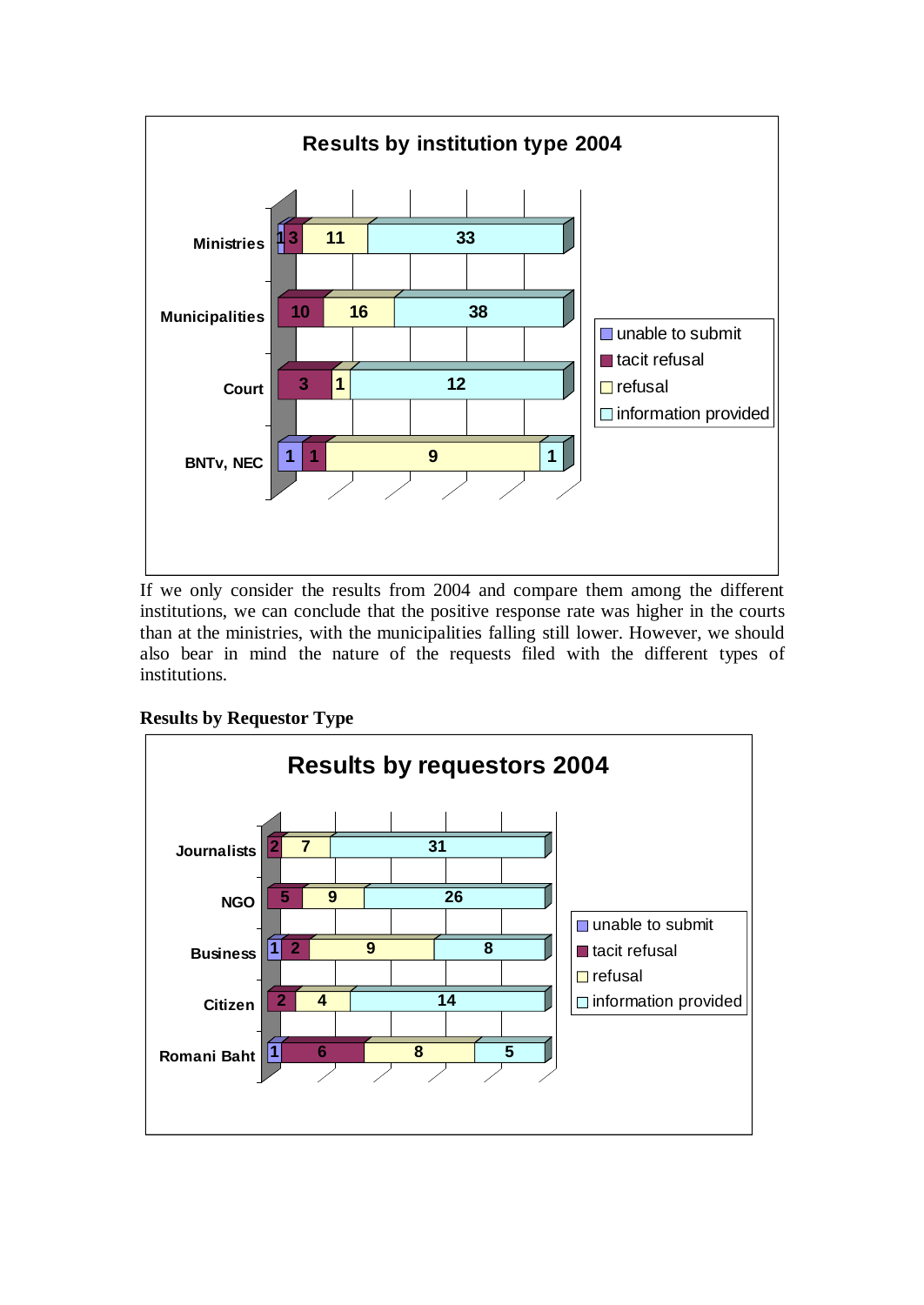**Results by institution type 2004**

| | unable to submit | tacit refusal | refusal | information provided |
|---|---|---|---|---|
| Ministries | 1 | 3 | 11 | 33 |
| Municipalities | | 10 | 16 | 38 |
| Court | | 3 | 1 | 12 |
| BNTv, NEC | 1 | 1 | 9 | 1 |

If we only consider the results from 2004 and compare them among the different institutions, we can conclude that the positive response rate was higher in the courts than at the ministries, with the municipalities falling still lower. However, we should also bear in mind the nature of the requests filed with the different types of institutions.

**Results by Requestor Type**

**Results by requestors 2004**

| | unable to submit | tacit refusal | refusal | information provided |
|---|---|---|---|---|
| Journalists | | 2 | 7 | 31 |
| NGO | | 5 | 9 | 26 |
| Business | 1 | 2 | 9 | 8 |
| Citizen | | 2 | 4 | 14 |
| Romani Baht | 1 | 6 | 8 | 5 |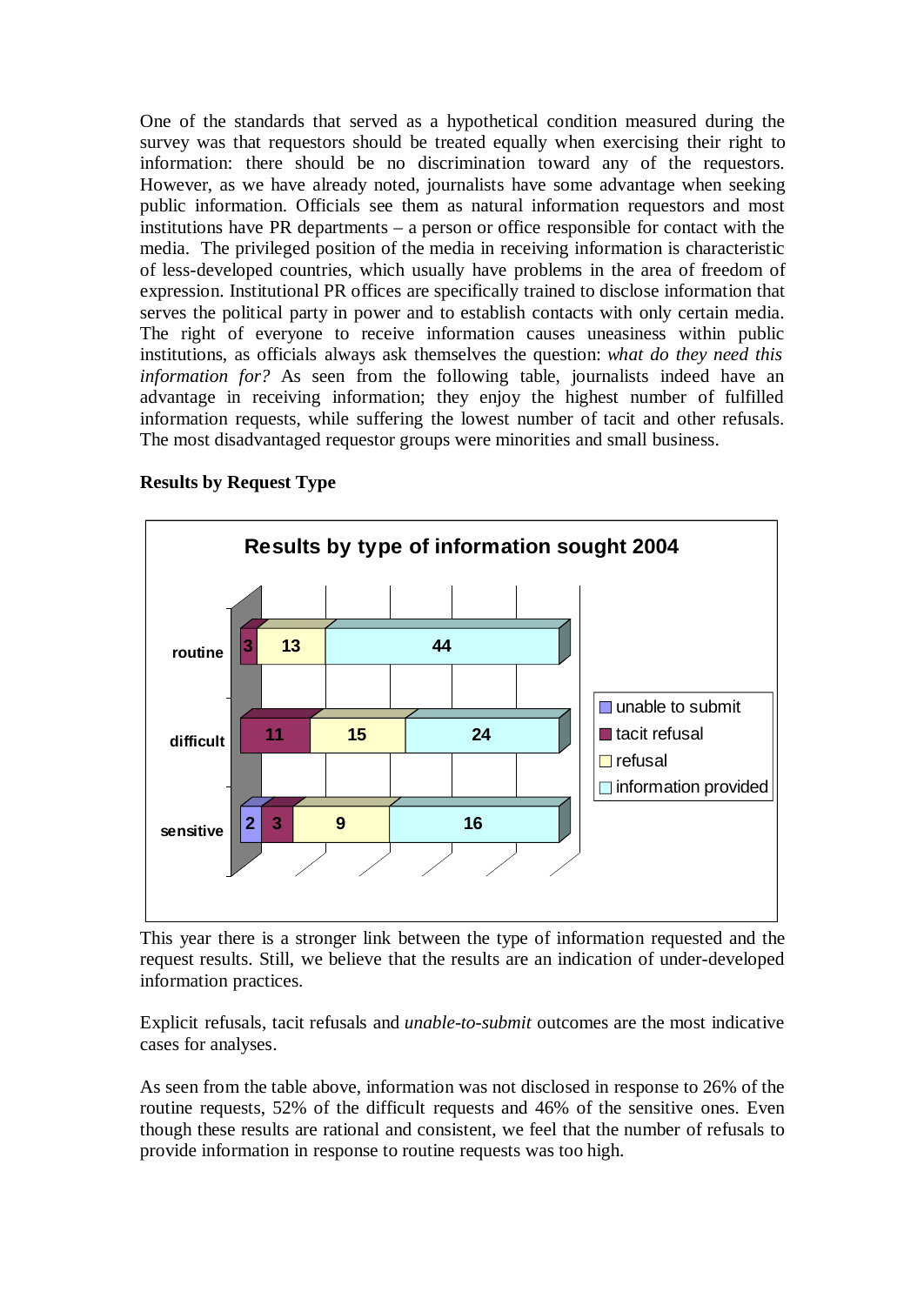One of the standards that served as a hypothetical condition measured during the survey was that requestors should be treated equally when exercising their right to information: there should be no discrimination toward any of the requestors. However, as we have already noted, journalists have some advantage when seeking public information. Officials see them as natural information requestors and most institutions have PR departments – a person or office responsible for contact with the media. The privileged position of the media in receiving information is characteristic of less-developed countries, which usually have problems in the area of freedom of expression. Institutional PR offices are specifically trained to disclose information that serves the political party in power and to establish contacts with only certain media. The right of everyone to receive information causes uneasiness within public institutions, as officials always ask themselves the question: *what do they need this information for?* As seen from the following table, journalists indeed have an advantage in receiving information; they enjoy the highest number of fulfilled information requests, while suffering the lowest number of tacit and other refusals. The most disadvantaged requestor groups were minorities and small business.

**Results by Request Type**

**Results by type of information sought 2004**

| | unable to submit | tacit refusal | refusal | information provided |
|---|---|---|---|---|
| routine | | 3 | 13 | 44 |
| difficult | | 11 | 15 | 24 |
| sensitive | 2 | 3 | 9 | 16 |

This year there is a stronger link between the type of information requested and the request results. Still, we believe that the results are an indication of under-developed information practices.

Explicit refusals, tacit refusals and *unable-to-submit* outcomes are the most indicative cases for analyses.

As seen from the table above, information was not disclosed in response to 26% of the routine requests, 52% of the difficult requests and 46% of the sensitive ones. Even though these results are rational and consistent, we feel that the number of refusals to provide information in response to routine requests was too high.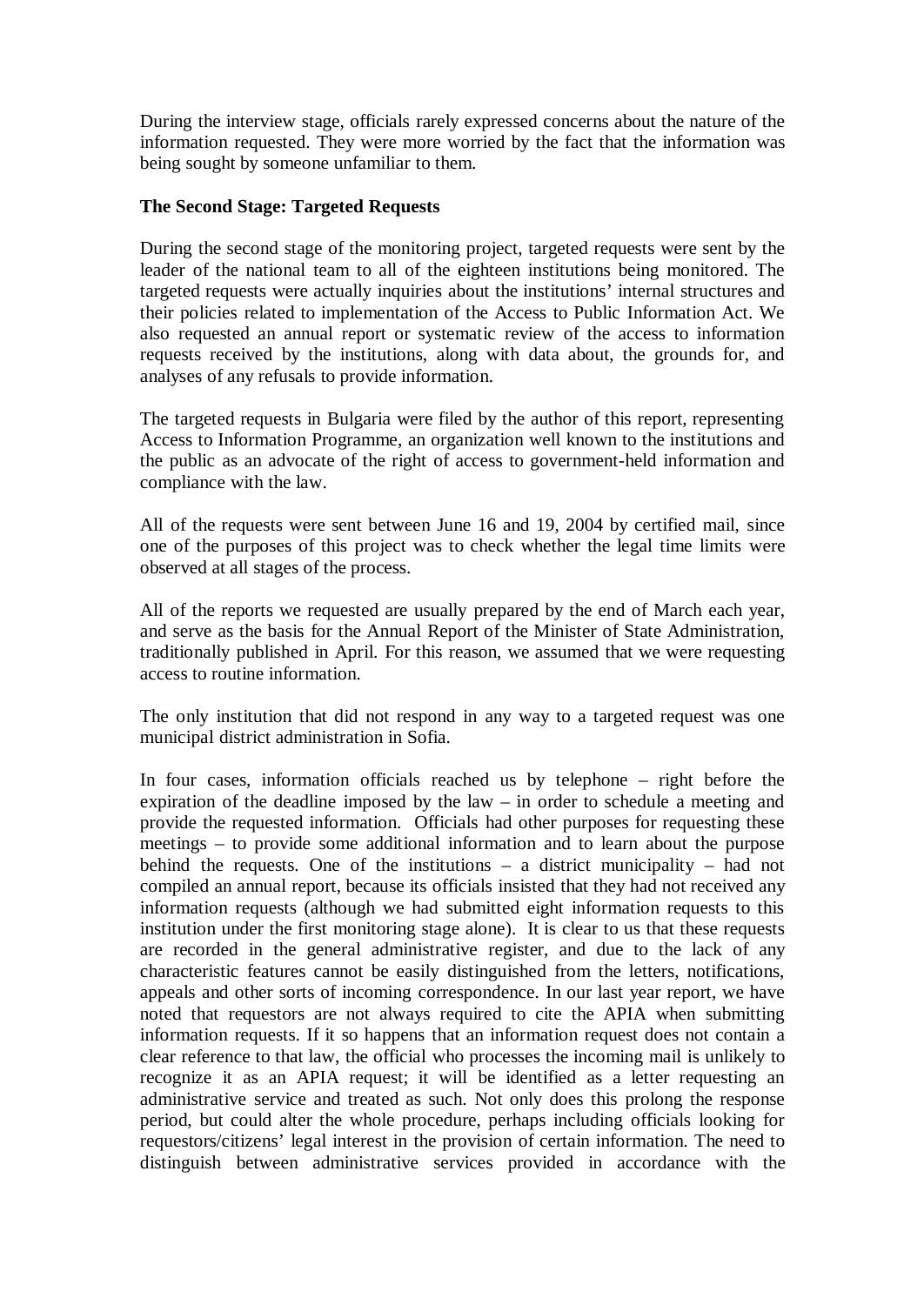During the interview stage, officials rarely expressed concerns about the nature of the information requested. They were more worried by the fact that the information was being sought by someone unfamiliar to them.

**The Second Stage: Targeted Requests**

During the second stage of the monitoring project, targeted requests were sent by the leader of the national team to all of the eighteen institutions being monitored. The targeted requests were actually inquiries about the institutions' internal structures and their policies related to implementation of the Access to Public Information Act. We also requested an annual report or systematic review of the access to information requests received by the institutions, along with data about, the grounds for, and analyses of any refusals to provide information.

The targeted requests in Bulgaria were filed by the author of this report, representing Access to Information Programme, an organization well known to the institutions and the public as an advocate of the right of access to government-held information and compliance with the law.

All of the requests were sent between June 16 and 19, 2004 by certified mail, since one of the purposes of this project was to check whether the legal time limits were observed at all stages of the process.

All of the reports we requested are usually prepared by the end of March each year, and serve as the basis for the Annual Report of the Minister of State Administration, traditionally published in April. For this reason, we assumed that we were requesting access to routine information.

The only institution that did not respond in any way to a targeted request was one municipal district administration in Sofia.

In four cases, information officials reached us by telephone – right before the expiration of the deadline imposed by the law – in order to schedule a meeting and provide the requested information. Officials had other purposes for requesting these meetings – to provide some additional information and to learn about the purpose behind the requests. One of the institutions – a district municipality – had not compiled an annual report, because its officials insisted that they had not received any information requests (although we had submitted eight information requests to this institution under the first monitoring stage alone). It is clear to us that these requests are recorded in the general administrative register, and due to the lack of any characteristic features cannot be easily distinguished from the letters, notifications, appeals and other sorts of incoming correspondence. In our last year report, we have noted that requestors are not always required to cite the APIA when submitting information requests. If it so happens that an information request does not contain a clear reference to that law, the official who processes the incoming mail is unlikely to recognize it as an APIA request; it will be identified as a letter requesting an administrative service and treated as such. Not only does this prolong the response period, but could alter the whole procedure, perhaps including officials looking for requestors/citizens' legal interest in the provision of certain information. The need to distinguish between administrative services provided in accordance with the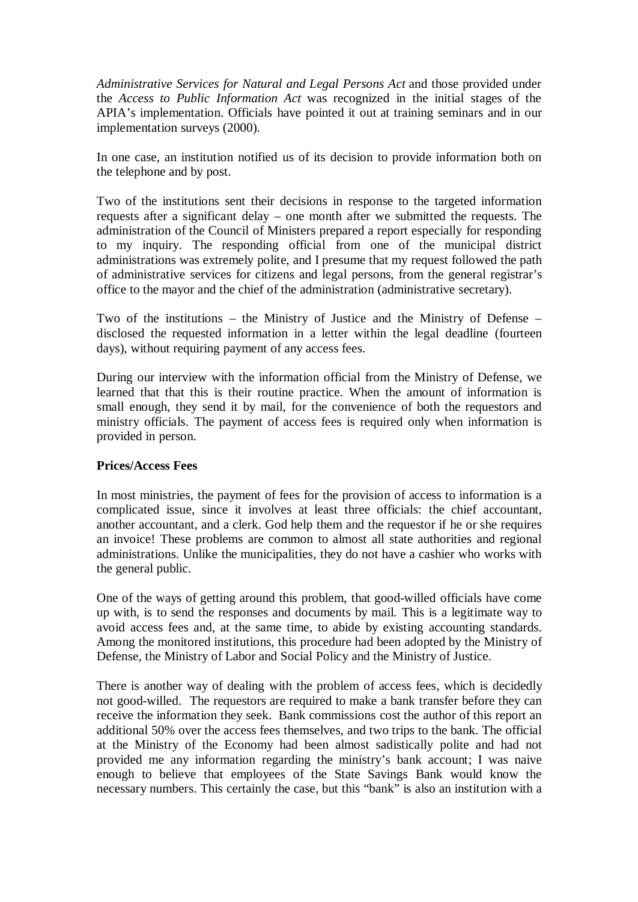*Administrative Services for Natural and Legal Persons Act* and those provided under the *Access to Public Information Act* was recognized in the initial stages of the APIA's implementation. Officials have pointed it out at training seminars and in our implementation surveys (2000).

In one case, an institution notified us of its decision to provide information both on the telephone and by post.

Two of the institutions sent their decisions in response to the targeted information requests after a significant delay – one month after we submitted the requests. The administration of the Council of Ministers prepared a report especially for responding to my inquiry. The responding official from one of the municipal district administrations was extremely polite, and I presume that my request followed the path of administrative services for citizens and legal persons, from the general registrar's office to the mayor and the chief of the administration (administrative secretary).

Two of the institutions – the Ministry of Justice and the Ministry of Defense – disclosed the requested information in a letter within the legal deadline (fourteen days), without requiring payment of any access fees.

During our interview with the information official from the Ministry of Defense, we learned that that this is their routine practice. When the amount of information is small enough, they send it by mail, for the convenience of both the requestors and ministry officials. The payment of access fees is required only when information is provided in person.

**Prices/Access Fees**

In most ministries, the payment of fees for the provision of access to information is a complicated issue, since it involves at least three officials: the chief accountant, another accountant, and a clerk. God help them and the requestor if he or she requires an invoice! These problems are common to almost all state authorities and regional administrations. Unlike the municipalities, they do not have a cashier who works with the general public.

One of the ways of getting around this problem, that good-willed officials have come up with, is to send the responses and documents by mail. This is a legitimate way to avoid access fees and, at the same time, to abide by existing accounting standards. Among the monitored institutions, this procedure had been adopted by the Ministry of Defense, the Ministry of Labor and Social Policy and the Ministry of Justice.

There is another way of dealing with the problem of access fees, which is decidedly not good-willed. The requestors are required to make a bank transfer before they can receive the information they seek. Bank commissions cost the author of this report an additional 50% over the access fees themselves, and two trips to the bank. The official at the Ministry of the Economy had been almost sadistically polite and had not provided me any information regarding the ministry's bank account; I was naive enough to believe that employees of the State Savings Bank would know the necessary numbers. This certainly the case, but this "bank" is also an institution with a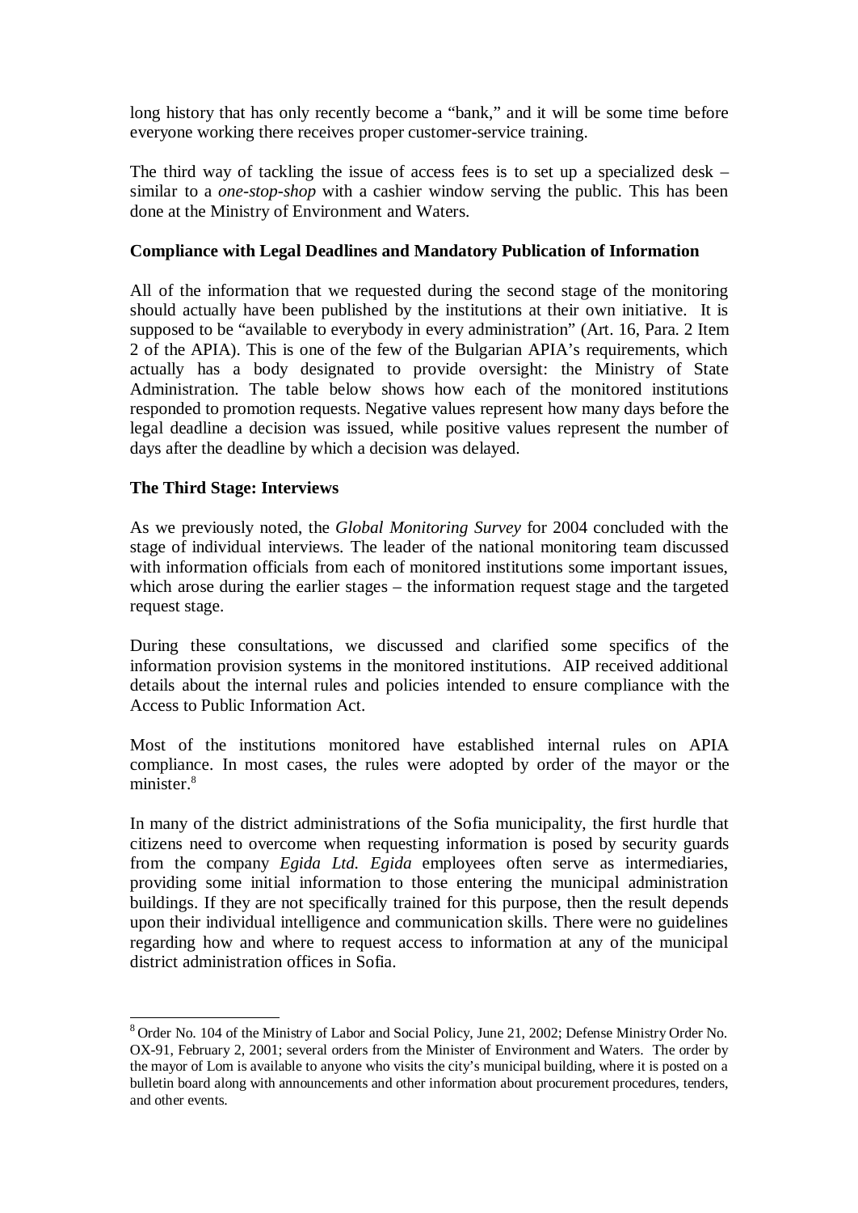long history that has only recently become a "bank," and it will be some time before everyone working there receives proper customer-service training.

The third way of tackling the issue of access fees is to set up a specialized desk – similar to a *one-stop-shop* with a cashier window serving the public. This has been done at the Ministry of Environment and Waters.

**Compliance with Legal Deadlines and Mandatory Publication of Information**

All of the information that we requested during the second stage of the monitoring should actually have been published by the institutions at their own initiative. It is supposed to be "available to everybody in every administration" (Art. 16, Para. 2 Item 2 of the APIA). This is one of the few of the Bulgarian APIA's requirements, which actually has a body designated to provide oversight: the Ministry of State Administration. The table below shows how each of the monitored institutions responded to promotion requests. Negative values represent how many days before the legal deadline a decision was issued, while positive values represent the number of days after the deadline by which a decision was delayed.

**The Third Stage: Interviews**

As we previously noted, the *Global Monitoring Survey* for 2004 concluded with the stage of individual interviews. The leader of the national monitoring team discussed with information officials from each of monitored institutions some important issues, which arose during the earlier stages – the information request stage and the targeted request stage.

During these consultations, we discussed and clarified some specifics of the information provision systems in the monitored institutions. AIP received additional details about the internal rules and policies intended to ensure compliance with the Access to Public Information Act.

Most of the institutions monitored have established internal rules on APIA compliance. In most cases, the rules were adopted by order of the mayor or the minister.[8]

In many of the district administrations of the Sofia municipality, the first hurdle that citizens need to overcome when requesting information is posed by security guards from the company *Egida Ltd. Egida* employees often serve as intermediaries, providing some initial information to those entering the municipal administration buildings. If they are not specifically trained for this purpose, then the result depends upon their individual intelligence and communication skills. There were no guidelines regarding how and where to request access to information at any of the municipal district administration offices in Sofia.

---

[8] Order No. 104 of the Ministry of Labor and Social Policy, June 21, 2002; Defense Ministry Order No. OX-91, February 2, 2001; several orders from the Minister of Environment and Waters. The order by the mayor of Lom is available to anyone who visits the city's municipal building, where it is posted on a bulletin board along with announcements and other information about procurement procedures, tenders, and other events.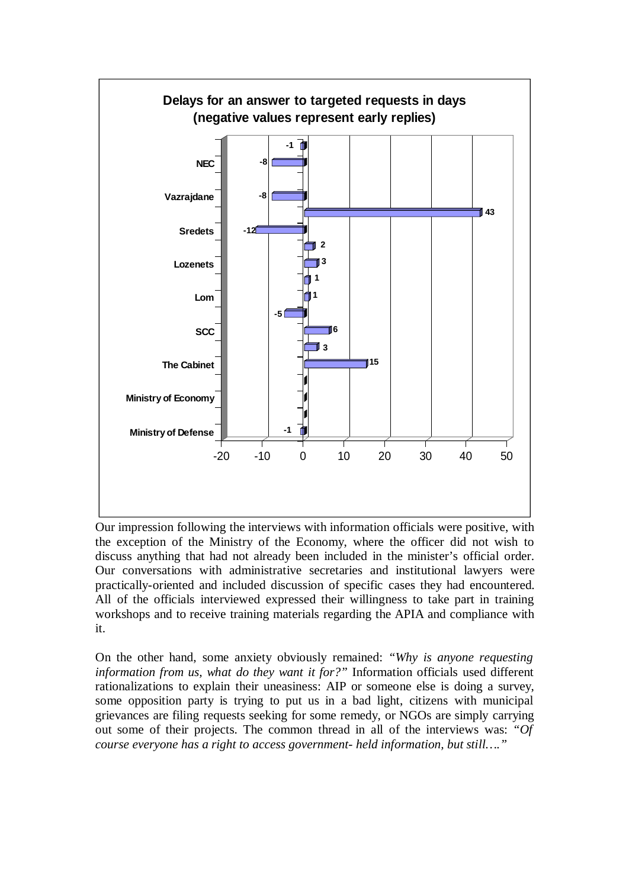**Delays for an answer to targeted requests in days (negative values represent early replies)**

Our impression following the interviews with information officials were positive, with the exception of the Ministry of the Economy, where the officer did not wish to discuss anything that had not already been included in the minister's official order. Our conversations with administrative secretaries and institutional lawyers were practically-oriented and included discussion of specific cases they had encountered. All of the officials interviewed expressed their willingness to take part in training workshops and to receive training materials regarding the APIA and compliance with it.

On the other hand, some anxiety obviously remained: *"Why is anyone requesting information from us, what do they want it for?"* Information officials used different rationalizations to explain their uneasiness: AIP or someone else is doing a survey, some opposition party is trying to put us in a bad light, citizens with municipal grievances are filing requests seeking for some remedy, or NGOs are simply carrying out some of their projects. The common thread in all of the interviews was: *"Of course everyone has a right to access government- held information, but still…."*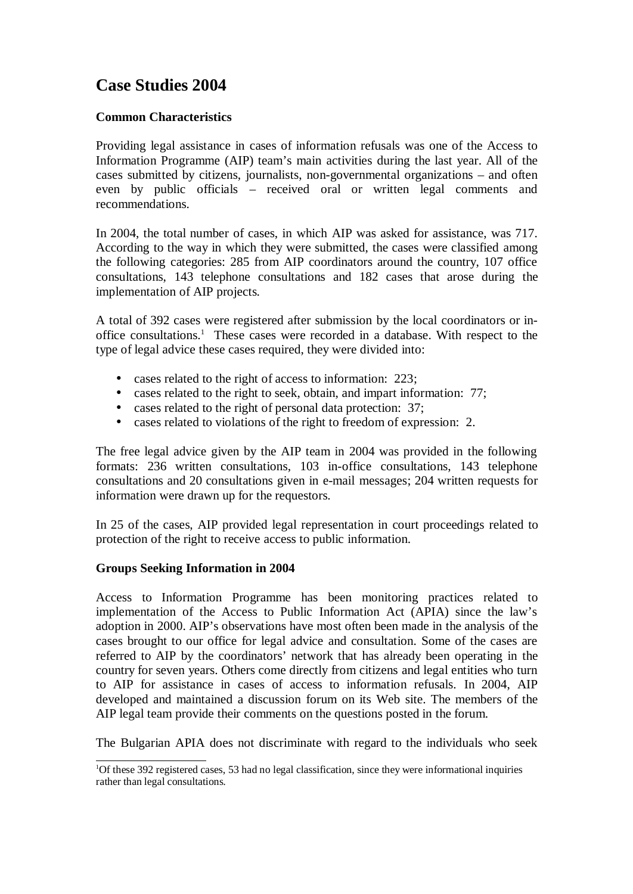## Case Studies 2004

### Common Characteristics

Providing legal assistance in cases of information refusals was one of the Access to Information Programme (AIP) team's main activities during the last year. All of the cases submitted by citizens, journalists, non-governmental organizations – and often even by public officials – received oral or written legal comments and recommendations.

In 2004, the total number of cases, in which AIP was asked for assistance, was 717. According to the way in which they were submitted, the cases were classified among the following categories: 285 from AIP coordinators around the country, 107 office consultations, 143 telephone consultations and 182 cases that arose during the implementation of AIP projects.

A total of 392 cases were registered after submission by the local coordinators or in-office consultations.[1] These cases were recorded in a database. With respect to the type of legal advice these cases required, they were divided into:

- cases related to the right of access to information: 223;
- cases related to the right to seek, obtain, and impart information: 77;
- cases related to the right of personal data protection: 37;
- cases related to violations of the right to freedom of expression: 2.

The free legal advice given by the AIP team in 2004 was provided in the following formats: 236 written consultations, 103 in-office consultations, 143 telephone consultations and 20 consultations given in e-mail messages; 204 written requests for information were drawn up for the requestors.

In 25 of the cases, AIP provided legal representation in court proceedings related to protection of the right to receive access to public information.

### Groups Seeking Information in 2004

Access to Information Programme has been monitoring practices related to implementation of the Access to Public Information Act (APIA) since the law's adoption in 2000. AIP's observations have most often been made in the analysis of the cases brought to our office for legal advice and consultation. Some of the cases are referred to AIP by the coordinators' network that has already been operating in the country for seven years. Others come directly from citizens and legal entities who turn to AIP for assistance in cases of access to information refusals. In 2004, AIP developed and maintained a discussion forum on its Web site. The members of the AIP legal team provide their comments on the questions posted in the forum.

The Bulgarian APIA does not discriminate with regard to the individuals who seek

[1]Of these 392 registered cases, 53 had no legal classification, since they were informational inquiries rather than legal consultations.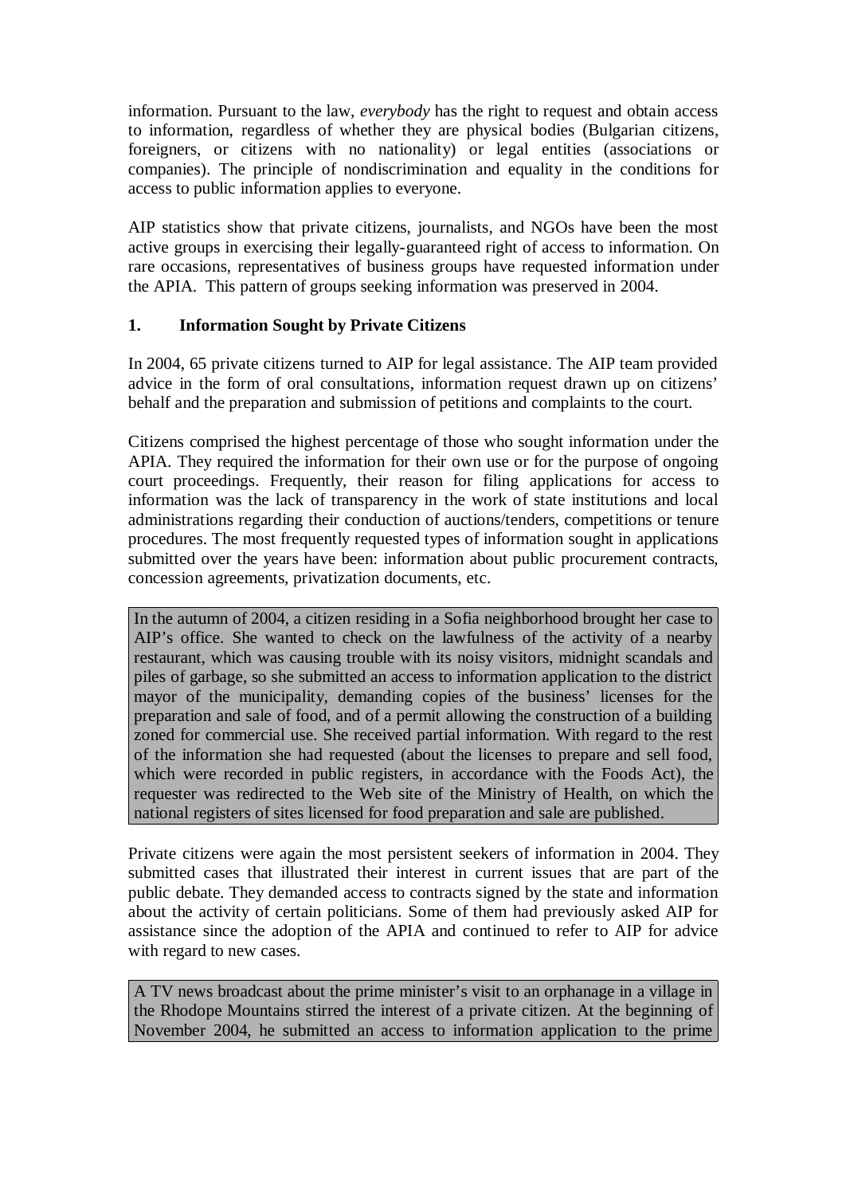information. Pursuant to the law, *everybody* has the right to request and obtain access to information, regardless of whether they are physical bodies (Bulgarian citizens, foreigners, or citizens with no nationality) or legal entities (associations or companies). The principle of nondiscrimination and equality in the conditions for access to public information applies to everyone.

AIP statistics show that private citizens, journalists, and NGOs have been the most active groups in exercising their legally-guaranteed right of access to information. On rare occasions, representatives of business groups have requested information under the APIA. This pattern of groups seeking information was preserved in 2004.

### 1. Information Sought by Private Citizens

In 2004, 65 private citizens turned to AIP for legal assistance. The AIP team provided advice in the form of oral consultations, information request drawn up on citizens' behalf and the preparation and submission of petitions and complaints to the court.

Citizens comprised the highest percentage of those who sought information under the APIA. They required the information for their own use or for the purpose of ongoing court proceedings. Frequently, their reason for filing applications for access to information was the lack of transparency in the work of state institutions and local administrations regarding their conduction of auctions/tenders, competitions or tenure procedures. The most frequently requested types of information sought in applications submitted over the years have been: information about public procurement contracts, concession agreements, privatization documents, etc.

> In the autumn of 2004, a citizen residing in a Sofia neighborhood brought her case to AIP's office. She wanted to check on the lawfulness of the activity of a nearby restaurant, which was causing trouble with its noisy visitors, midnight scandals and piles of garbage, so she submitted an access to information application to the district mayor of the municipality, demanding copies of the business' licenses for the preparation and sale of food, and of a permit allowing the construction of a building zoned for commercial use. She received partial information. With regard to the rest of the information she had requested (about the licenses to prepare and sell food, which were recorded in public registers, in accordance with the Foods Act), the requester was redirected to the Web site of the Ministry of Health, on which the national registers of sites licensed for food preparation and sale are published.

Private citizens were again the most persistent seekers of information in 2004. They submitted cases that illustrated their interest in current issues that are part of the public debate. They demanded access to contracts signed by the state and information about the activity of certain politicians. Some of them had previously asked AIP for assistance since the adoption of the APIA and continued to refer to AIP for advice with regard to new cases.

> A TV news broadcast about the prime minister's visit to an orphanage in a village in the Rhodope Mountains stirred the interest of a private citizen. At the beginning of November 2004, he submitted an access to information application to the prime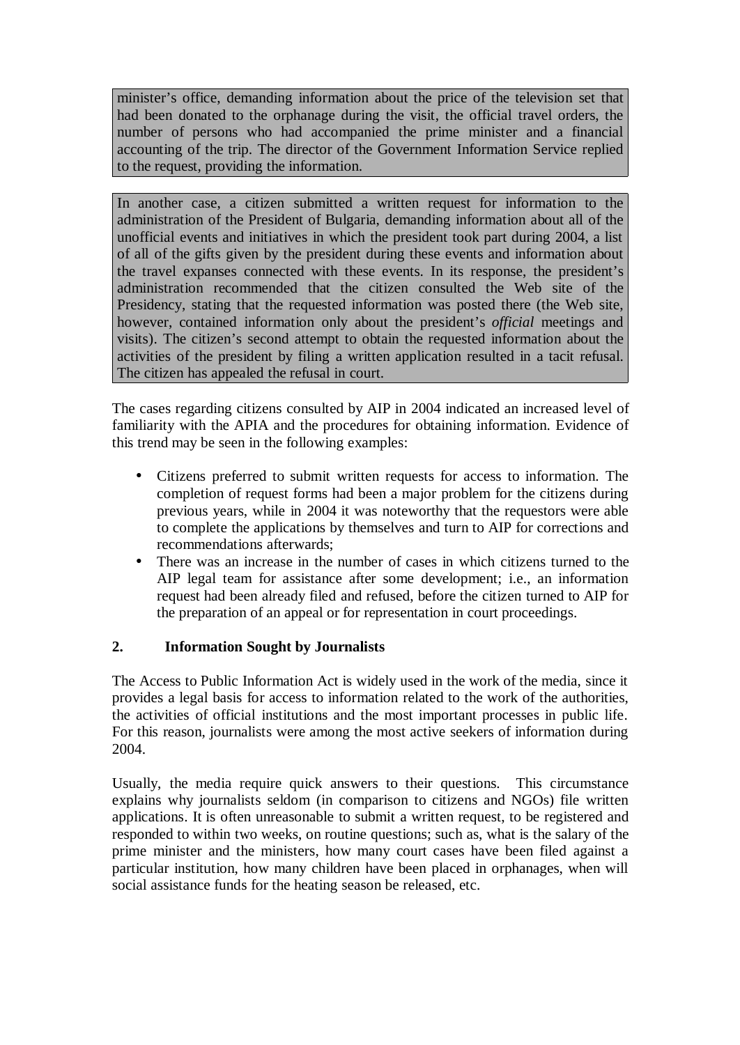minister's office, demanding information about the price of the television set that had been donated to the orphanage during the visit, the official travel orders, the number of persons who had accompanied the prime minister and a financial accounting of the trip. The director of the Government Information Service replied to the request, providing the information.

In another case, a citizen submitted a written request for information to the administration of the President of Bulgaria, demanding information about all of the unofficial events and initiatives in which the president took part during 2004, a list of all of the gifts given by the president during these events and information about the travel expanses connected with these events. In its response, the president's administration recommended that the citizen consulted the Web site of the Presidency, stating that the requested information was posted there (the Web site, however, contained information only about the president's *official* meetings and visits). The citizen's second attempt to obtain the requested information about the activities of the president by filing a written application resulted in a tacit refusal. The citizen has appealed the refusal in court.

The cases regarding citizens consulted by AIP in 2004 indicated an increased level of familiarity with the APIA and the procedures for obtaining information. Evidence of this trend may be seen in the following examples:

- Citizens preferred to submit written requests for access to information. The completion of request forms had been a major problem for the citizens during previous years, while in 2004 it was noteworthy that the requestors were able to complete the applications by themselves and turn to AIP for corrections and recommendations afterwards;
- There was an increase in the number of cases in which citizens turned to the AIP legal team for assistance after some development; i.e., an information request had been already filed and refused, before the citizen turned to AIP for the preparation of an appeal or for representation in court proceedings.

## 2. Information Sought by Journalists

The Access to Public Information Act is widely used in the work of the media, since it provides a legal basis for access to information related to the work of the authorities, the activities of official institutions and the most important processes in public life. For this reason, journalists were among the most active seekers of information during 2004.

Usually, the media require quick answers to their questions. This circumstance explains why journalists seldom (in comparison to citizens and NGOs) file written applications. It is often unreasonable to submit a written request, to be registered and responded to within two weeks, on routine questions; such as, what is the salary of the prime minister and the ministers, how many court cases have been filed against a particular institution, how many children have been placed in orphanages, when will social assistance funds for the heating season be released, etc.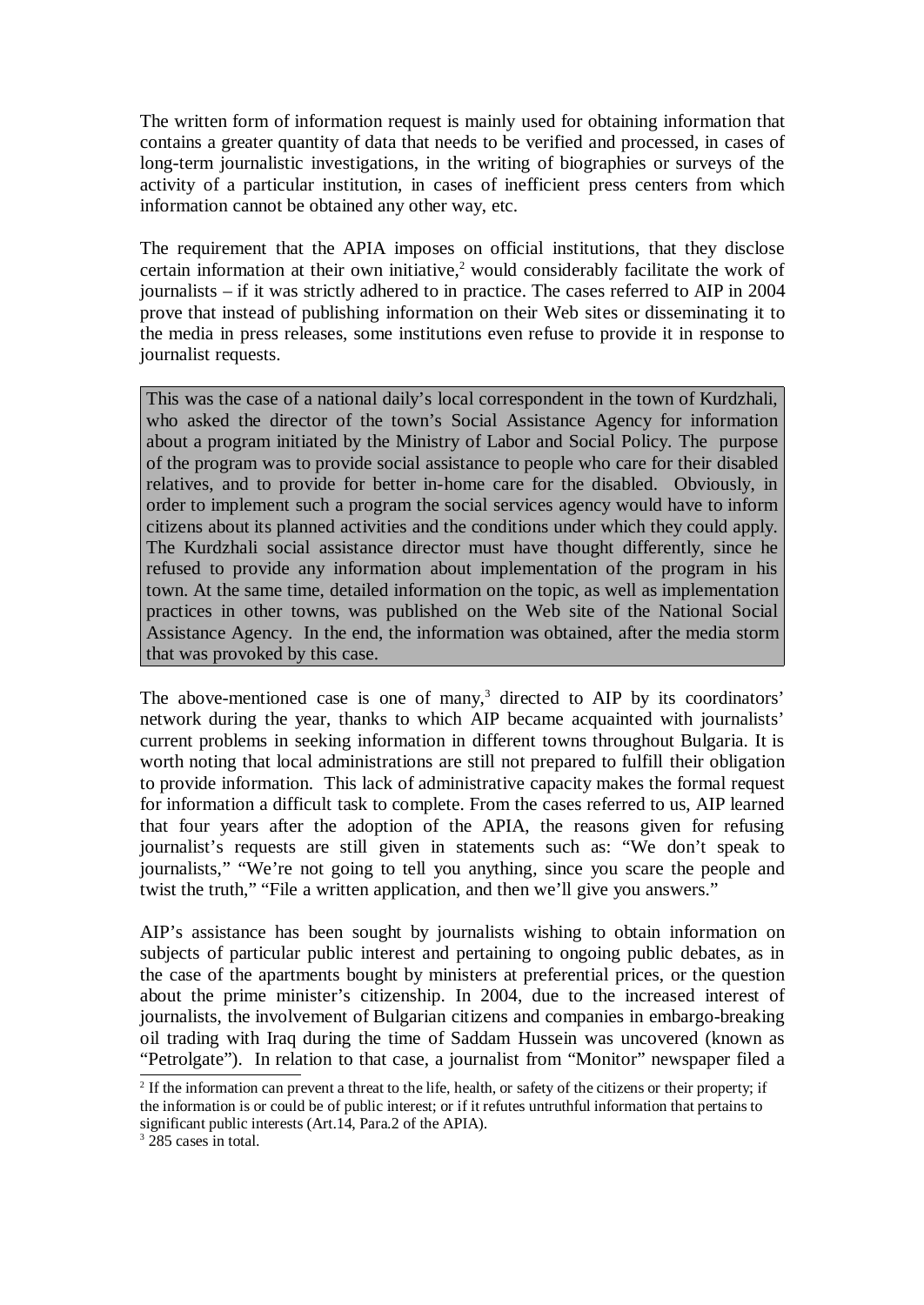The written form of information request is mainly used for obtaining information that contains a greater quantity of data that needs to be verified and processed, in cases of long-term journalistic investigations, in the writing of biographies or surveys of the activity of a particular institution, in cases of inefficient press centers from which information cannot be obtained any other way, etc.

The requirement that the APIA imposes on official institutions, that they disclose certain information at their own initiative,[2] would considerably facilitate the work of journalists – if it was strictly adhered to in practice. The cases referred to AIP in 2004 prove that instead of publishing information on their Web sites or disseminating it to the media in press releases, some institutions even refuse to provide it in response to journalist requests.

> This was the case of a national daily's local correspondent in the town of Kurdzhali, who asked the director of the town's Social Assistance Agency for information about a program initiated by the Ministry of Labor and Social Policy. The purpose of the program was to provide social assistance to people who care for their disabled relatives, and to provide for better in-home care for the disabled. Obviously, in order to implement such a program the social services agency would have to inform citizens about its planned activities and the conditions under which they could apply. The Kurdzhali social assistance director must have thought differently, since he refused to provide any information about implementation of the program in his town. At the same time, detailed information on the topic, as well as implementation practices in other towns, was published on the Web site of the National Social Assistance Agency. In the end, the information was obtained, after the media storm that was provoked by this case.

The above-mentioned case is one of many,[3] directed to AIP by its coordinators' network during the year, thanks to which AIP became acquainted with journalists' current problems in seeking information in different towns throughout Bulgaria. It is worth noting that local administrations are still not prepared to fulfill their obligation to provide information. This lack of administrative capacity makes the formal request for information a difficult task to complete. From the cases referred to us, AIP learned that four years after the adoption of the APIA, the reasons given for refusing journalist's requests are still given in statements such as: "We don't speak to journalists," "We're not going to tell you anything, since you scare the people and twist the truth," "File a written application, and then we'll give you answers."

AIP's assistance has been sought by journalists wishing to obtain information on subjects of particular public interest and pertaining to ongoing public debates, as in the case of the apartments bought by ministers at preferential prices, or the question about the prime minister's citizenship. In 2004, due to the increased interest of journalists, the involvement of Bulgarian citizens and companies in embargo-breaking oil trading with Iraq during the time of Saddam Hussein was uncovered (known as "Petrolgate"). In relation to that case, a journalist from "Monitor" newspaper filed a

[2] If the information can prevent a threat to the life, health, or safety of the citizens or their property; if the information is or could be of public interest; or if it refutes untruthful information that pertains to significant public interests (Art.14, Para.2 of the APIA).

[3] 285 cases in total.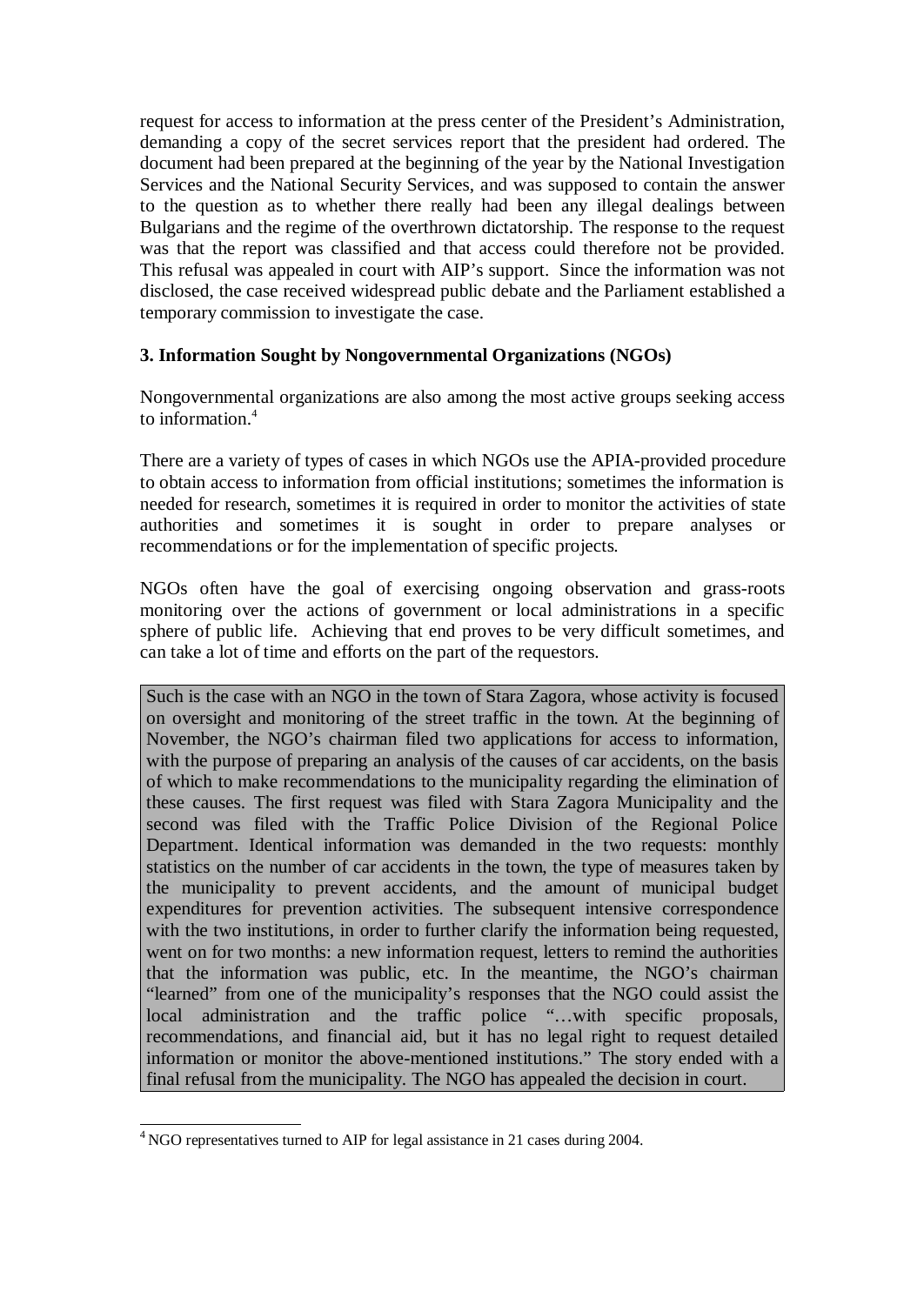request for access to information at the press center of the President's Administration, demanding a copy of the secret services report that the president had ordered. The document had been prepared at the beginning of the year by the National Investigation Services and the National Security Services, and was supposed to contain the answer to the question as to whether there really had been any illegal dealings between Bulgarians and the regime of the overthrown dictatorship. The response to the request was that the report was classified and that access could therefore not be provided. This refusal was appealed in court with AIP's support. Since the information was not disclosed, the case received widespread public debate and the Parliament established a temporary commission to investigate the case.

### 3. Information Sought by Nongovernmental Organizations (NGOs)

Nongovernmental organizations are also among the most active groups seeking access to information.[4]

There are a variety of types of cases in which NGOs use the APIA-provided procedure to obtain access to information from official institutions; sometimes the information is needed for research, sometimes it is required in order to monitor the activities of state authorities and sometimes it is sought in order to prepare analyses or recommendations or for the implementation of specific projects.

NGOs often have the goal of exercising ongoing observation and grass-roots monitoring over the actions of government or local administrations in a specific sphere of public life. Achieving that end proves to be very difficult sometimes, and can take a lot of time and efforts on the part of the requestors.

Such is the case with an NGO in the town of Stara Zagora, whose activity is focused on oversight and monitoring of the street traffic in the town. At the beginning of November, the NGO's chairman filed two applications for access to information, with the purpose of preparing an analysis of the causes of car accidents, on the basis of which to make recommendations to the municipality regarding the elimination of these causes. The first request was filed with Stara Zagora Municipality and the second was filed with the Traffic Police Division of the Regional Police Department. Identical information was demanded in the two requests: monthly statistics on the number of car accidents in the town, the type of measures taken by the municipality to prevent accidents, and the amount of municipal budget expenditures for prevention activities. The subsequent intensive correspondence with the two institutions, in order to further clarify the information being requested, went on for two months: a new information request, letters to remind the authorities that the information was public, etc. In the meantime, the NGO's chairman "learned" from one of the municipality's responses that the NGO could assist the local administration and the traffic police "…with specific proposals, recommendations, and financial aid, but it has no legal right to request detailed information or monitor the above-mentioned institutions." The story ended with a final refusal from the municipality. The NGO has appealed the decision in court.

[4] NGO representatives turned to AIP for legal assistance in 21 cases during 2004.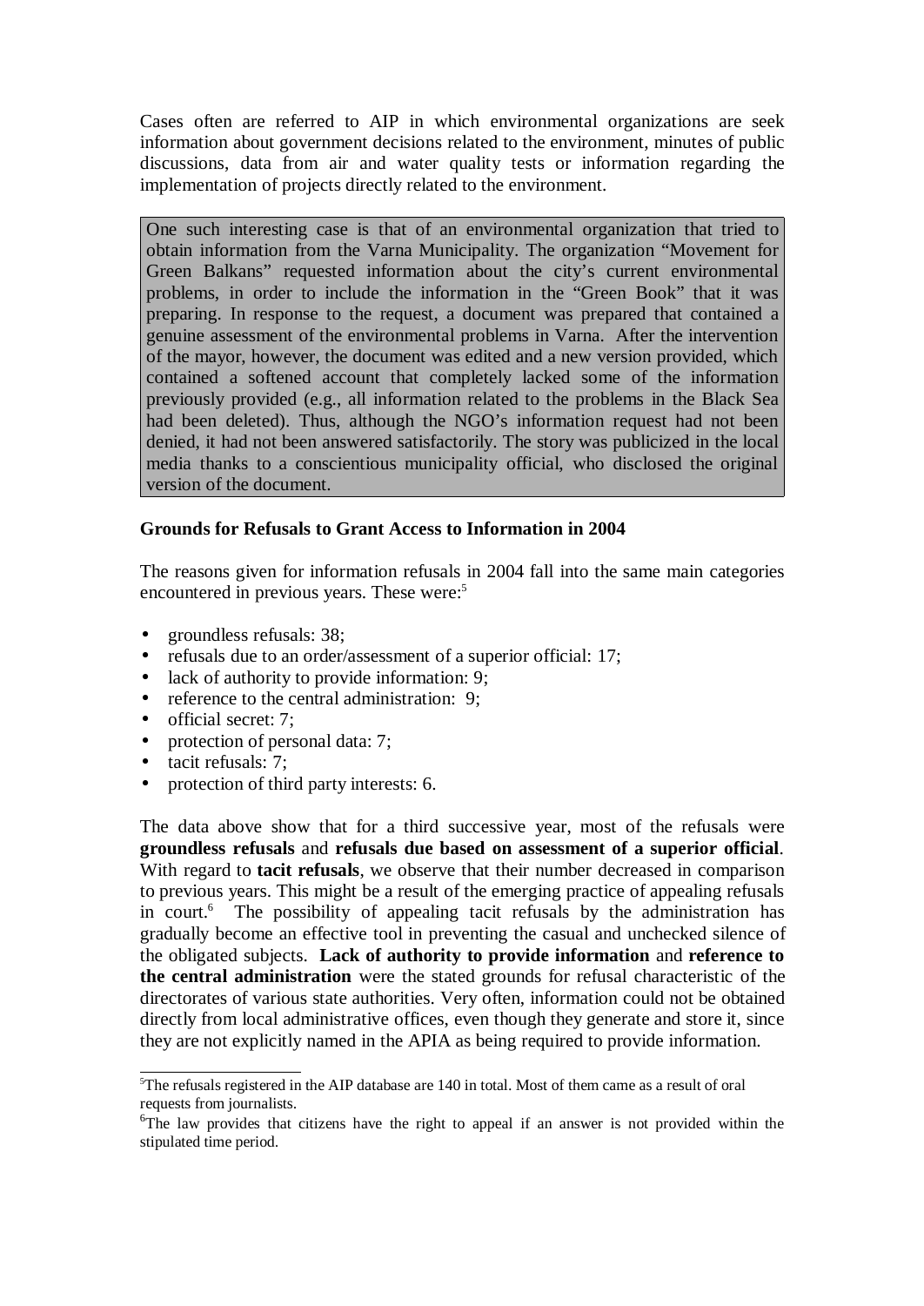Cases often are referred to AIP in which environmental organizations are seek information about government decisions related to the environment, minutes of public discussions, data from air and water quality tests or information regarding the implementation of projects directly related to the environment.

> One such interesting case is that of an environmental organization that tried to obtain information from the Varna Municipality. The organization "Movement for Green Balkans" requested information about the city's current environmental problems, in order to include the information in the "Green Book" that it was preparing. In response to the request, a document was prepared that contained a genuine assessment of the environmental problems in Varna. After the intervention of the mayor, however, the document was edited and a new version provided, which contained a softened account that completely lacked some of the information previously provided (e.g., all information related to the problems in the Black Sea had been deleted). Thus, although the NGO's information request had not been denied, it had not been answered satisfactorily. The story was publicized in the local media thanks to a conscientious municipality official, who disclosed the original version of the document.

**Grounds for Refusals to Grant Access to Information in 2004**

The reasons given for information refusals in 2004 fall into the same main categories encountered in previous years. These were:[5]

- groundless refusals: 38;
- refusals due to an order/assessment of a superior official: 17;
- lack of authority to provide information: 9;
- reference to the central administration: 9;
- official secret: 7;
- protection of personal data: 7;
- tacit refusals: 7;
- protection of third party interests: 6.

The data above show that for a third successive year, most of the refusals were **groundless refusals** and **refusals due based on assessment of a superior official**. With regard to **tacit refusals**, we observe that their number decreased in comparison to previous years. This might be a result of the emerging practice of appealing refusals in court.[6] The possibility of appealing tacit refusals by the administration has gradually become an effective tool in preventing the casual and unchecked silence of the obligated subjects. **Lack of authority to provide information** and **reference to the central administration** were the stated grounds for refusal characteristic of the directorates of various state authorities. Very often, information could not be obtained directly from local administrative offices, even though they generate and store it, since they are not explicitly named in the APIA as being required to provide information.

---

[5] The refusals registered in the AIP database are 140 in total. Most of them came as a result of oral requests from journalists.

[6] The law provides that citizens have the right to appeal if an answer is not provided within the stipulated time period.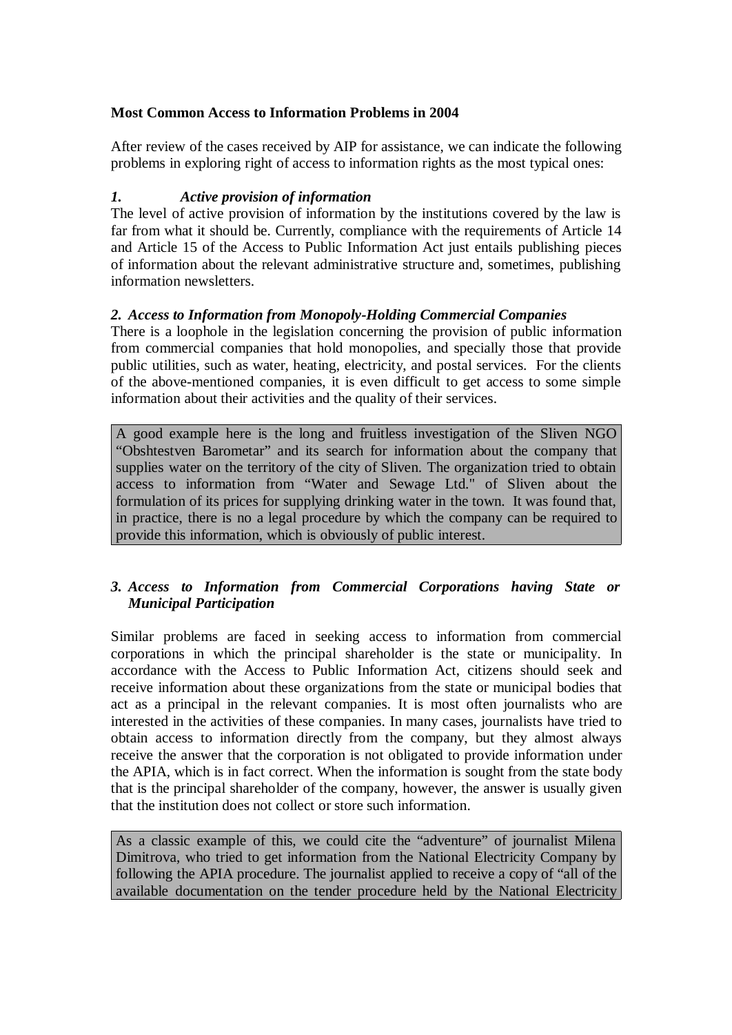**Most Common Access to Information Problems in 2004**

After review of the cases received by AIP for assistance, we can indicate the following problems in exploring right of access to information rights as the most typical ones:

***1. Active provision of information***

The level of active provision of information by the institutions covered by the law is far from what it should be. Currently, compliance with the requirements of Article 14 and Article 15 of the Access to Public Information Act just entails publishing pieces of information about the relevant administrative structure and, sometimes, publishing information newsletters.

***2. Access to Information from Monopoly-Holding Commercial Companies***

There is a loophole in the legislation concerning the provision of public information from commercial companies that hold monopolies, and specially those that provide public utilities, such as water, heating, electricity, and postal services. For the clients of the above-mentioned companies, it is even difficult to get access to some simple information about their activities and the quality of their services.

> A good example here is the long and fruitless investigation of the Sliven NGO "Obshtestven Barometar" and its search for information about the company that supplies water on the territory of the city of Sliven. The organization tried to obtain access to information from "Water and Sewage Ltd." of Sliven about the formulation of its prices for supplying drinking water in the town. It was found that, in practice, there is no a legal procedure by which the company can be required to provide this information, which is obviously of public interest.

***3. Access to Information from Commercial Corporations having State or Municipal Participation***

Similar problems are faced in seeking access to information from commercial corporations in which the principal shareholder is the state or municipality. In accordance with the Access to Public Information Act, citizens should seek and receive information about these organizations from the state or municipal bodies that act as a principal in the relevant companies. It is most often journalists who are interested in the activities of these companies. In many cases, journalists have tried to obtain access to information directly from the company, but they almost always receive the answer that the corporation is not obligated to provide information under the APIA, which is in fact correct. When the information is sought from the state body that is the principal shareholder of the company, however, the answer is usually given that the institution does not collect or store such information.

> As a classic example of this, we could cite the "adventure" of journalist Milena Dimitrova, who tried to get information from the National Electricity Company by following the APIA procedure. The journalist applied to receive a copy of "all of the available documentation on the tender procedure held by the National Electricity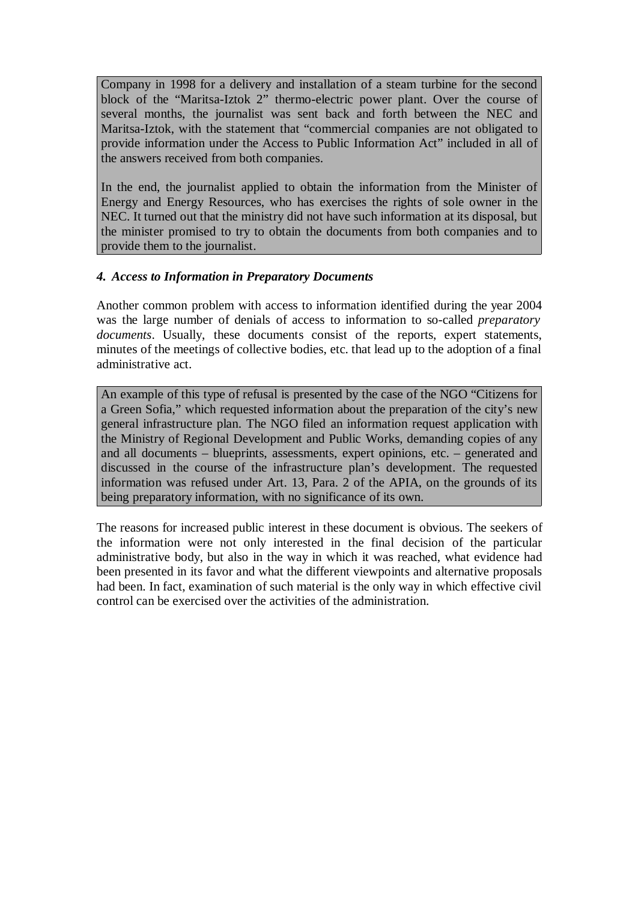Company in 1998 for a delivery and installation of a steam turbine for the second block of the “Maritsa-Iztok 2” thermo-electric power plant. Over the course of several months, the journalist was sent back and forth between the NEC and Maritsa-Iztok, with the statement that “commercial companies are not obligated to provide information under the Access to Public Information Act” included in all of the answers received from both companies.

In the end, the journalist applied to obtain the information from the Minister of Energy and Energy Resources, who has exercises the rights of sole owner in the NEC. It turned out that the ministry did not have such information at its disposal, but the minister promised to try to obtain the documents from both companies and to provide them to the journalist.

### *4. Access to Information in Preparatory Documents*

Another common problem with access to information identified during the year 2004 was the large number of denials of access to information to so-called *preparatory documents*. Usually, these documents consist of the reports, expert statements, minutes of the meetings of collective bodies, etc. that lead up to the adoption of a final administrative act.

An example of this type of refusal is presented by the case of the NGO “Citizens for a Green Sofia,” which requested information about the preparation of the city’s new general infrastructure plan. The NGO filed an information request application with the Ministry of Regional Development and Public Works, demanding copies of any and all documents – blueprints, assessments, expert opinions, etc. – generated and discussed in the course of the infrastructure plan’s development. The requested information was refused under Art. 13, Para. 2 of the APIA, on the grounds of its being preparatory information, with no significance of its own.

The reasons for increased public interest in these document is obvious. The seekers of the information were not only interested in the final decision of the particular administrative body, but also in the way in which it was reached, what evidence had been presented in its favor and what the different viewpoints and alternative proposals had been. In fact, examination of such material is the only way in which effective civil control can be exercised over the activities of the administration.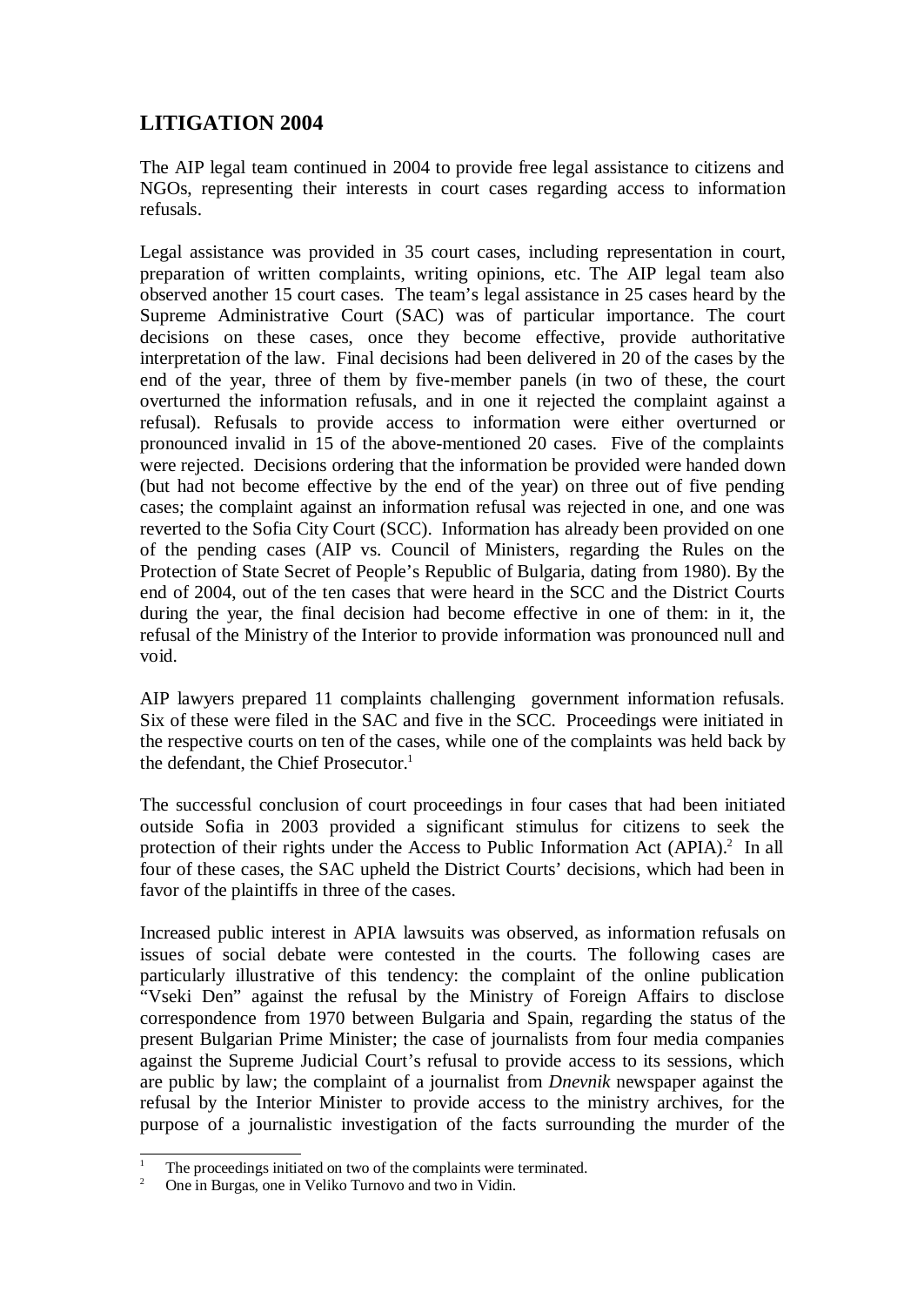## LITIGATION 2004

The AIP legal team continued in 2004 to provide free legal assistance to citizens and NGOs, representing their interests in court cases regarding access to information refusals.

Legal assistance was provided in 35 court cases, including representation in court, preparation of written complaints, writing opinions, etc. The AIP legal team also observed another 15 court cases. The team's legal assistance in 25 cases heard by the Supreme Administrative Court (SAC) was of particular importance. The court decisions on these cases, once they become effective, provide authoritative interpretation of the law. Final decisions had been delivered in 20 of the cases by the end of the year, three of them by five-member panels (in two of these, the court overturned the information refusals, and in one it rejected the complaint against a refusal). Refusals to provide access to information were either overturned or pronounced invalid in 15 of the above-mentioned 20 cases. Five of the complaints were rejected. Decisions ordering that the information be provided were handed down (but had not become effective by the end of the year) on three out of five pending cases; the complaint against an information refusal was rejected in one, and one was reverted to the Sofia City Court (SCC). Information has already been provided on one of the pending cases (AIP vs. Council of Ministers, regarding the Rules on the Protection of State Secret of People's Republic of Bulgaria, dating from 1980). By the end of 2004, out of the ten cases that were heard in the SCC and the District Courts during the year, the final decision had become effective in one of them: in it, the refusal of the Ministry of the Interior to provide information was pronounced null and void.

AIP lawyers prepared 11 complaints challenging government information refusals. Six of these were filed in the SAC and five in the SCC. Proceedings were initiated in the respective courts on ten of the cases, while one of the complaints was held back by the defendant, the Chief Prosecutor.[1]

The successful conclusion of court proceedings in four cases that had been initiated outside Sofia in 2003 provided a significant stimulus for citizens to seek the protection of their rights under the Access to Public Information Act (APIA).[2] In all four of these cases, the SAC upheld the District Courts' decisions, which had been in favor of the plaintiffs in three of the cases.

Increased public interest in APIA lawsuits was observed, as information refusals on issues of social debate were contested in the courts. The following cases are particularly illustrative of this tendency: the complaint of the online publication "Vseki Den" against the refusal by the Ministry of Foreign Affairs to disclose correspondence from 1970 between Bulgaria and Spain, regarding the status of the present Bulgarian Prime Minister; the case of journalists from four media companies against the Supreme Judicial Court's refusal to provide access to its sessions, which are public by law; the complaint of a journalist from *Dnevnik* newspaper against the refusal by the Interior Minister to provide access to the ministry archives, for the purpose of a journalistic investigation of the facts surrounding the murder of the

---

[1] The proceedings initiated on two of the complaints were terminated.

[2] One in Burgas, one in Veliko Turnovo and two in Vidin.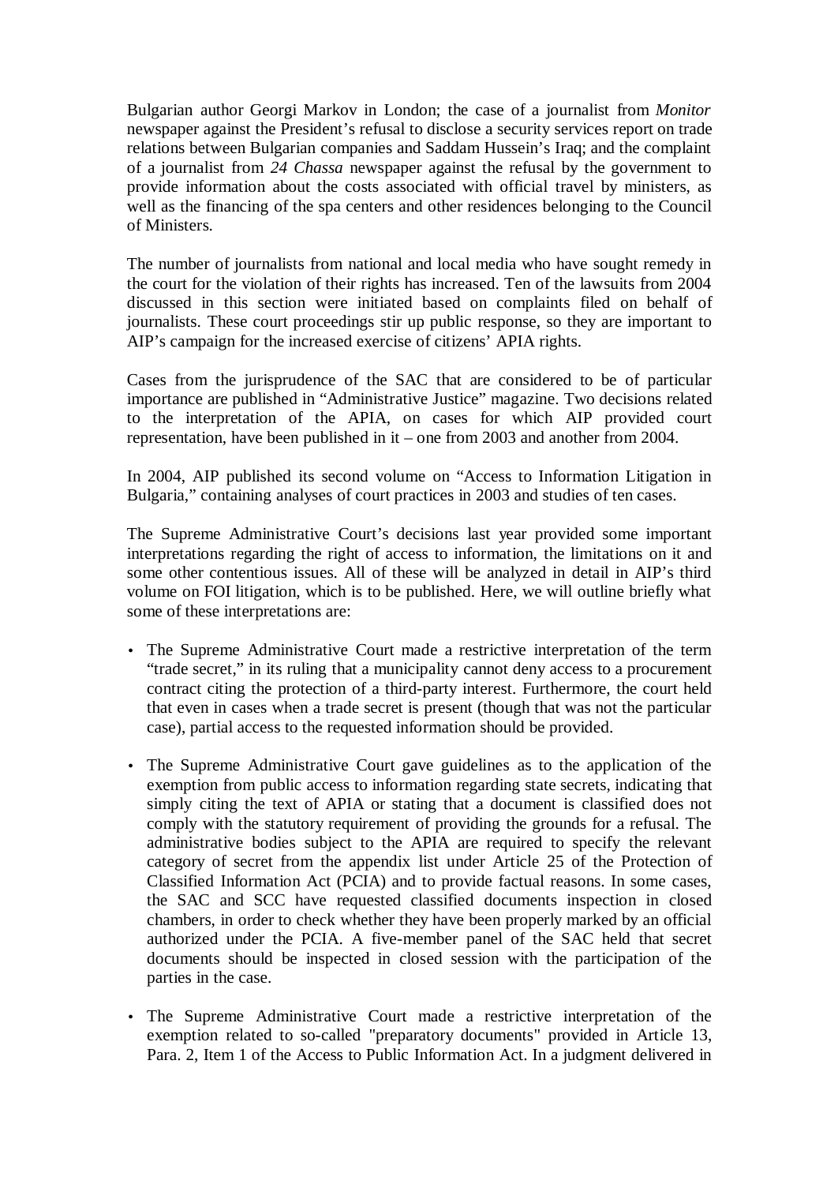Bulgarian author Georgi Markov in London; the case of a journalist from *Monitor* newspaper against the President's refusal to disclose a security services report on trade relations between Bulgarian companies and Saddam Hussein's Iraq; and the complaint of a journalist from *24 Chassa* newspaper against the refusal by the government to provide information about the costs associated with official travel by ministers, as well as the financing of the spa centers and other residences belonging to the Council of Ministers.

The number of journalists from national and local media who have sought remedy in the court for the violation of their rights has increased. Ten of the lawsuits from 2004 discussed in this section were initiated based on complaints filed on behalf of journalists. These court proceedings stir up public response, so they are important to AIP's campaign for the increased exercise of citizens' APIA rights.

Cases from the jurisprudence of the SAC that are considered to be of particular importance are published in "Administrative Justice" magazine. Two decisions related to the interpretation of the APIA, on cases for which AIP provided court representation, have been published in it – one from 2003 and another from 2004.

In 2004, AIP published its second volume on "Access to Information Litigation in Bulgaria," containing analyses of court practices in 2003 and studies of ten cases.

The Supreme Administrative Court's decisions last year provided some important interpretations regarding the right of access to information, the limitations on it and some other contentious issues. All of these will be analyzed in detail in AIP's third volume on FOI litigation, which is to be published. Here, we will outline briefly what some of these interpretations are:

- The Supreme Administrative Court made a restrictive interpretation of the term "trade secret," in its ruling that a municipality cannot deny access to a procurement contract citing the protection of a third-party interest. Furthermore, the court held that even in cases when a trade secret is present (though that was not the particular case), partial access to the requested information should be provided.
- The Supreme Administrative Court gave guidelines as to the application of the exemption from public access to information regarding state secrets, indicating that simply citing the text of APIA or stating that a document is classified does not comply with the statutory requirement of providing the grounds for a refusal. The administrative bodies subject to the APIA are required to specify the relevant category of secret from the appendix list under Article 25 of the Protection of Classified Information Act (PCIA) and to provide factual reasons. In some cases, the SAC and SCC have requested classified documents inspection in closed chambers, in order to check whether they have been properly marked by an official authorized under the PCIA. A five-member panel of the SAC held that secret documents should be inspected in closed session with the participation of the parties in the case.
- The Supreme Administrative Court made a restrictive interpretation of the exemption related to so-called "preparatory documents" provided in Article 13, Para. 2, Item 1 of the Access to Public Information Act. In a judgment delivered in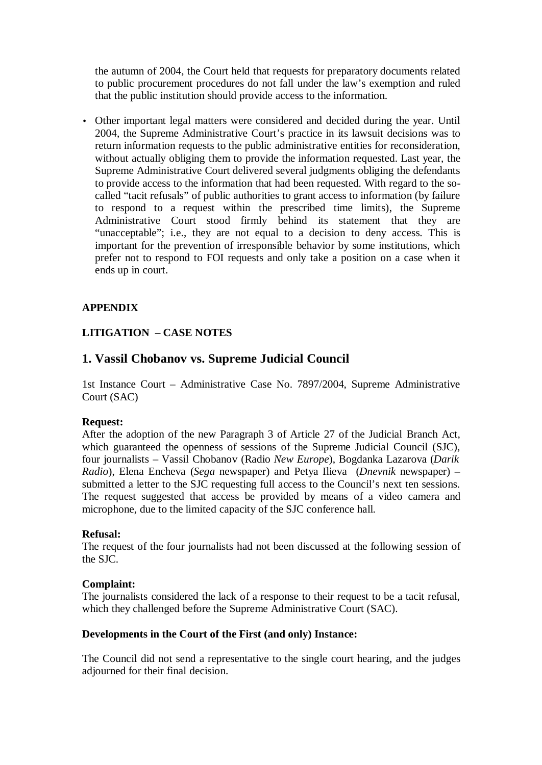the autumn of 2004, the Court held that requests for preparatory documents related to public procurement procedures do not fall under the law's exemption and ruled that the public institution should provide access to the information.

- Other important legal matters were considered and decided during the year. Until 2004, the Supreme Administrative Court's practice in its lawsuit decisions was to return information requests to the public administrative entities for reconsideration, without actually obliging them to provide the information requested. Last year, the Supreme Administrative Court delivered several judgments obliging the defendants to provide access to the information that had been requested. With regard to the so-called "tacit refusals" of public authorities to grant access to information (by failure to respond to a request within the prescribed time limits), the Supreme Administrative Court stood firmly behind its statement that they are "unacceptable"; i.e., they are not equal to a decision to deny access. This is important for the prevention of irresponsible behavior by some institutions, which prefer not to respond to FOI requests and only take a position on a case when it ends up in court.

**APPENDIX**

**LITIGATION – CASE NOTES**

## 1. Vassil Chobanov vs. Supreme Judicial Council

1st Instance Court – Administrative Case No. 7897/2004, Supreme Administrative Court (SAC)

**Request:**
After the adoption of the new Paragraph 3 of Article 27 of the Judicial Branch Act, which guaranteed the openness of sessions of the Supreme Judicial Council (SJC), four journalists – Vassil Chobanov (Radio *New Europe*), Bogdanka Lazarova (*Darik Radio*), Elena Encheva (*Sega* newspaper) and Petya Ilieva (*Dnevnik* newspaper) – submitted a letter to the SJC requesting full access to the Council's next ten sessions. The request suggested that access be provided by means of a video camera and microphone, due to the limited capacity of the SJC conference hall.

**Refusal:**
The request of the four journalists had not been discussed at the following session of the SJC.

**Complaint:**
The journalists considered the lack of a response to their request to be a tacit refusal, which they challenged before the Supreme Administrative Court (SAC).

**Developments in the Court of the First (and only) Instance:**

The Council did not send a representative to the single court hearing, and the judges adjourned for their final decision.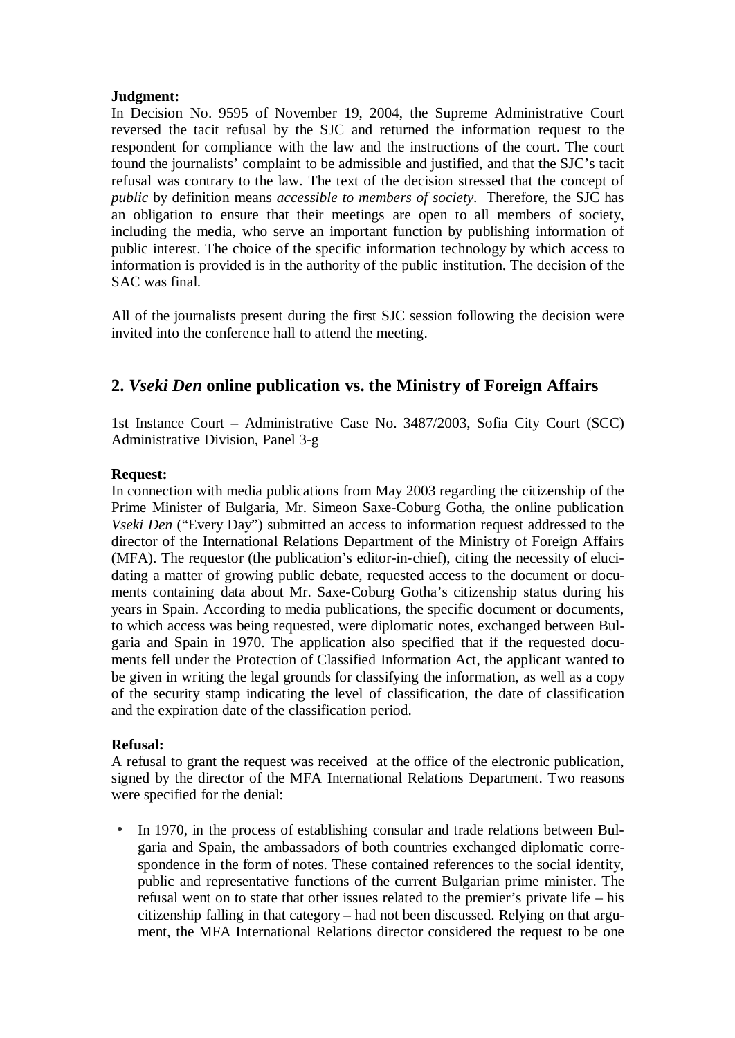**Judgment:**
In Decision No. 9595 of November 19, 2004, the Supreme Administrative Court reversed the tacit refusal by the SJC and returned the information request to the respondent for compliance with the law and the instructions of the court. The court found the journalists' complaint to be admissible and justified, and that the SJC's tacit refusal was contrary to the law. The text of the decision stressed that the concept of *public* by definition means *accessible to members of society*. Therefore, the SJC has an obligation to ensure that their meetings are open to all members of society, including the media, who serve an important function by publishing information of public interest. The choice of the specific information technology by which access to information is provided is in the authority of the public institution. The decision of the SAC was final.

All of the journalists present during the first SJC session following the decision were invited into the conference hall to attend the meeting.

## 2. *Vseki Den* online publication vs. the Ministry of Foreign Affairs

1st Instance Court – Administrative Case No. 3487/2003, Sofia City Court (SCC) Administrative Division, Panel 3-g

**Request:**
In connection with media publications from May 2003 regarding the citizenship of the Prime Minister of Bulgaria, Mr. Simeon Saxe-Coburg Gotha, the online publication *Vseki Den* ("Every Day") submitted an access to information request addressed to the director of the International Relations Department of the Ministry of Foreign Affairs (MFA). The requestor (the publication's editor-in-chief), citing the necessity of elucidating a matter of growing public debate, requested access to the document or documents containing data about Mr. Saxe-Coburg Gotha's citizenship status during his years in Spain. According to media publications, the specific document or documents, to which access was being requested, were diplomatic notes, exchanged between Bulgaria and Spain in 1970. The application also specified that if the requested documents fell under the Protection of Classified Information Act, the applicant wanted to be given in writing the legal grounds for classifying the information, as well as a copy of the security stamp indicating the level of classification, the date of classification and the expiration date of the classification period.

**Refusal:**
A refusal to grant the request was received at the office of the electronic publication, signed by the director of the MFA International Relations Department. Two reasons were specified for the denial:

- In 1970, in the process of establishing consular and trade relations between Bulgaria and Spain, the ambassadors of both countries exchanged diplomatic correspondence in the form of notes. These contained references to the social identity, public and representative functions of the current Bulgarian prime minister. The refusal went on to state that other issues related to the premier's private life – his citizenship falling in that category – had not been discussed. Relying on that argument, the MFA International Relations director considered the request to be one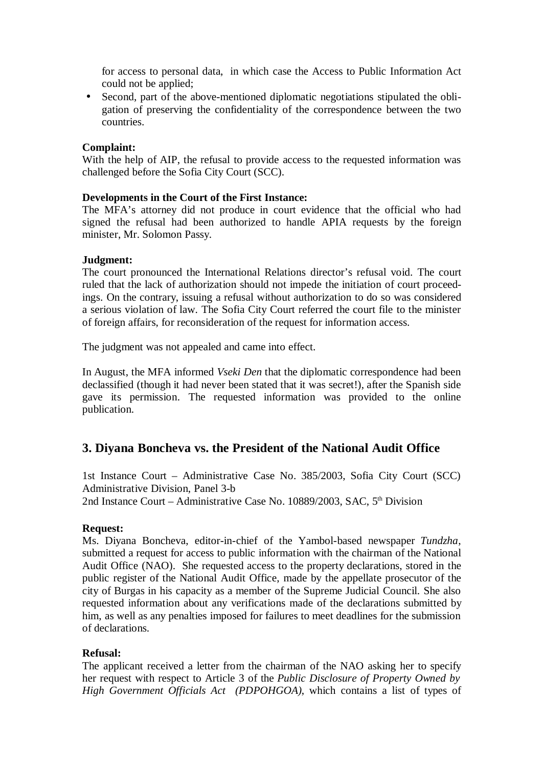for access to personal data, in which case the Access to Public Information Act could not be applied;

- Second, part of the above-mentioned diplomatic negotiations stipulated the obligation of preserving the confidentiality of the correspondence between the two countries.

**Complaint:**
With the help of AIP, the refusal to provide access to the requested information was challenged before the Sofia City Court (SCC).

**Developments in the Court of the First Instance:**
The MFA's attorney did not produce in court evidence that the official who had signed the refusal had been authorized to handle APIA requests by the foreign minister, Mr. Solomon Passy.

**Judgment:**
The court pronounced the International Relations director's refusal void. The court ruled that the lack of authorization should not impede the initiation of court proceedings. On the contrary, issuing a refusal without authorization to do so was considered a serious violation of law. The Sofia City Court referred the court file to the minister of foreign affairs, for reconsideration of the request for information access.

The judgment was not appealed and came into effect.

In August, the MFA informed *Vseki Den* that the diplomatic correspondence had been declassified (though it had never been stated that it was secret!), after the Spanish side gave its permission. The requested information was provided to the online publication.

## 3. Diyana Boncheva vs. the President of the National Audit Office

1st Instance Court – Administrative Case No. 385/2003, Sofia City Court (SCC) Administrative Division, Panel 3-b
2nd Instance Court – Administrative Case No. 10889/2003, SAC, 5th Division

**Request:**
Ms. Diyana Boncheva, editor-in-chief of the Yambol-based newspaper *Tundzha*, submitted a request for access to public information with the chairman of the National Audit Office (NAO). She requested access to the property declarations, stored in the public register of the National Audit Office, made by the appellate prosecutor of the city of Burgas in his capacity as a member of the Supreme Judicial Council. She also requested information about any verifications made of the declarations submitted by him, as well as any penalties imposed for failures to meet deadlines for the submission of declarations.

**Refusal:**
The applicant received a letter from the chairman of the NAO asking her to specify her request with respect to Article 3 of the *Public Disclosure of Property Owned by High Government Officials Act (PDPOHGOA)*, which contains a list of types of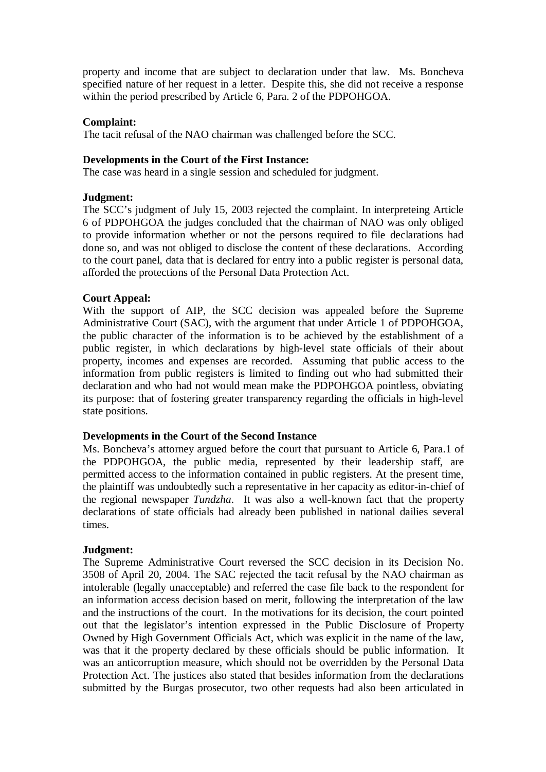property and income that are subject to declaration under that law. Ms. Boncheva specified nature of her request in a letter. Despite this, she did not receive a response within the period prescribed by Article 6, Para. 2 of the PDPOHGOA.

**Complaint:**
The tacit refusal of the NAO chairman was challenged before the SCC.

**Developments in the Court of the First Instance:**
The case was heard in a single session and scheduled for judgment.

**Judgment:**
The SCC's judgment of July 15, 2003 rejected the complaint. In interpreteing Article 6 of PDPOHGOA the judges concluded that the chairman of NAO was only obliged to provide information whether or not the persons required to file declarations had done so, and was not obliged to disclose the content of these declarations. According to the court panel, data that is declared for entry into a public register is personal data, afforded the protections of the Personal Data Protection Act.

**Court Appeal:**
With the support of AIP, the SCC decision was appealed before the Supreme Administrative Court (SAC), with the argument that under Article 1 of PDPOHGOA, the public character of the information is to be achieved by the establishment of a public register, in which declarations by high-level state officials of their about property, incomes and expenses are recorded. Assuming that public access to the information from public registers is limited to finding out who had submitted their declaration and who had not would mean make the PDPOHGOA pointless, obviating its purpose: that of fostering greater transparency regarding the officials in high-level state positions.

**Developments in the Court of the Second Instance**
Ms. Boncheva's attorney argued before the court that pursuant to Article 6, Para.1 of the PDPOHGOA, the public media, represented by their leadership staff, are permitted access to the information contained in public registers. At the present time, the plaintiff was undoubtedly such a representative in her capacity as editor-in-chief of the regional newspaper *Tundzha*. It was also a well-known fact that the property declarations of state officials had already been published in national dailies several times.

**Judgment:**
The Supreme Administrative Court reversed the SCC decision in its Decision No. 3508 of April 20, 2004. The SAC rejected the tacit refusal by the NAO chairman as intolerable (legally unacceptable) and referred the case file back to the respondent for an information access decision based on merit, following the interpretation of the law and the instructions of the court. In the motivations for its decision, the court pointed out that the legislator's intention expressed in the Public Disclosure of Property Owned by High Government Officials Act, which was explicit in the name of the law, was that it the property declared by these officials should be public information. It was an anticorruption measure, which should not be overridden by the Personal Data Protection Act. The justices also stated that besides information from the declarations submitted by the Burgas prosecutor, two other requests had also been articulated in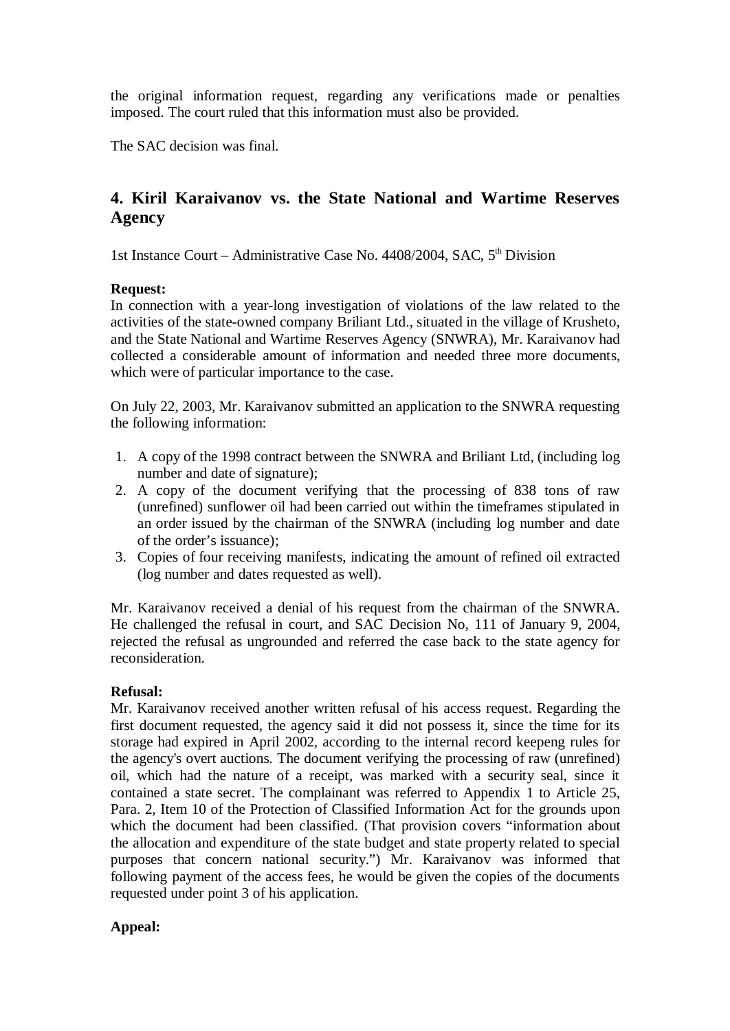the original information request, regarding any verifications made or penalties imposed. The court ruled that this information must also be provided.

The SAC decision was final.

## 4. Kiril Karaivanov vs. the State National and Wartime Reserves Agency

1st Instance Court – Administrative Case No. 4408/2004, SAC, 5th Division

**Request:**
In connection with a year-long investigation of violations of the law related to the activities of the state-owned company Briliant Ltd., situated in the village of Krusheto, and the State National and Wartime Reserves Agency (SNWRA), Mr. Karaivanov had collected a considerable amount of information and needed three more documents, which were of particular importance to the case.

On July 22, 2003, Mr. Karaivanov submitted an application to the SNWRA requesting the following information:

1. A copy of the 1998 contract between the SNWRA and Briliant Ltd, (including log number and date of signature);
2. A copy of the document verifying that the processing of 838 tons of raw (unrefined) sunflower oil had been carried out within the timeframes stipulated in an order issued by the chairman of the SNWRA (including log number and date of the order's issuance);
3. Copies of four receiving manifests, indicating the amount of refined oil extracted (log number and dates requested as well).

Mr. Karaivanov received a denial of his request from the chairman of the SNWRA. He challenged the refusal in court, and SAC Decision No, 111 of January 9, 2004, rejected the refusal as ungrounded and referred the case back to the state agency for reconsideration.

**Refusal:**
Mr. Karaivanov received another written refusal of his access request. Regarding the first document requested, the agency said it did not possess it, since the time for its storage had expired in April 2002, according to the internal record keepeng rules for the agency's overt auctions. The document verifying the processing of raw (unrefined) oil, which had the nature of a receipt, was marked with a security seal, since it contained a state secret. The complainant was referred to Appendix 1 to Article 25, Para. 2, Item 10 of the Protection of Classified Information Act for the grounds upon which the document had been classified. (That provision covers "information about the allocation and expenditure of the state budget and state property related to special purposes that concern national security.") Mr. Karaivanov was informed that following payment of the access fees, he would be given the copies of the documents requested under point 3 of his application.

**Appeal:**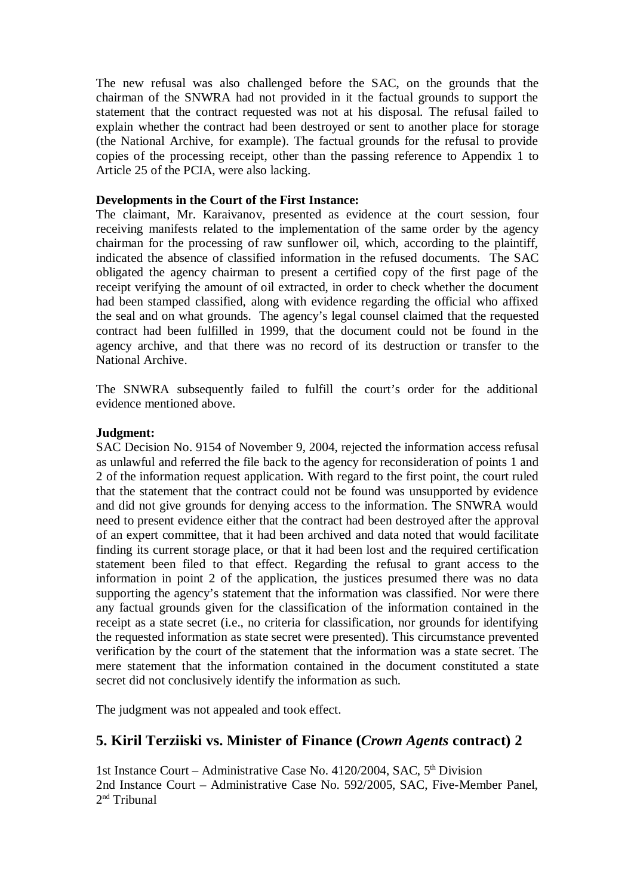The new refusal was also challenged before the SAC, on the grounds that the chairman of the SNWRA had not provided in it the factual grounds to support the statement that the contract requested was not at his disposal. The refusal failed to explain whether the contract had been destroyed or sent to another place for storage (the National Archive, for example). The factual grounds for the refusal to provide copies of the processing receipt, other than the passing reference to Appendix 1 to Article 25 of the PCIA, were also lacking.

**Developments in the Court of the First Instance:**
The claimant, Mr. Karaivanov, presented as evidence at the court session, four receiving manifests related to the implementation of the same order by the agency chairman for the processing of raw sunflower oil, which, according to the plaintiff, indicated the absence of classified information in the refused documents. The SAC obligated the agency chairman to present a certified copy of the first page of the receipt verifying the amount of oil extracted, in order to check whether the document had been stamped classified, along with evidence regarding the official who affixed the seal and on what grounds. The agency's legal counsel claimed that the requested contract had been fulfilled in 1999, that the document could not be found in the agency archive, and that there was no record of its destruction or transfer to the National Archive.

The SNWRA subsequently failed to fulfill the court's order for the additional evidence mentioned above.

**Judgment:**
SAC Decision No. 9154 of November 9, 2004, rejected the information access refusal as unlawful and referred the file back to the agency for reconsideration of points 1 and 2 of the information request application. With regard to the first point, the court ruled that the statement that the contract could not be found was unsupported by evidence and did not give grounds for denying access to the information. The SNWRA would need to present evidence either that the contract had been destroyed after the approval of an expert committee, that it had been archived and data noted that would facilitate finding its current storage place, or that it had been lost and the required certification statement been filed to that effect. Regarding the refusal to grant access to the information in point 2 of the application, the justices presumed there was no data supporting the agency's statement that the information was classified. Nor were there any factual grounds given for the classification of the information contained in the receipt as a state secret (i.e., no criteria for classification, nor grounds for identifying the requested information as state secret were presented). This circumstance prevented verification by the court of the statement that the information was a state secret. The mere statement that the information contained in the document constituted a state secret did not conclusively identify the information as such.

The judgment was not appealed and took effect.

## 5. Kiril Terziiski vs. Minister of Finance (*Crown Agents* contract) 2

1st Instance Court – Administrative Case No. 4120/2004, SAC, 5th Division
2nd Instance Court – Administrative Case No. 592/2005, SAC, Five-Member Panel, 2nd Tribunal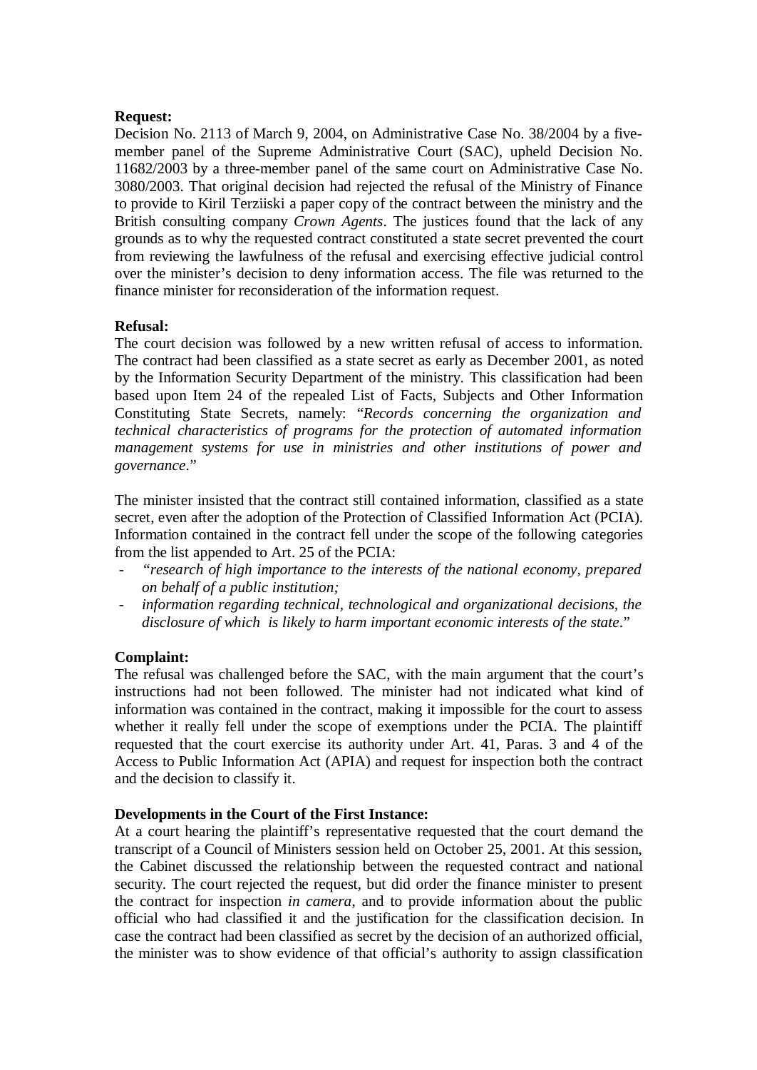**Request:**
Decision No. 2113 of March 9, 2004, on Administrative Case No. 38/2004 by a five-member panel of the Supreme Administrative Court (SAC), upheld Decision No. 11682/2003 by a three-member panel of the same court on Administrative Case No. 3080/2003. That original decision had rejected the refusal of the Ministry of Finance to provide to Kiril Terziiski a paper copy of the contract between the ministry and the British consulting company *Crown Agents*. The justices found that the lack of any grounds as to why the requested contract constituted a state secret prevented the court from reviewing the lawfulness of the refusal and exercising effective judicial control over the minister's decision to deny information access. The file was returned to the finance minister for reconsideration of the information request.

**Refusal:**
The court decision was followed by a new written refusal of access to information. The contract had been classified as a state secret as early as December 2001, as noted by the Information Security Department of the ministry. This classification had been based upon Item 24 of the repealed List of Facts, Subjects and Other Information Constituting State Secrets, namely: "*Records concerning the organization and technical characteristics of programs for the protection of automated information management systems for use in ministries and other institutions of power and governance*."

The minister insisted that the contract still contained information, classified as a state secret, even after the adoption of the Protection of Classified Information Act (PCIA). Information contained in the contract fell under the scope of the following categories from the list appended to Art. 25 of the PCIA:

- *"research of high importance to the interests of the national economy, prepared on behalf of a public institution;*
- *information regarding technical, technological and organizational decisions, the disclosure of which is likely to harm important economic interests of the state*."

**Complaint:**
The refusal was challenged before the SAC, with the main argument that the court's instructions had not been followed. The minister had not indicated what kind of information was contained in the contract, making it impossible for the court to assess whether it really fell under the scope of exemptions under the PCIA. The plaintiff requested that the court exercise its authority under Art. 41, Paras. 3 and 4 of the Access to Public Information Act (APIA) and request for inspection both the contract and the decision to classify it.

**Developments in the Court of the First Instance:**
At a court hearing the plaintiff's representative requested that the court demand the transcript of a Council of Ministers session held on October 25, 2001. At this session, the Cabinet discussed the relationship between the requested contract and national security. The court rejected the request, but did order the finance minister to present the contract for inspection *in camera*, and to provide information about the public official who had classified it and the justification for the classification decision. In case the contract had been classified as secret by the decision of an authorized official, the minister was to show evidence of that official's authority to assign classification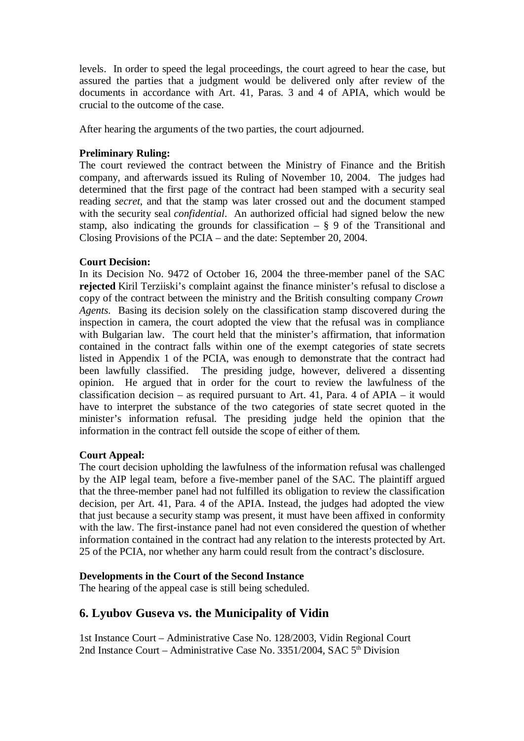levels. In order to speed the legal proceedings, the court agreed to hear the case, but assured the parties that a judgment would be delivered only after review of the documents in accordance with Art. 41, Paras. 3 and 4 of APIA, which would be crucial to the outcome of the case.

After hearing the arguments of the two parties, the court adjourned.

**Preliminary Ruling:**
The court reviewed the contract between the Ministry of Finance and the British company, and afterwards issued its Ruling of November 10, 2004. The judges had determined that the first page of the contract had been stamped with a security seal reading *secret*, and that the stamp was later crossed out and the document stamped with the security seal *confidential*. An authorized official had signed below the new stamp, also indicating the grounds for classification – § 9 of the Transitional and Closing Provisions of the PCIA – and the date: September 20, 2004.

**Court Decision:**
In its Decision No. 9472 of October 16, 2004 the three-member panel of the SAC **rejected** Kiril Terziiski's complaint against the finance minister's refusal to disclose a copy of the contract between the ministry and the British consulting company *Crown Agents*. Basing its decision solely on the classification stamp discovered during the inspection in camera, the court adopted the view that the refusal was in compliance with Bulgarian law. The court held that the minister's affirmation, that information contained in the contract falls within one of the exempt categories of state secrets listed in Appendix 1 of the PCIA, was enough to demonstrate that the contract had been lawfully classified. The presiding judge, however, delivered a dissenting opinion. He argued that in order for the court to review the lawfulness of the classification decision – as required pursuant to Art. 41, Para. 4 of APIA – it would have to interpret the substance of the two categories of state secret quoted in the minister's information refusal. The presiding judge held the opinion that the information in the contract fell outside the scope of either of them.

**Court Appeal:**
The court decision upholding the lawfulness of the information refusal was challenged by the AIP legal team, before a five-member panel of the SAC. The plaintiff argued that the three-member panel had not fulfilled its obligation to review the classification decision, per Art. 41, Para. 4 of the APIA. Instead, the judges had adopted the view that just because a security stamp was present, it must have been affixed in conformity with the law. The first-instance panel had not even considered the question of whether information contained in the contract had any relation to the interests protected by Art. 25 of the PCIA, nor whether any harm could result from the contract's disclosure.

**Developments in the Court of the Second Instance**
The hearing of the appeal case is still being scheduled.

## 6. Lyubov Guseva vs. the Municipality of Vidin

1st Instance Court – Administrative Case No. 128/2003, Vidin Regional Court
2nd Instance Court – Administrative Case No. 3351/2004, SAC 5th Division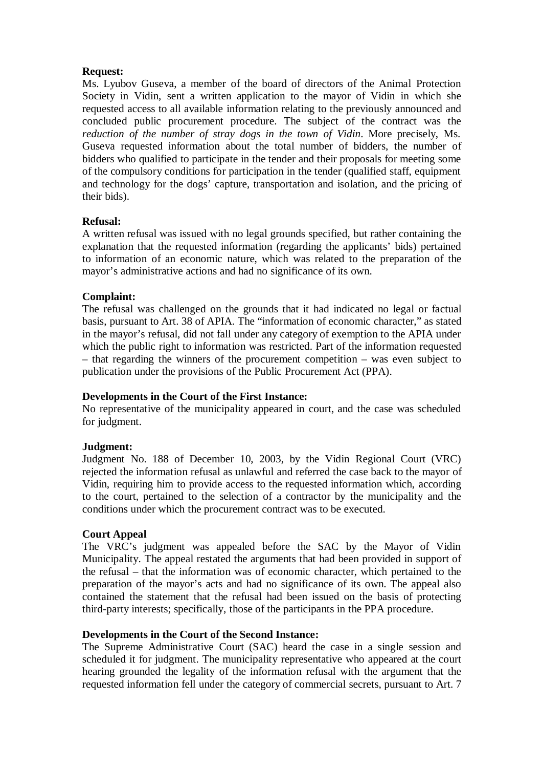**Request:**
Ms. Lyubov Guseva, a member of the board of directors of the Animal Protection Society in Vidin, sent a written application to the mayor of Vidin in which she requested access to all available information relating to the previously announced and concluded public procurement procedure. The subject of the contract was the *reduction of the number of stray dogs in the town of Vidin*. More precisely, Ms. Guseva requested information about the total number of bidders, the number of bidders who qualified to participate in the tender and their proposals for meeting some of the compulsory conditions for participation in the tender (qualified staff, equipment and technology for the dogs' capture, transportation and isolation, and the pricing of their bids).

**Refusal:**
A written refusal was issued with no legal grounds specified, but rather containing the explanation that the requested information (regarding the applicants' bids) pertained to information of an economic nature, which was related to the preparation of the mayor's administrative actions and had no significance of its own.

**Complaint:**
The refusal was challenged on the grounds that it had indicated no legal or factual basis, pursuant to Art. 38 of APIA. The "information of economic character," as stated in the mayor's refusal, did not fall under any category of exemption to the APIA under which the public right to information was restricted. Part of the information requested – that regarding the winners of the procurement competition – was even subject to publication under the provisions of the Public Procurement Act (PPA).

**Developments in the Court of the First Instance:**
No representative of the municipality appeared in court, and the case was scheduled for judgment.

**Judgment:**
Judgment No. 188 of December 10, 2003, by the Vidin Regional Court (VRC) rejected the information refusal as unlawful and referred the case back to the mayor of Vidin, requiring him to provide access to the requested information which, according to the court, pertained to the selection of a contractor by the municipality and the conditions under which the procurement contract was to be executed.

**Court Appeal**
The VRC's judgment was appealed before the SAC by the Mayor of Vidin Municipality. The appeal restated the arguments that had been provided in support of the refusal – that the information was of economic character, which pertained to the preparation of the mayor's acts and had no significance of its own. The appeal also contained the statement that the refusal had been issued on the basis of protecting third-party interests; specifically, those of the participants in the PPA procedure.

**Developments in the Court of the Second Instance:**
The Supreme Administrative Court (SAC) heard the case in a single session and scheduled it for judgment. The municipality representative who appeared at the court hearing grounded the legality of the information refusal with the argument that the requested information fell under the category of commercial secrets, pursuant to Art. 7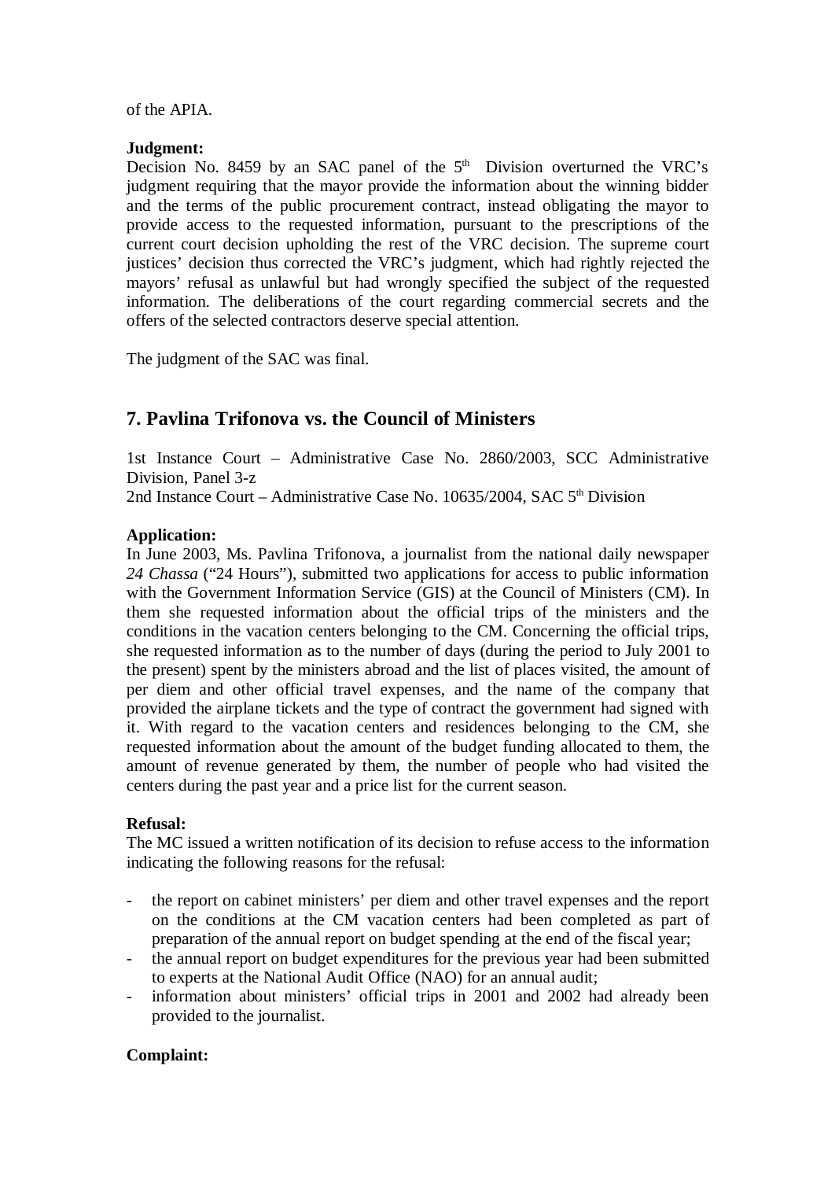of the APIA.

**Judgment:**
Decision No. 8459 by an SAC panel of the 5th Division overturned the VRC's judgment requiring that the mayor provide the information about the winning bidder and the terms of the public procurement contract, instead obligating the mayor to provide access to the requested information, pursuant to the prescriptions of the current court decision upholding the rest of the VRC decision. The supreme court justices' decision thus corrected the VRC's judgment, which had rightly rejected the mayors' refusal as unlawful but had wrongly specified the subject of the requested information. The deliberations of the court regarding commercial secrets and the offers of the selected contractors deserve special attention.

The judgment of the SAC was final.

## 7. Pavlina Trifonova vs. the Council of Ministers

1st Instance Court – Administrative Case No. 2860/2003, SCC Administrative Division, Panel 3-z
2nd Instance Court – Administrative Case No. 10635/2004, SAC 5th Division

**Application:**
In June 2003, Ms. Pavlina Trifonova, a journalist from the national daily newspaper *24 Chassa* ("24 Hours"), submitted two applications for access to public information with the Government Information Service (GIS) at the Council of Ministers (CM). In them she requested information about the official trips of the ministers and the conditions in the vacation centers belonging to the CM. Concerning the official trips, she requested information as to the number of days (during the period to July 2001 to the present) spent by the ministers abroad and the list of places visited, the amount of per diem and other official travel expenses, and the name of the company that provided the airplane tickets and the type of contract the government had signed with it. With regard to the vacation centers and residences belonging to the CM, she requested information about the amount of the budget funding allocated to them, the amount of revenue generated by them, the number of people who had visited the centers during the past year and a price list for the current season.

**Refusal:**
The MC issued a written notification of its decision to refuse access to the information indicating the following reasons for the refusal:

- the report on cabinet ministers' per diem and other travel expenses and the report on the conditions at the CM vacation centers had been completed as part of preparation of the annual report on budget spending at the end of the fiscal year;
- the annual report on budget expenditures for the previous year had been submitted to experts at the National Audit Office (NAO) for an annual audit;
- information about ministers' official trips in 2001 and 2002 had already been provided to the journalist.

**Complaint:**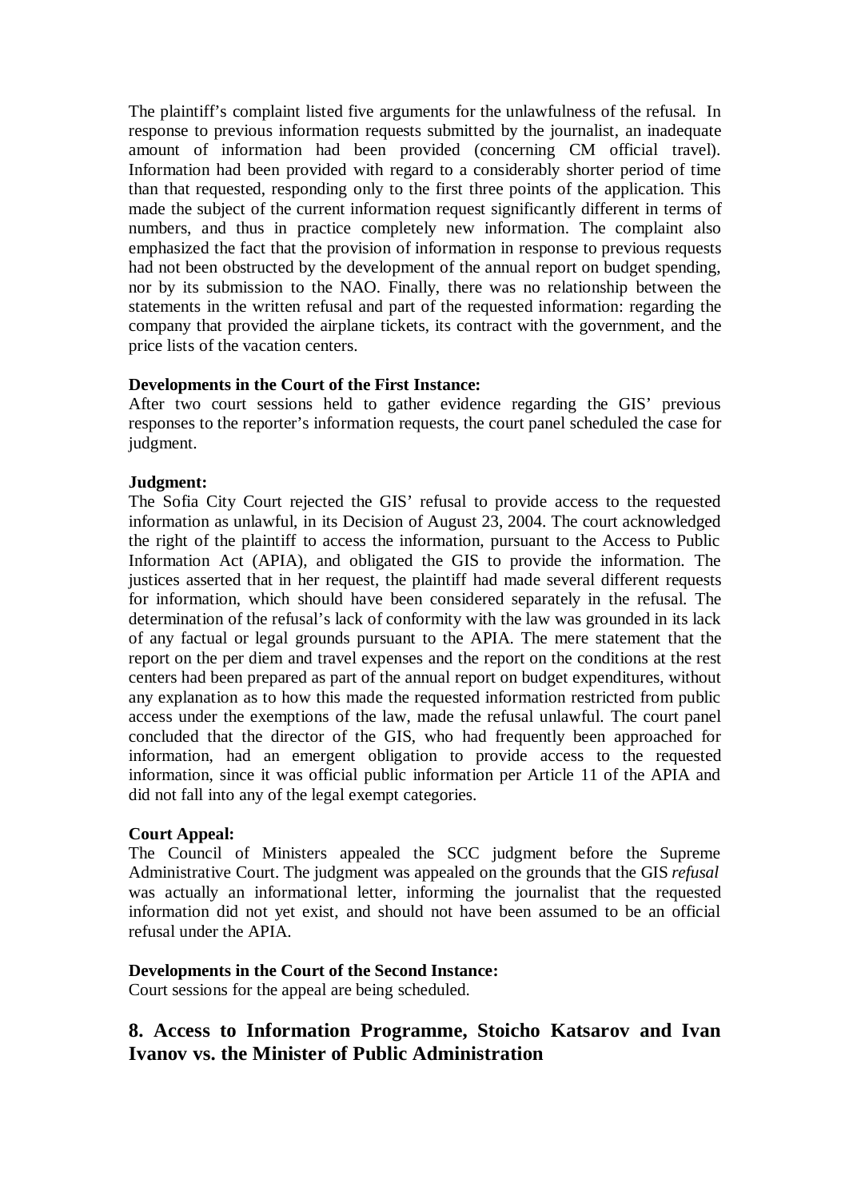The plaintiff's complaint listed five arguments for the unlawfulness of the refusal. In response to previous information requests submitted by the journalist, an inadequate amount of information had been provided (concerning CM official travel). Information had been provided with regard to a considerably shorter period of time than that requested, responding only to the first three points of the application. This made the subject of the current information request significantly different in terms of numbers, and thus in practice completely new information. The complaint also emphasized the fact that the provision of information in response to previous requests had not been obstructed by the development of the annual report on budget spending, nor by its submission to the NAO. Finally, there was no relationship between the statements in the written refusal and part of the requested information: regarding the company that provided the airplane tickets, its contract with the government, and the price lists of the vacation centers.

**Developments in the Court of the First Instance:**
After two court sessions held to gather evidence regarding the GIS' previous responses to the reporter's information requests, the court panel scheduled the case for judgment.

**Judgment:**
The Sofia City Court rejected the GIS' refusal to provide access to the requested information as unlawful, in its Decision of August 23, 2004. The court acknowledged the right of the plaintiff to access the information, pursuant to the Access to Public Information Act (APIA), and obligated the GIS to provide the information. The justices asserted that in her request, the plaintiff had made several different requests for information, which should have been considered separately in the refusal. The determination of the refusal's lack of conformity with the law was grounded in its lack of any factual or legal grounds pursuant to the APIA. The mere statement that the report on the per diem and travel expenses and the report on the conditions at the rest centers had been prepared as part of the annual report on budget expenditures, without any explanation as to how this made the requested information restricted from public access under the exemptions of the law, made the refusal unlawful. The court panel concluded that the director of the GIS, who had frequently been approached for information, had an emergent obligation to provide access to the requested information, since it was official public information per Article 11 of the APIA and did not fall into any of the legal exempt categories.

**Court Appeal:**
The Council of Ministers appealed the SCC judgment before the Supreme Administrative Court. The judgment was appealed on the grounds that the GIS *refusal* was actually an informational letter, informing the journalist that the requested information did not yet exist, and should not have been assumed to be an official refusal under the APIA.

**Developments in the Court of the Second Instance:**
Court sessions for the appeal are being scheduled.

## 8. Access to Information Programme, Stoicho Katsarov and Ivan Ivanov vs. the Minister of Public Administration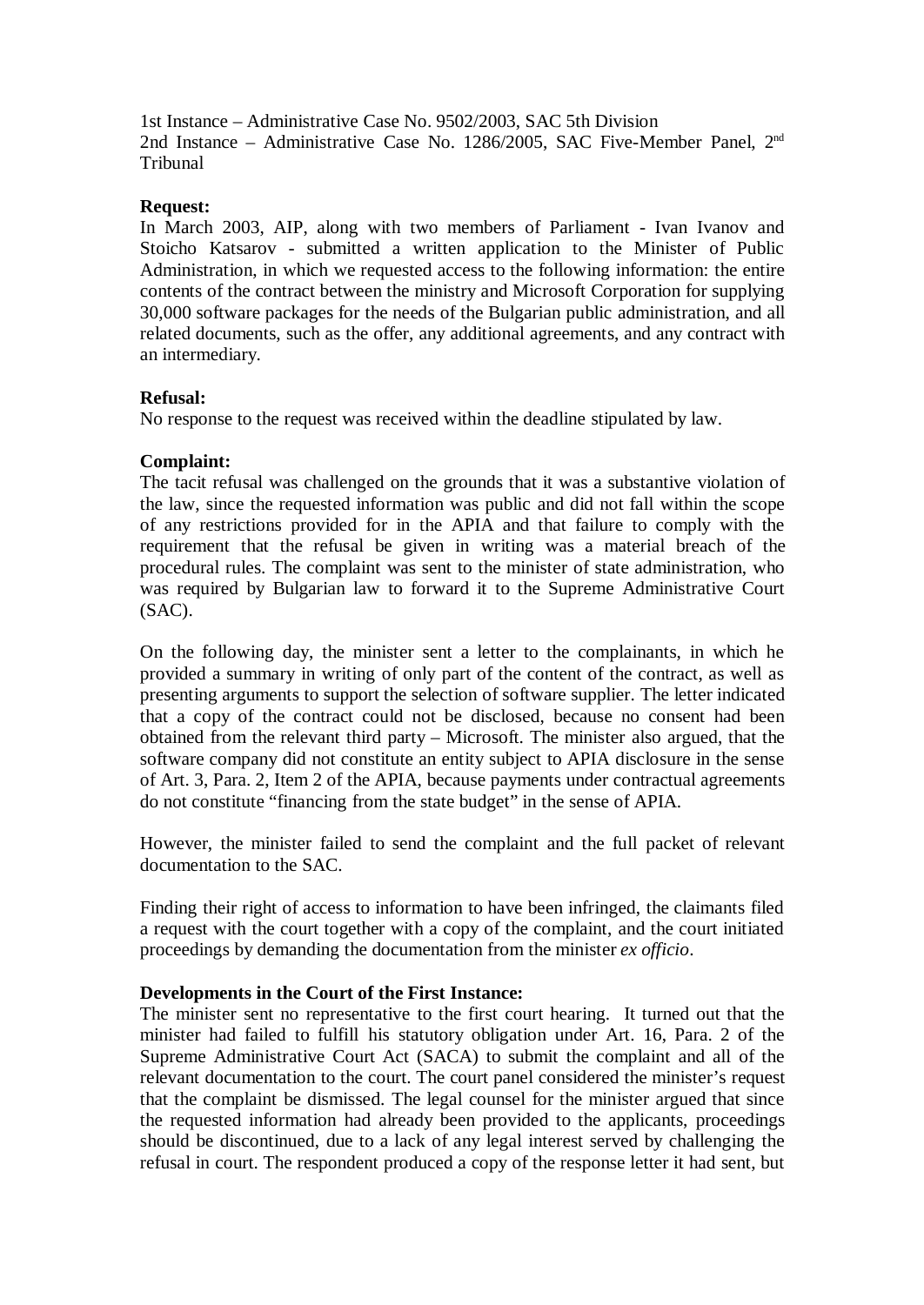1st Instance – Administrative Case No. 9502/2003, SAC 5th Division
2nd Instance – Administrative Case No. 1286/2005, SAC Five-Member Panel, 2nd Tribunal

**Request:**
In March 2003, AIP, along with two members of Parliament - Ivan Ivanov and Stoicho Katsarov - submitted a written application to the Minister of Public Administration, in which we requested access to the following information: the entire contents of the contract between the ministry and Microsoft Corporation for supplying 30,000 software packages for the needs of the Bulgarian public administration, and all related documents, such as the offer, any additional agreements, and any contract with an intermediary.

**Refusal:**
No response to the request was received within the deadline stipulated by law.

**Complaint:**
The tacit refusal was challenged on the grounds that it was a substantive violation of the law, since the requested information was public and did not fall within the scope of any restrictions provided for in the APIA and that failure to comply with the requirement that the refusal be given in writing was a material breach of the procedural rules. The complaint was sent to the minister of state administration, who was required by Bulgarian law to forward it to the Supreme Administrative Court (SAC).

On the following day, the minister sent a letter to the complainants, in which he provided a summary in writing of only part of the content of the contract, as well as presenting arguments to support the selection of software supplier. The letter indicated that a copy of the contract could not be disclosed, because no consent had been obtained from the relevant third party – Microsoft. The minister also argued, that the software company did not constitute an entity subject to APIA disclosure in the sense of Art. 3, Para. 2, Item 2 of the APIA, because payments under contractual agreements do not constitute "financing from the state budget" in the sense of APIA.

However, the minister failed to send the complaint and the full packet of relevant documentation to the SAC.

Finding their right of access to information to have been infringed, the claimants filed a request with the court together with a copy of the complaint, and the court initiated proceedings by demanding the documentation from the minister *ex officio*.

**Developments in the Court of the First Instance:**
The minister sent no representative to the first court hearing. It turned out that the minister had failed to fulfill his statutory obligation under Art. 16, Para. 2 of the Supreme Administrative Court Act (SACA) to submit the complaint and all of the relevant documentation to the court. The court panel considered the minister's request that the complaint be dismissed. The legal counsel for the minister argued that since the requested information had already been provided to the applicants, proceedings should be discontinued, due to a lack of any legal interest served by challenging the refusal in court. The respondent produced a copy of the response letter it had sent, but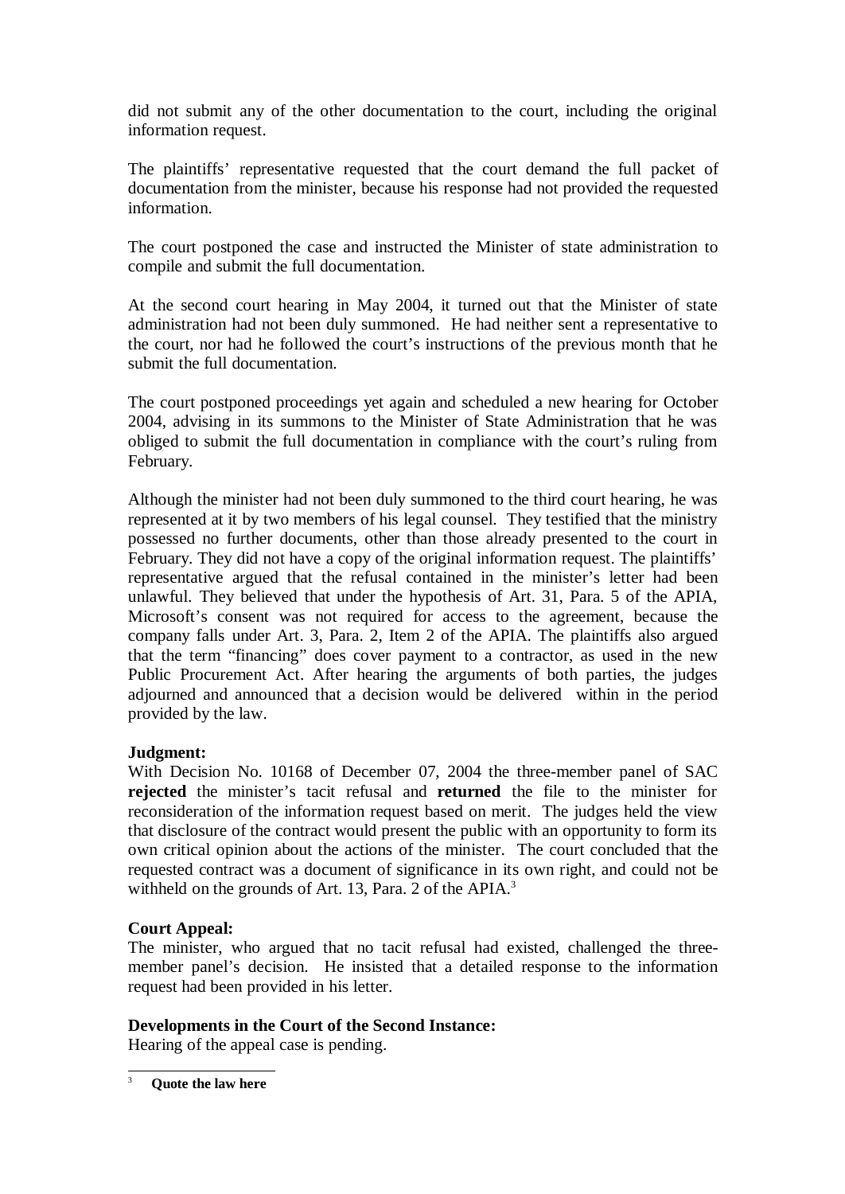did not submit any of the other documentation to the court, including the original information request.

The plaintiffs' representative requested that the court demand the full packet of documentation from the minister, because his response had not provided the requested information.

The court postponed the case and instructed the Minister of state administration to compile and submit the full documentation.

At the second court hearing in May 2004, it turned out that the Minister of state administration had not been duly summoned. He had neither sent a representative to the court, nor had he followed the court's instructions of the previous month that he submit the full documentation.

The court postponed proceedings yet again and scheduled a new hearing for October 2004, advising in its summons to the Minister of State Administration that he was obliged to submit the full documentation in compliance with the court's ruling from February.

Although the minister had not been duly summoned to the third court hearing, he was represented at it by two members of his legal counsel. They testified that the ministry possessed no further documents, other than those already presented to the court in February. They did not have a copy of the original information request. The plaintiffs' representative argued that the refusal contained in the minister's letter had been unlawful. They believed that under the hypothesis of Art. 31, Para. 5 of the APIA, Microsoft's consent was not required for access to the agreement, because the company falls under Art. 3, Para. 2, Item 2 of the APIA. The plaintiffs also argued that the term "financing" does cover payment to a contractor, as used in the new Public Procurement Act. After hearing the arguments of both parties, the judges adjourned and announced that a decision would be delivered within in the period provided by the law.

**Judgment:**
With Decision No. 10168 of December 07, 2004 the three-member panel of SAC **rejected** the minister's tacit refusal and **returned** the file to the minister for reconsideration of the information request based on merit. The judges held the view that disclosure of the contract would present the public with an opportunity to form its own critical opinion about the actions of the minister. The court concluded that the requested contract was a document of significance in its own right, and could not be withheld on the grounds of Art. 13, Para. 2 of the APIA.[3]

**Court Appeal:**
The minister, who argued that no tacit refusal had existed, challenged the three-member panel's decision. He insisted that a detailed response to the information request had been provided in his letter.

**Developments in the Court of the Second Instance:**
Hearing of the appeal case is pending.

[3] **Quote the law here**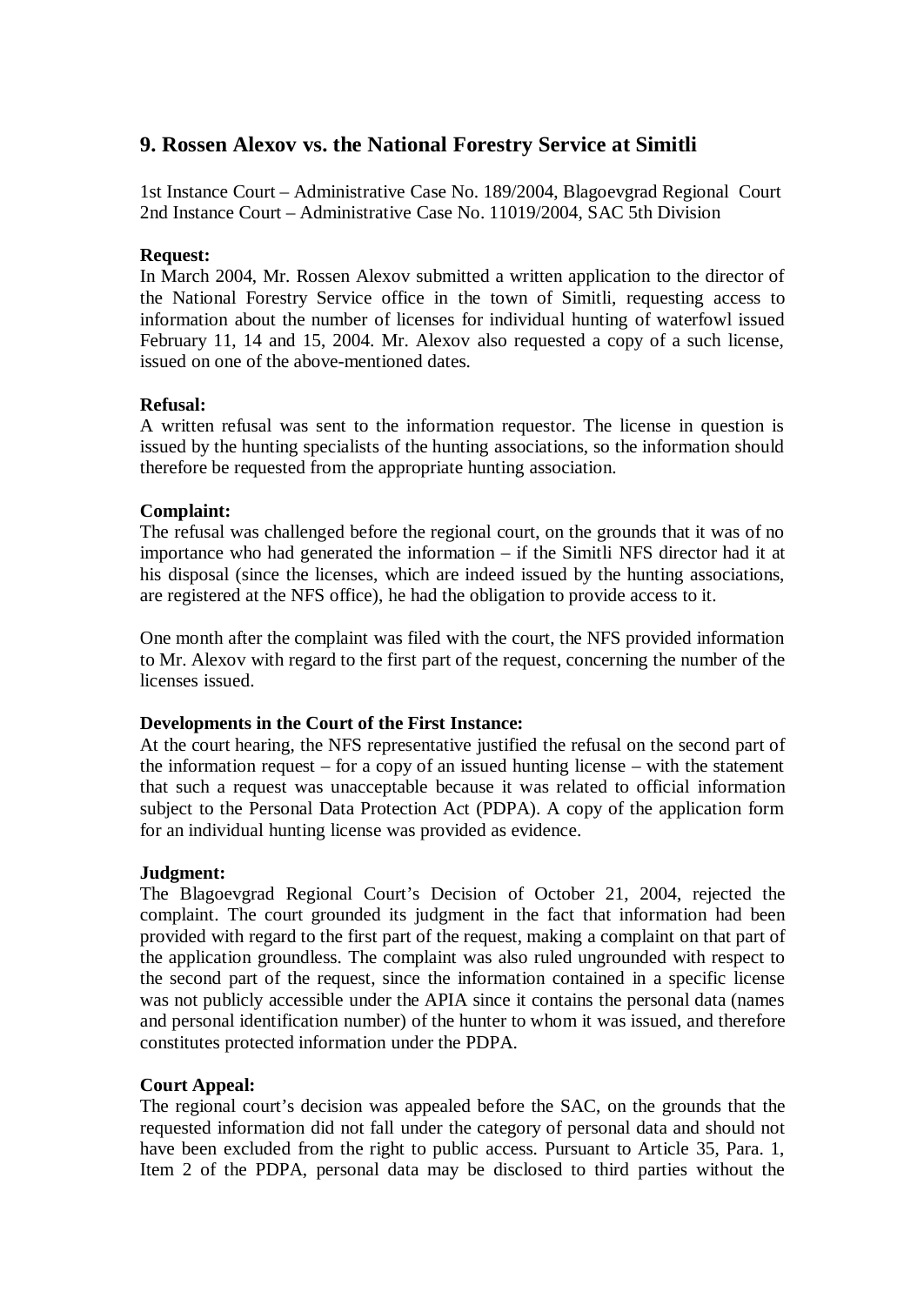## 9. Rossen Alexov vs. the National Forestry Service at Simitli

1st Instance Court – Administrative Case No. 189/2004, Blagoevgrad Regional Court
2nd Instance Court – Administrative Case No. 11019/2004, SAC 5th Division

**Request:**
In March 2004, Mr. Rossen Alexov submitted a written application to the director of the National Forestry Service office in the town of Simitli, requesting access to information about the number of licenses for individual hunting of waterfowl issued February 11, 14 and 15, 2004. Mr. Alexov also requested a copy of a such license, issued on one of the above-mentioned dates.

**Refusal:**
A written refusal was sent to the information requestor. The license in question is issued by the hunting specialists of the hunting associations, so the information should therefore be requested from the appropriate hunting association.

**Complaint:**
The refusal was challenged before the regional court, on the grounds that it was of no importance who had generated the information – if the Simitli NFS director had it at his disposal (since the licenses, which are indeed issued by the hunting associations, are registered at the NFS office), he had the obligation to provide access to it.

One month after the complaint was filed with the court, the NFS provided information to Mr. Alexov with regard to the first part of the request, concerning the number of the licenses issued.

**Developments in the Court of the First Instance:**
At the court hearing, the NFS representative justified the refusal on the second part of the information request – for a copy of an issued hunting license – with the statement that such a request was unacceptable because it was related to official information subject to the Personal Data Protection Act (PDPA). A copy of the application form for an individual hunting license was provided as evidence.

**Judgment:**
The Blagoevgrad Regional Court's Decision of October 21, 2004, rejected the complaint. The court grounded its judgment in the fact that information had been provided with regard to the first part of the request, making a complaint on that part of the application groundless. The complaint was also ruled ungrounded with respect to the second part of the request, since the information contained in a specific license was not publicly accessible under the APIA since it contains the personal data (names and personal identification number) of the hunter to whom it was issued, and therefore constitutes protected information under the PDPA.

**Court Appeal:**
The regional court's decision was appealed before the SAC, on the grounds that the requested information did not fall under the category of personal data and should not have been excluded from the right to public access. Pursuant to Article 35, Para. 1, Item 2 of the PDPA, personal data may be disclosed to third parties without the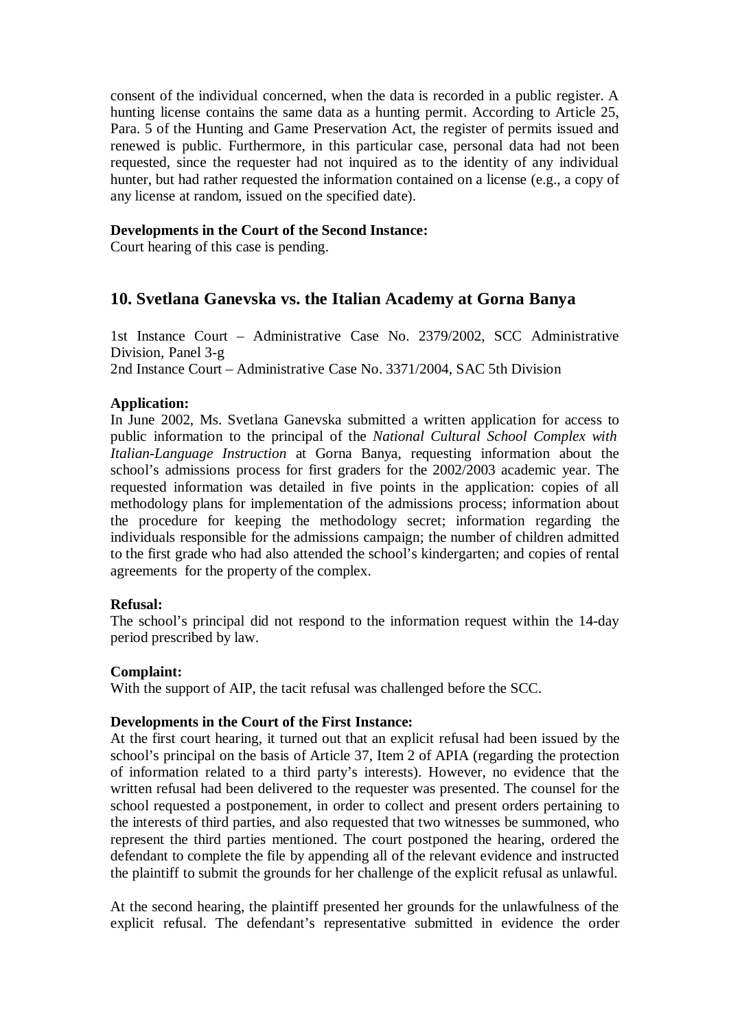consent of the individual concerned, when the data is recorded in a public register. A hunting license contains the same data as a hunting permit. According to Article 25, Para. 5 of the Hunting and Game Preservation Act, the register of permits issued and renewed is public. Furthermore, in this particular case, personal data had not been requested, since the requester had not inquired as to the identity of any individual hunter, but had rather requested the information contained on a license (e.g., a copy of any license at random, issued on the specified date).

**Developments in the Court of the Second Instance:**
Court hearing of this case is pending.

## 10. Svetlana Ganevska vs. the Italian Academy at Gorna Banya

1st Instance Court – Administrative Case No. 2379/2002, SCC Administrative Division, Panel 3-g
2nd Instance Court – Administrative Case No. 3371/2004, SAC 5th Division

**Application:**
In June 2002, Ms. Svetlana Ganevska submitted a written application for access to public information to the principal of the *National Cultural School Complex with Italian-Language Instruction* at Gorna Banya, requesting information about the school's admissions process for first graders for the 2002/2003 academic year. The requested information was detailed in five points in the application: copies of all methodology plans for implementation of the admissions process; information about the procedure for keeping the methodology secret; information regarding the individuals responsible for the admissions campaign; the number of children admitted to the first grade who had also attended the school's kindergarten; and copies of rental agreements for the property of the complex.

**Refusal:**
The school's principal did not respond to the information request within the 14-day period prescribed by law.

**Complaint:**
With the support of AIP, the tacit refusal was challenged before the SCC.

**Developments in the Court of the First Instance:**
At the first court hearing, it turned out that an explicit refusal had been issued by the school's principal on the basis of Article 37, Item 2 of APIA (regarding the protection of information related to a third party's interests). However, no evidence that the written refusal had been delivered to the requester was presented. The counsel for the school requested a postponement, in order to collect and present orders pertaining to the interests of third parties, and also requested that two witnesses be summoned, who represent the third parties mentioned. The court postponed the hearing, ordered the defendant to complete the file by appending all of the relevant evidence and instructed the plaintiff to submit the grounds for her challenge of the explicit refusal as unlawful.

At the second hearing, the plaintiff presented her grounds for the unlawfulness of the explicit refusal. The defendant's representative submitted in evidence the order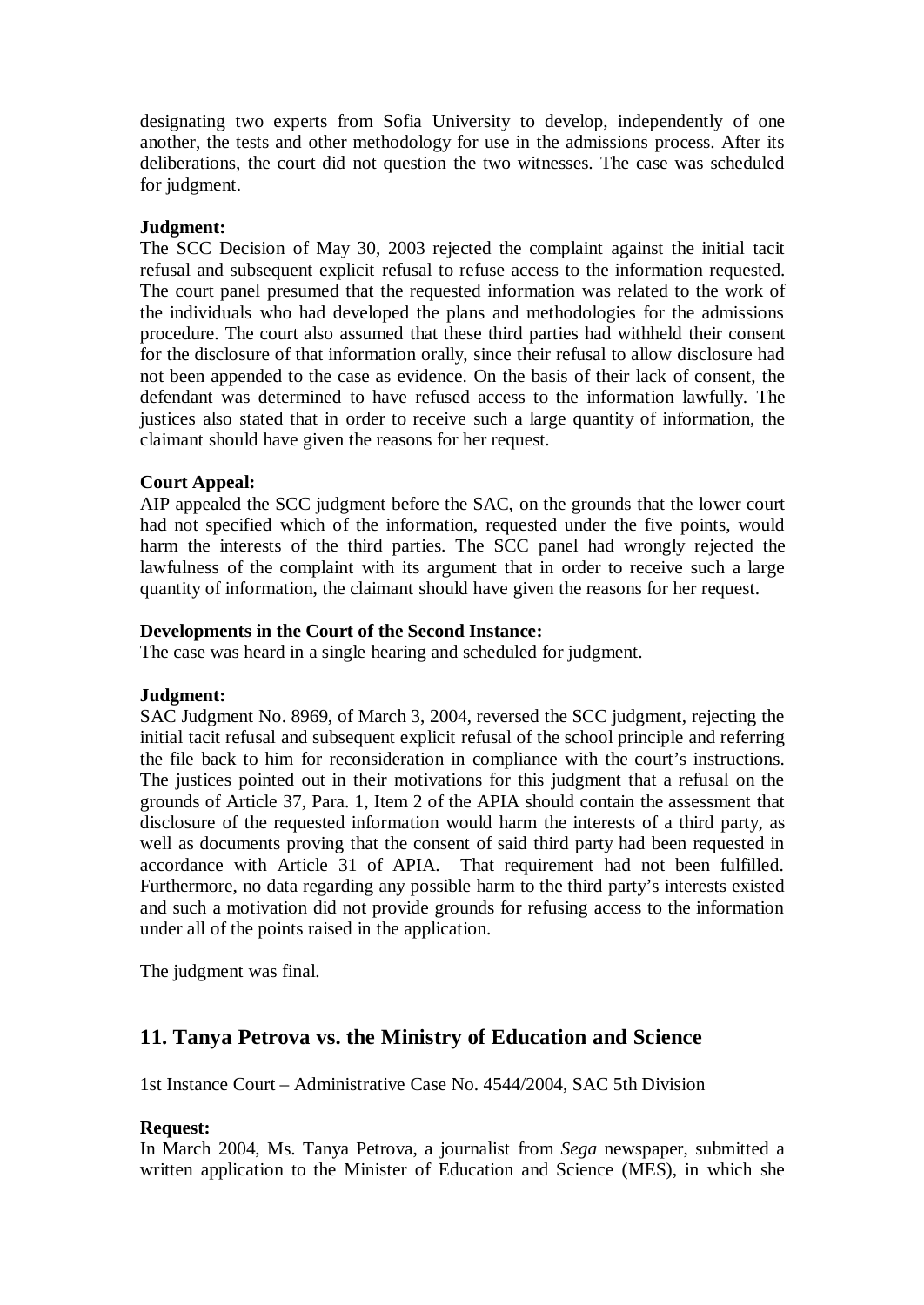designating two experts from Sofia University to develop, independently of one another, the tests and other methodology for use in the admissions process. After its deliberations, the court did not question the two witnesses. The case was scheduled for judgment.

**Judgment:**
The SCC Decision of May 30, 2003 rejected the complaint against the initial tacit refusal and subsequent explicit refusal to refuse access to the information requested. The court panel presumed that the requested information was related to the work of the individuals who had developed the plans and methodologies for the admissions procedure. The court also assumed that these third parties had withheld their consent for the disclosure of that information orally, since their refusal to allow disclosure had not been appended to the case as evidence. On the basis of their lack of consent, the defendant was determined to have refused access to the information lawfully. The justices also stated that in order to receive such a large quantity of information, the claimant should have given the reasons for her request.

**Court Appeal:**
AIP appealed the SCC judgment before the SAC, on the grounds that the lower court had not specified which of the information, requested under the five points, would harm the interests of the third parties. The SCC panel had wrongly rejected the lawfulness of the complaint with its argument that in order to receive such a large quantity of information, the claimant should have given the reasons for her request.

**Developments in the Court of the Second Instance:**
The case was heard in a single hearing and scheduled for judgment.

**Judgment:**
SAC Judgment No. 8969, of March 3, 2004, reversed the SCC judgment, rejecting the initial tacit refusal and subsequent explicit refusal of the school principle and referring the file back to him for reconsideration in compliance with the court's instructions. The justices pointed out in their motivations for this judgment that a refusal on the grounds of Article 37, Para. 1, Item 2 of the APIA should contain the assessment that disclosure of the requested information would harm the interests of a third party, as well as documents proving that the consent of said third party had been requested in accordance with Article 31 of APIA. That requirement had not been fulfilled. Furthermore, no data regarding any possible harm to the third party's interests existed and such a motivation did not provide grounds for refusing access to the information under all of the points raised in the application.

The judgment was final.

## 11. Tanya Petrova vs. the Ministry of Education and Science

1st Instance Court – Administrative Case No. 4544/2004, SAC 5th Division

**Request:**
In March 2004, Ms. Tanya Petrova, a journalist from *Sega* newspaper, submitted a written application to the Minister of Education and Science (MES), in which she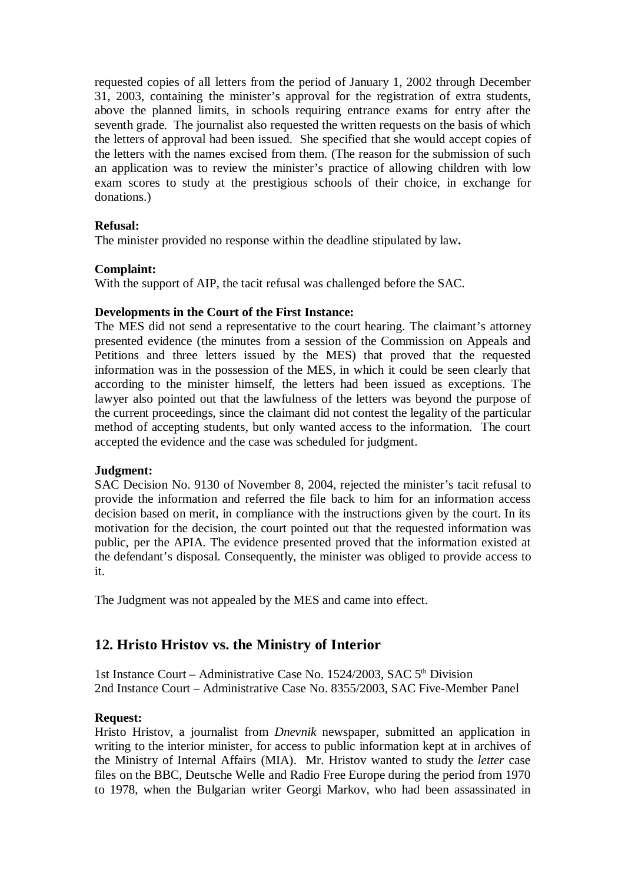requested copies of all letters from the period of January 1, 2002 through December 31, 2003, containing the minister's approval for the registration of extra students, above the planned limits, in schools requiring entrance exams for entry after the seventh grade. The journalist also requested the written requests on the basis of which the letters of approval had been issued. She specified that she would accept copies of the letters with the names excised from them. (The reason for the submission of such an application was to review the minister's practice of allowing children with low exam scores to study at the prestigious schools of their choice, in exchange for donations.)

**Refusal:**
The minister provided no response within the deadline stipulated by law**.**

**Complaint:**
With the support of AIP, the tacit refusal was challenged before the SAC.

**Developments in the Court of the First Instance:**
The MES did not send a representative to the court hearing. The claimant's attorney presented evidence (the minutes from a session of the Commission on Appeals and Petitions and three letters issued by the MES) that proved that the requested information was in the possession of the MES, in which it could be seen clearly that according to the minister himself, the letters had been issued as exceptions. The lawyer also pointed out that the lawfulness of the letters was beyond the purpose of the current proceedings, since the claimant did not contest the legality of the particular method of accepting students, but only wanted access to the information. The court accepted the evidence and the case was scheduled for judgment.

**Judgment:**
SAC Decision No. 9130 of November 8, 2004, rejected the minister's tacit refusal to provide the information and referred the file back to him for an information access decision based on merit, in compliance with the instructions given by the court. In its motivation for the decision, the court pointed out that the requested information was public, per the APIA. The evidence presented proved that the information existed at the defendant's disposal. Consequently, the minister was obliged to provide access to it.

The Judgment was not appealed by the MES and came into effect.

## 12. Hristo Hristov vs. the Ministry of Interior

1st Instance Court – Administrative Case No. 1524/2003, SAC 5th Division
2nd Instance Court – Administrative Case No. 8355/2003, SAC Five-Member Panel

**Request:**
Hristo Hristov, a journalist from *Dnevnik* newspaper, submitted an application in writing to the interior minister, for access to public information kept at in archives of the Ministry of Internal Affairs (MIA). Mr. Hristov wanted to study the *letter* case files on the BBC, Deutsche Welle and Radio Free Europe during the period from 1970 to 1978, when the Bulgarian writer Georgi Markov, who had been assassinated in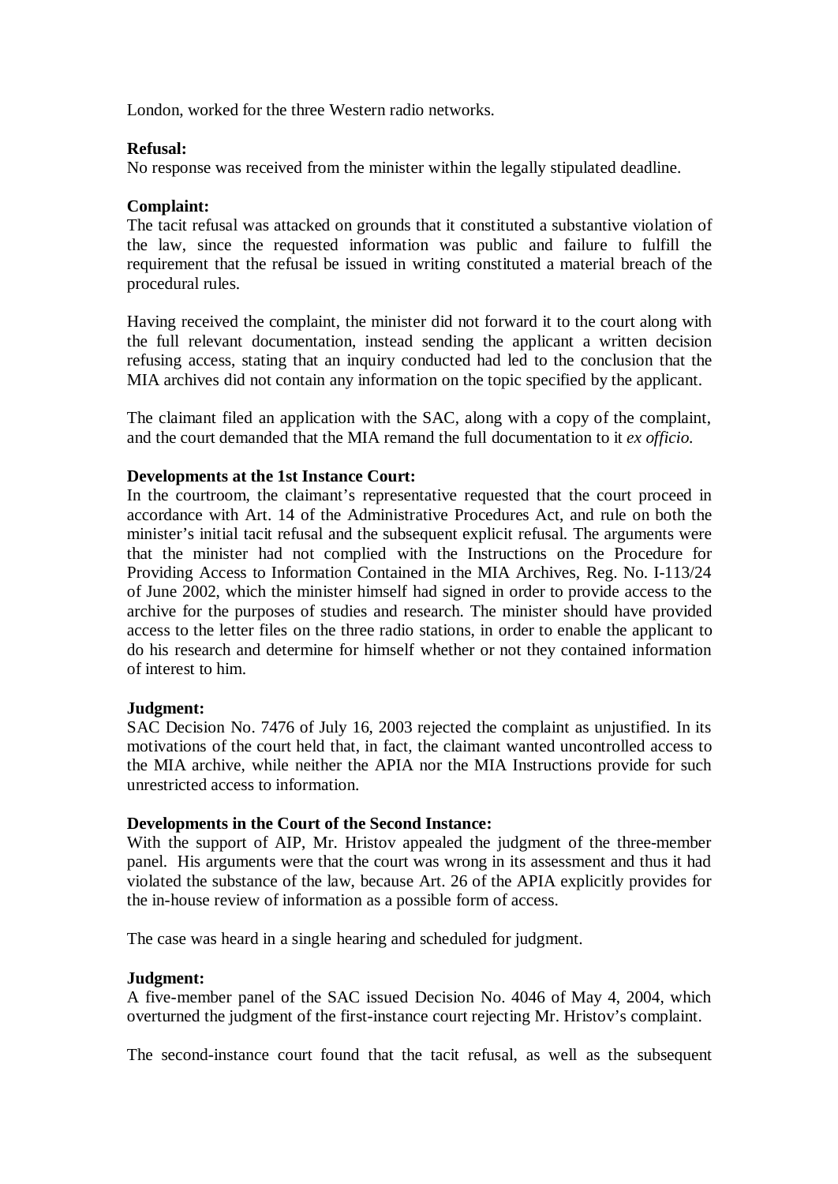London, worked for the three Western radio networks.

**Refusal:**
No response was received from the minister within the legally stipulated deadline.

**Complaint:**
The tacit refusal was attacked on grounds that it constituted a substantive violation of the law, since the requested information was public and failure to fulfill the requirement that the refusal be issued in writing constituted a material breach of the procedural rules.

Having received the complaint, the minister did not forward it to the court along with the full relevant documentation, instead sending the applicant a written decision refusing access, stating that an inquiry conducted had led to the conclusion that the MIA archives did not contain any information on the topic specified by the applicant.

The claimant filed an application with the SAC, along with a copy of the complaint, and the court demanded that the MIA remand the full documentation to it *ex officio*.

**Developments at the 1st Instance Court:**
In the courtroom, the claimant's representative requested that the court proceed in accordance with Art. 14 of the Administrative Procedures Act, and rule on both the minister's initial tacit refusal and the subsequent explicit refusal. The arguments were that the minister had not complied with the Instructions on the Procedure for Providing Access to Information Contained in the MIA Archives, Reg. No. I-113/24 of June 2002, which the minister himself had signed in order to provide access to the archive for the purposes of studies and research. The minister should have provided access to the letter files on the three radio stations, in order to enable the applicant to do his research and determine for himself whether or not they contained information of interest to him.

**Judgment:**
SAC Decision No. 7476 of July 16, 2003 rejected the complaint as unjustified. In its motivations of the court held that, in fact, the claimant wanted uncontrolled access to the MIA archive, while neither the APIA nor the MIA Instructions provide for such unrestricted access to information.

**Developments in the Court of the Second Instance:**
With the support of AIP, Mr. Hristov appealed the judgment of the three-member panel. His arguments were that the court was wrong in its assessment and thus it had violated the substance of the law, because Art. 26 of the APIA explicitly provides for the in-house review of information as a possible form of access.

The case was heard in a single hearing and scheduled for judgment.

**Judgment:**
A five-member panel of the SAC issued Decision No. 4046 of May 4, 2004, which overturned the judgment of the first-instance court rejecting Mr. Hristov's complaint.

The second-instance court found that the tacit refusal, as well as the subsequent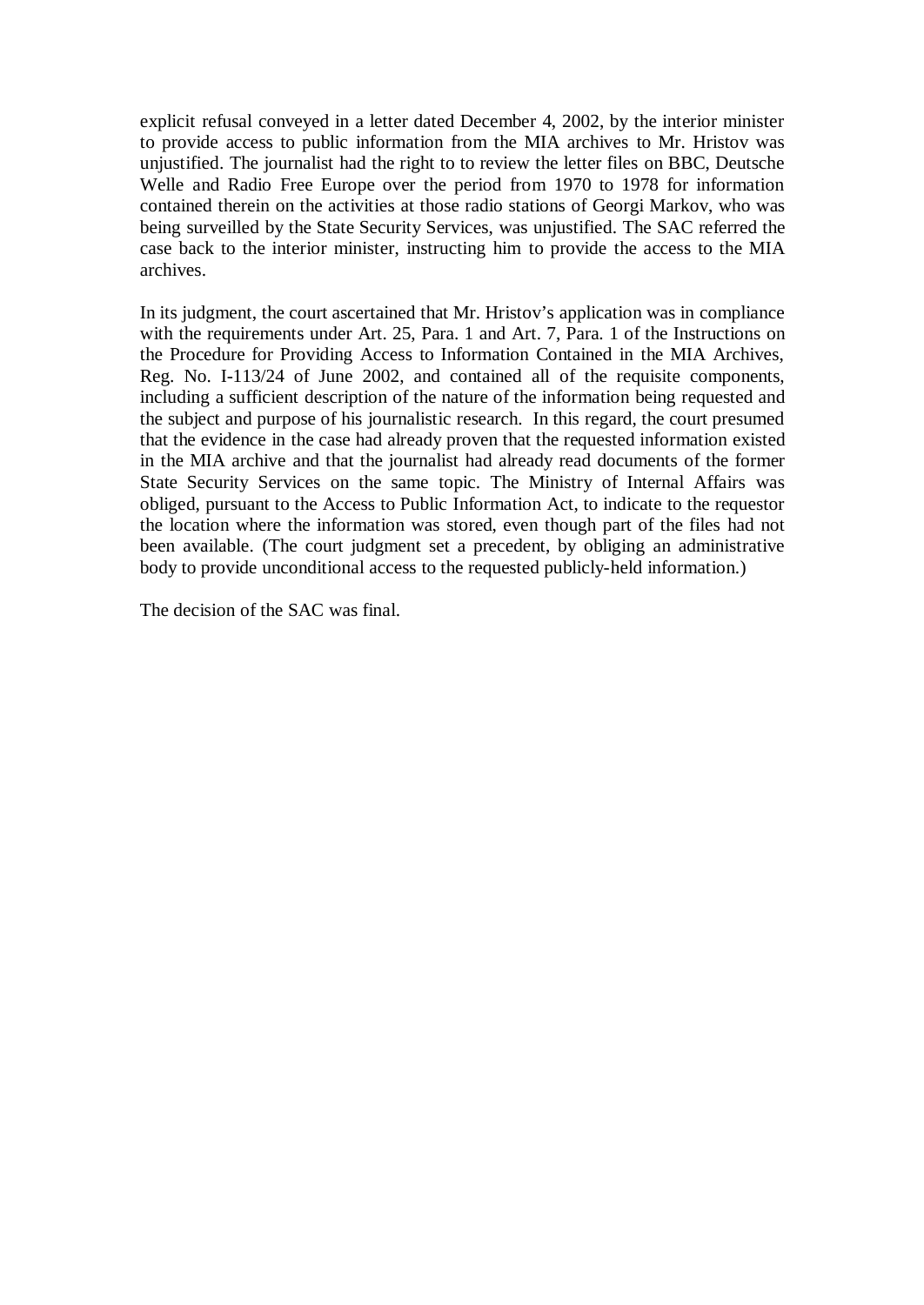explicit refusal conveyed in a letter dated December 4, 2002, by the interior minister to provide access to public information from the MIA archives to Mr. Hristov was unjustified. The journalist had the right to to review the letter files on BBC, Deutsche Welle and Radio Free Europe over the period from 1970 to 1978 for information contained therein on the activities at those radio stations of Georgi Markov, who was being surveilled by the State Security Services, was unjustified. The SAC referred the case back to the interior minister, instructing him to provide the access to the MIA archives.

In its judgment, the court ascertained that Mr. Hristov's application was in compliance with the requirements under Art. 25, Para. 1 and Art. 7, Para. 1 of the Instructions on the Procedure for Providing Access to Information Contained in the MIA Archives, Reg. No. I-113/24 of June 2002, and contained all of the requisite components, including a sufficient description of the nature of the information being requested and the subject and purpose of his journalistic research. In this regard, the court presumed that the evidence in the case had already proven that the requested information existed in the MIA archive and that the journalist had already read documents of the former State Security Services on the same topic. The Ministry of Internal Affairs was obliged, pursuant to the Access to Public Information Act, to indicate to the requestor the location where the information was stored, even though part of the files had not been available. (The court judgment set a precedent, by obliging an administrative body to provide unconditional access to the requested publicly-held information.)

The decision of the SAC was final.